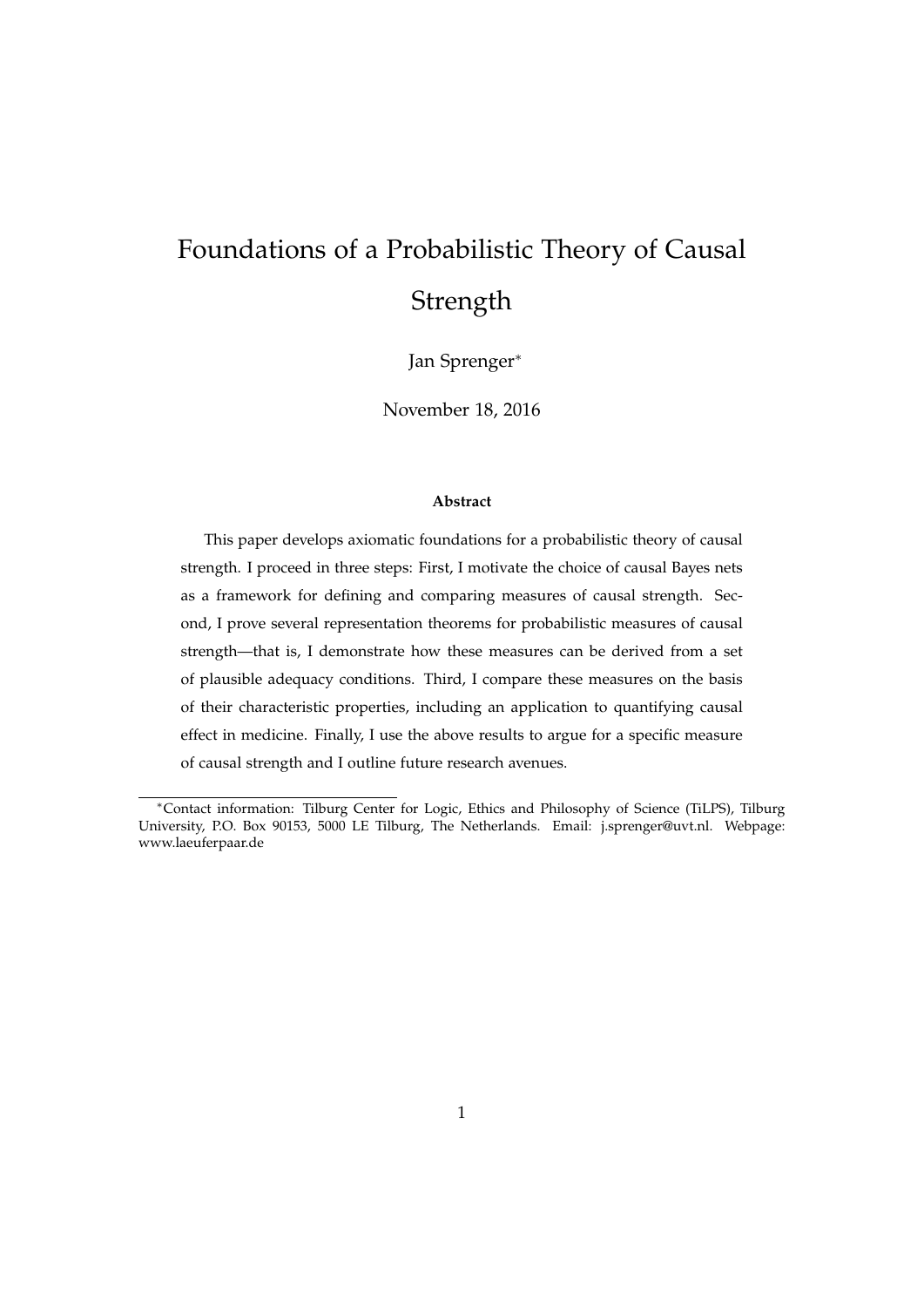# Foundations of a Probabilistic Theory of Causal Strength

Jan Sprenger[*]

November 18, 2016

#### Abstract

This paper develops axiomatic foundations for a probabilistic theory of causal strength. I proceed in three steps: First, I motivate the choice of causal Bayes nets as a framework for defining and comparing measures of causal strength. Second, I prove several representation theorems for probabilistic measures of causal strength—that is, I demonstrate how these measures can be derived from a set of plausible adequacy conditions. Third, I compare these measures on the basis of their characteristic properties, including an application to quantifying causal effect in medicine. Finally, I use the above results to argue for a specific measure of causal strength and I outline future research avenues.

[*]Contact information: Tilburg Center for Logic, Ethics and Philosophy of Science (TiLPS), Tilburg University, P.O. Box 90153, 5000 LE Tilburg, The Netherlands. Email: j.sprenger@uvt.nl. Webpage: www.laeuferpaar.de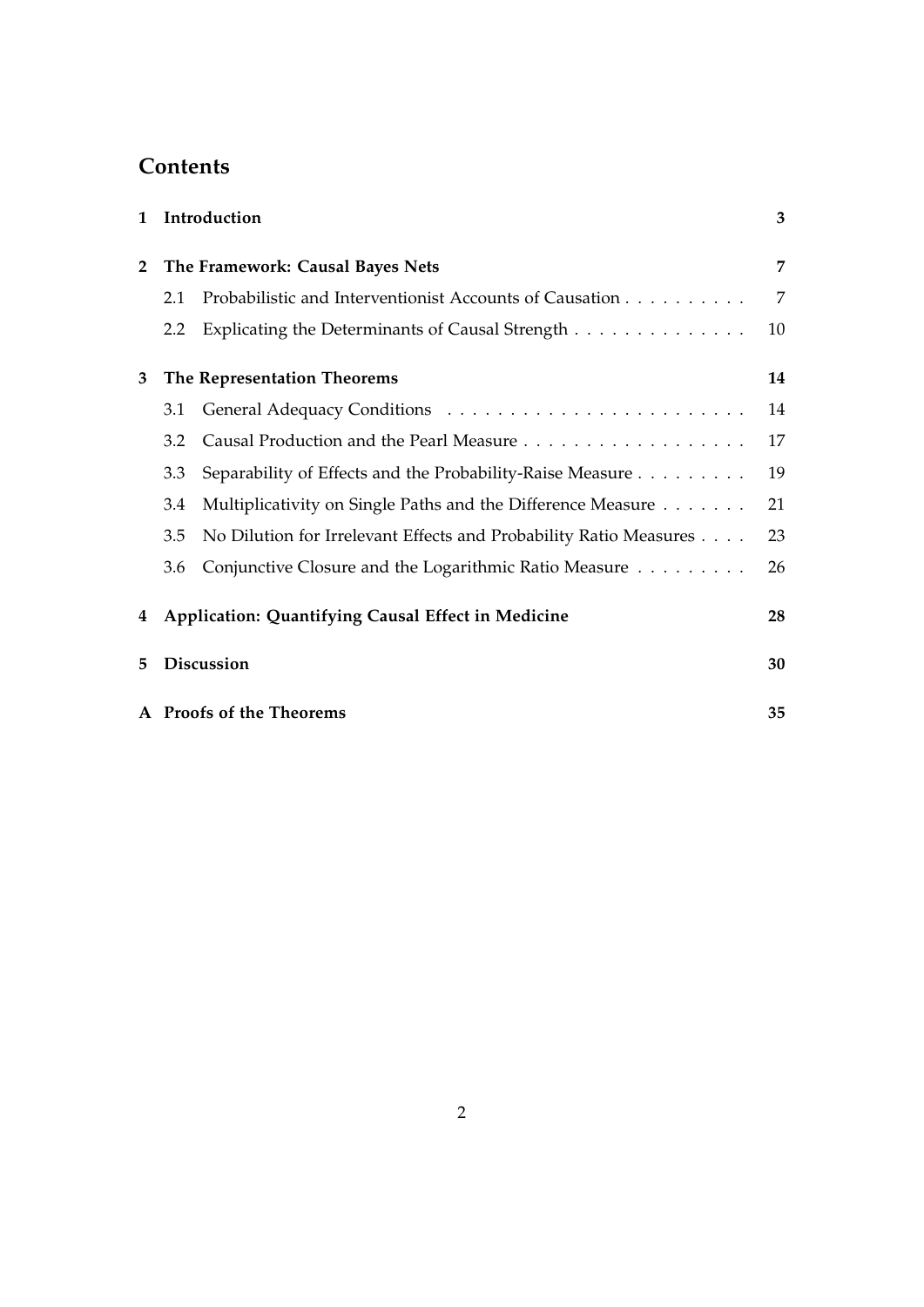# Contents

| | | |
|---|---|---|
| **1** | **Introduction** | **3** |
| **2** | **The Framework: Causal Bayes Nets** | **7** |
| | 2.1 Probabilistic and Interventionist Accounts of Causation | 7 |
| | 2.2 Explicating the Determinants of Causal Strength | 10 |
| **3** | **The Representation Theorems** | **14** |
| | 3.1 General Adequacy Conditions | 14 |
| | 3.2 Causal Production and the Pearl Measure | 17 |
| | 3.3 Separability of Effects and the Probability-Raise Measure | 19 |
| | 3.4 Multiplicativity on Single Paths and the Difference Measure | 21 |
| | 3.5 No Dilution for Irrelevant Effects and Probability Ratio Measures | 23 |
| | 3.6 Conjunctive Closure and the Logarithmic Ratio Measure | 26 |
| **4** | **Application: Quantifying Causal Effect in Medicine** | **28** |
| **5** | **Discussion** | **30** |
| **A** | **Proofs of the Theorems** | **35** |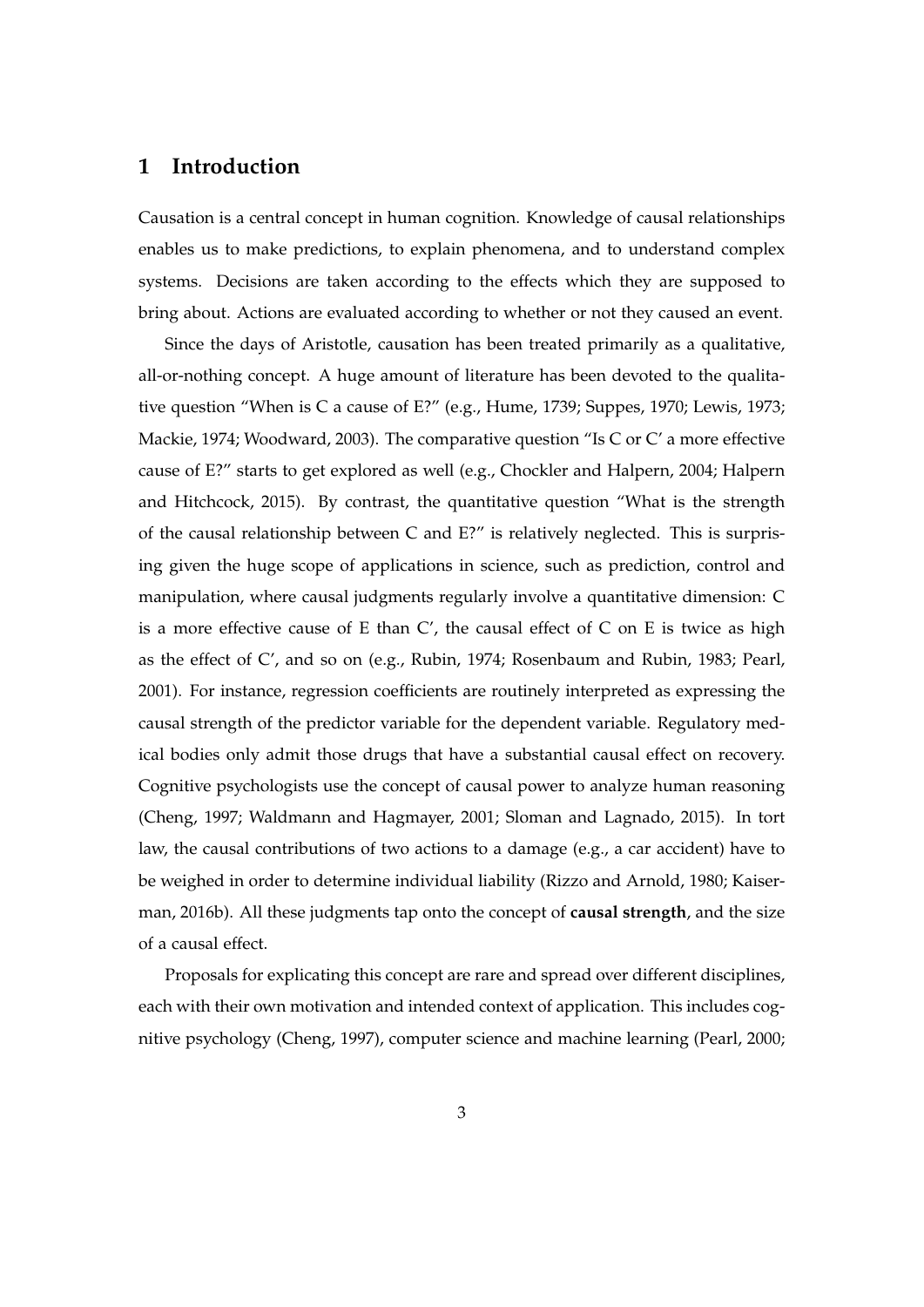# 1 Introduction

Causation is a central concept in human cognition. Knowledge of causal relationships enables us to make predictions, to explain phenomena, and to understand complex systems. Decisions are taken according to the effects which they are supposed to bring about. Actions are evaluated according to whether or not they caused an event.

Since the days of Aristotle, causation has been treated primarily as a qualitative, all-or-nothing concept. A huge amount of literature has been devoted to the qualitative question "When is C a cause of E?" (e.g., Hume, 1739; Suppes, 1970; Lewis, 1973; Mackie, 1974; Woodward, 2003). The comparative question "Is C or C′ a more effective cause of E?" starts to get explored as well (e.g., Chockler and Halpern, 2004; Halpern and Hitchcock, 2015). By contrast, the quantitative question "What is the strength of the causal relationship between C and E?" is relatively neglected. This is surprising given the huge scope of applications in science, such as prediction, control and manipulation, where causal judgments regularly involve a quantitative dimension: C is a more effective cause of E than C′, the causal effect of C on E is twice as high as the effect of C′, and so on (e.g., Rubin, 1974; Rosenbaum and Rubin, 1983; Pearl, 2001). For instance, regression coefficients are routinely interpreted as expressing the causal strength of the predictor variable for the dependent variable. Regulatory medical bodies only admit those drugs that have a substantial causal effect on recovery. Cognitive psychologists use the concept of causal power to analyze human reasoning (Cheng, 1997; Waldmann and Hagmayer, 2001; Sloman and Lagnado, 2015). In tort law, the causal contributions of two actions to a damage (e.g., a car accident) have to be weighed in order to determine individual liability (Rizzo and Arnold, 1980; Kaiserman, 2016b). All these judgments tap onto the concept of **causal strength**, and the size of a causal effect.

Proposals for explicating this concept are rare and spread over different disciplines, each with their own motivation and intended context of application. This includes cognitive psychology (Cheng, 1997), computer science and machine learning (Pearl, 2000;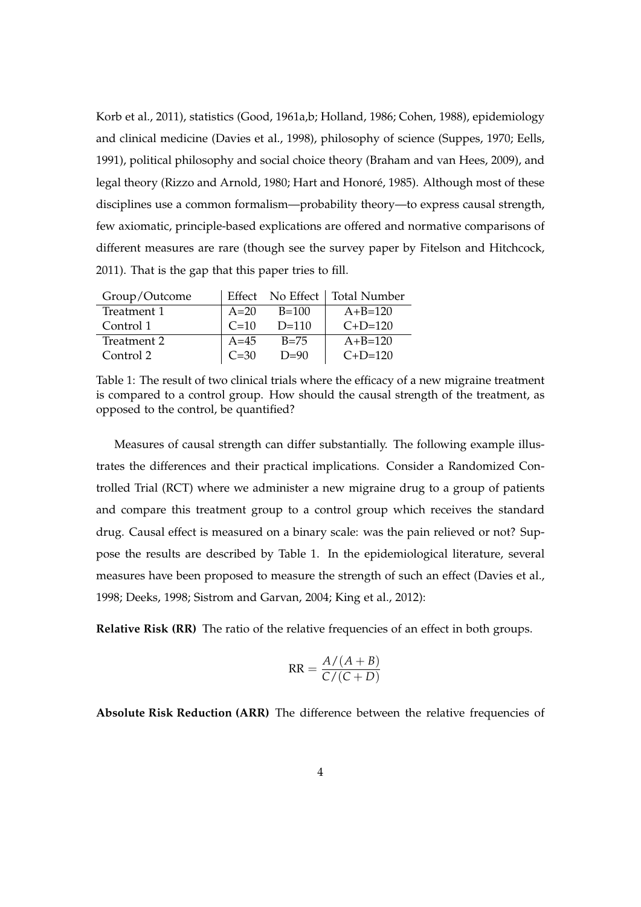Korb et al., 2011), statistics (Good, 1961a,b; Holland, 1986; Cohen, 1988), epidemiology and clinical medicine (Davies et al., 1998), philosophy of science (Suppes, 1970; Eells, 1991), political philosophy and social choice theory (Braham and van Hees, 2009), and legal theory (Rizzo and Arnold, 1980; Hart and Honoré, 1985). Although most of these disciplines use a common formalism—probability theory—to express causal strength, few axiomatic, principle-based explications are offered and normative comparisons of different measures are rare (though see the survey paper by Fitelson and Hitchcock, 2011). That is the gap that this paper tries to fill.

| Group/Outcome | Effect | No Effect | Total Number |
|---|---|---|---|
| Treatment 1 | A=20 | B=100 | A+B=120 |
| Control 1 | C=10 | D=110 | C+D=120 |
| Treatment 2 | A=45 | B=75 | A+B=120 |
| Control 2 | C=30 | D=90 | C+D=120 |

Table 1: The result of two clinical trials where the efficacy of a new migraine treatment is compared to a control group. How should the causal strength of the treatment, as opposed to the control, be quantified?

Measures of causal strength can differ substantially. The following example illustrates the differences and their practical implications. Consider a Randomized Controlled Trial (RCT) where we administer a new migraine drug to a group of patients and compare this treatment group to a control group which receives the standard drug. Causal effect is measured on a binary scale: was the pain relieved or not? Suppose the results are described by Table 1. In the epidemiological literature, several measures have been proposed to measure the strength of such an effect (Davies et al., 1998; Deeks, 1998; Sistrom and Garvan, 2004; King et al., 2012):

**Relative Risk (RR)** The ratio of the relative frequencies of an effect in both groups.

$$\mathrm{RR} = \frac{A/(A+B)}{C/(C+D)}$$

**Absolute Risk Reduction (ARR)** The difference between the relative frequencies of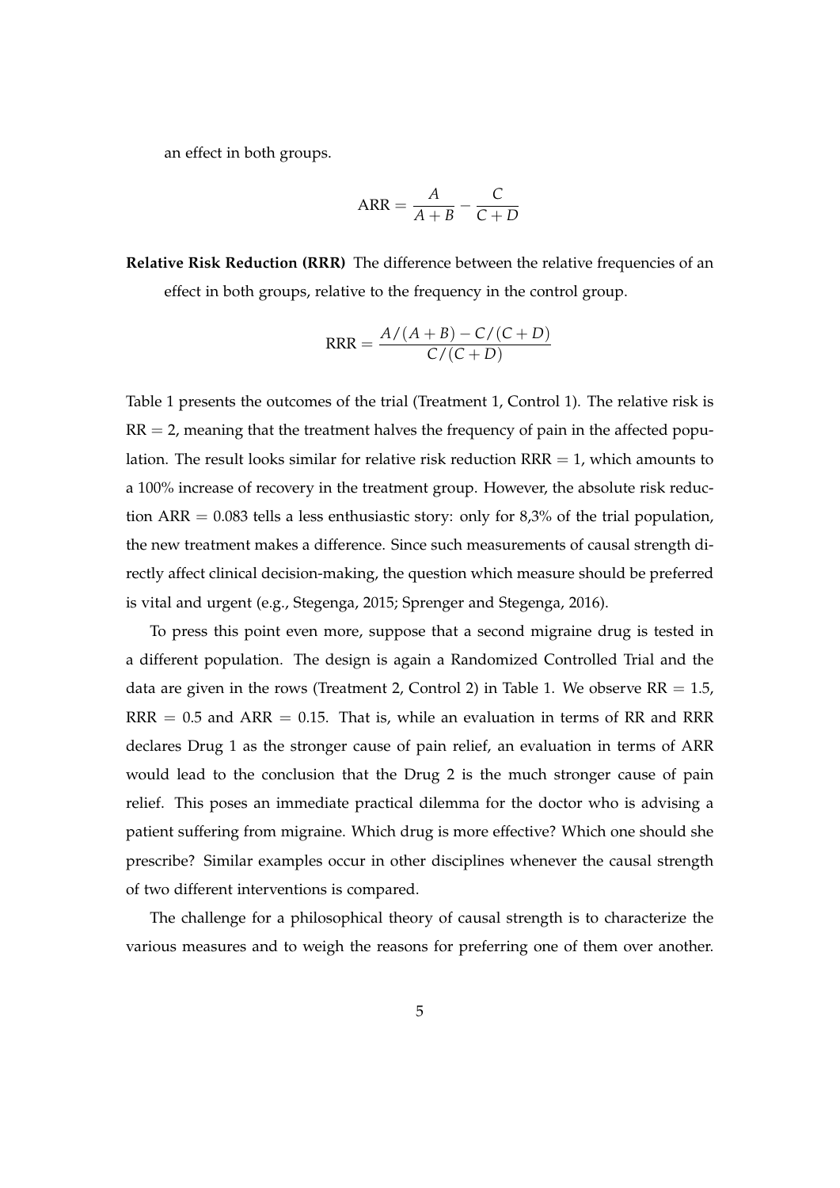an effect in both groups.

$$\text{ARR} = \frac{A}{A+B} - \frac{C}{C+D}$$

**Relative Risk Reduction (RRR)** The difference between the relative frequencies of an effect in both groups, relative to the frequency in the control group.

$$\text{RRR} = \frac{A/(A+B) - C/(C+D)}{C/(C+D)}$$

Table 1 presents the outcomes of the trial (Treatment 1, Control 1). The relative risk is $\text{RR} = 2$, meaning that the treatment halves the frequency of pain in the affected population. The result looks similar for relative risk reduction $\text{RRR} = 1$, which amounts to a 100% increase of recovery in the treatment group. However, the absolute risk reduction $\text{ARR} = 0.083$ tells a less enthusiastic story: only for 8,3% of the trial population, the new treatment makes a difference. Since such measurements of causal strength directly affect clinical decision-making, the question which measure should be preferred is vital and urgent (e.g., Stegenga, 2015; Sprenger and Stegenga, 2016).

To press this point even more, suppose that a second migraine drug is tested in a different population. The design is again a Randomized Controlled Trial and the data are given in the rows (Treatment 2, Control 2) in Table 1. We observe $\text{RR} = 1.5$, $\text{RRR} = 0.5$ and $\text{ARR} = 0.15$. That is, while an evaluation in terms of RR and RRR declares Drug 1 as the stronger cause of pain relief, an evaluation in terms of ARR would lead to the conclusion that the Drug 2 is the much stronger cause of pain relief. This poses an immediate practical dilemma for the doctor who is advising a patient suffering from migraine. Which drug is more effective? Which one should she prescribe? Similar examples occur in other disciplines whenever the causal strength of two different interventions is compared.

The challenge for a philosophical theory of causal strength is to characterize the various measures and to weigh the reasons for preferring one of them over another.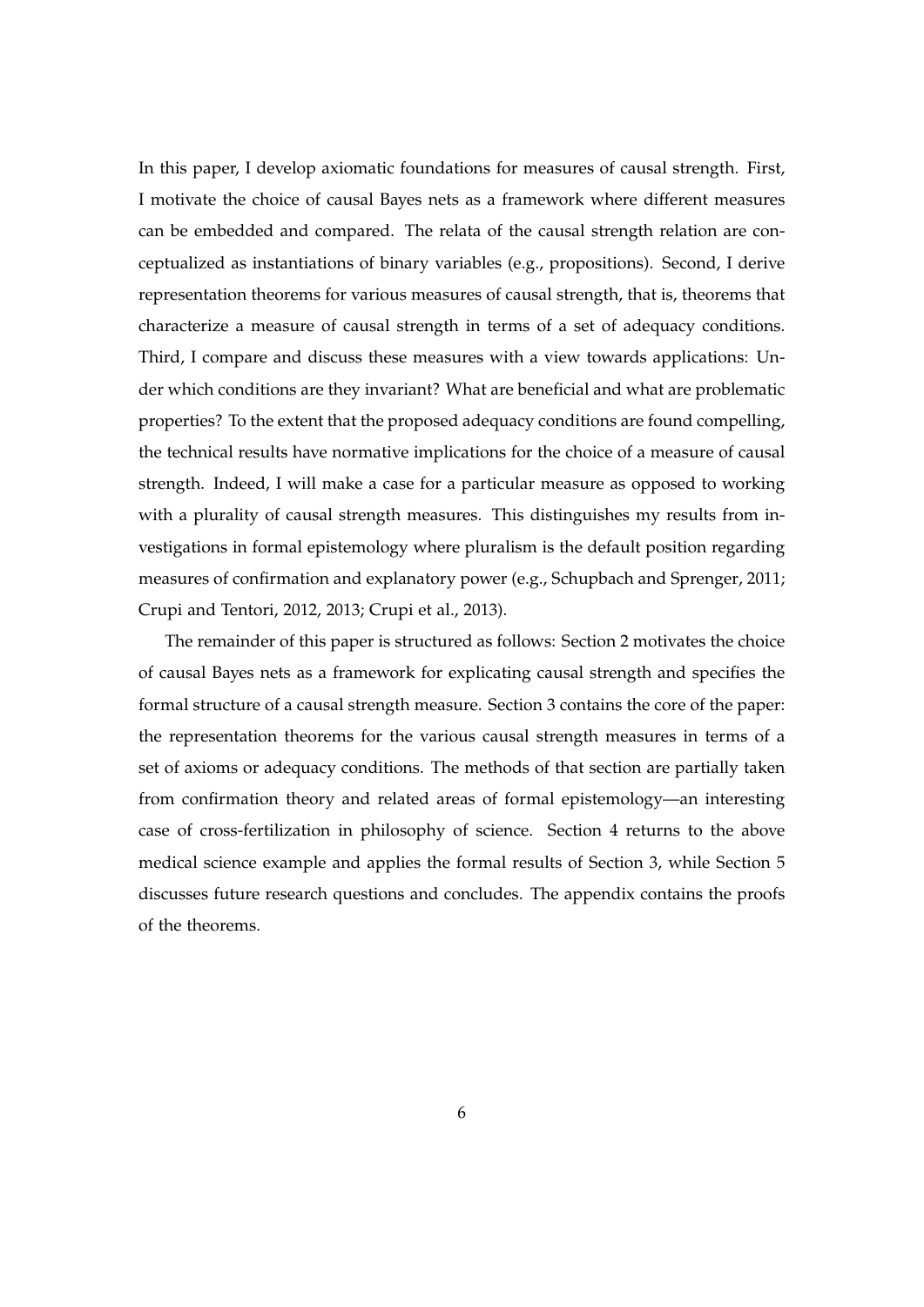In this paper, I develop axiomatic foundations for measures of causal strength. First, I motivate the choice of causal Bayes nets as a framework where different measures can be embedded and compared. The relata of the causal strength relation are conceptualized as instantiations of binary variables (e.g., propositions). Second, I derive representation theorems for various measures of causal strength, that is, theorems that characterize a measure of causal strength in terms of a set of adequacy conditions. Third, I compare and discuss these measures with a view towards applications: Under which conditions are they invariant? What are beneficial and what are problematic properties? To the extent that the proposed adequacy conditions are found compelling, the technical results have normative implications for the choice of a measure of causal strength. Indeed, I will make a case for a particular measure as opposed to working with a plurality of causal strength measures. This distinguishes my results from investigations in formal epistemology where pluralism is the default position regarding measures of confirmation and explanatory power (e.g., Schupbach and Sprenger, 2011; Crupi and Tentori, 2012, 2013; Crupi et al., 2013).

The remainder of this paper is structured as follows: Section 2 motivates the choice of causal Bayes nets as a framework for explicating causal strength and specifies the formal structure of a causal strength measure. Section 3 contains the core of the paper: the representation theorems for the various causal strength measures in terms of a set of axioms or adequacy conditions. The methods of that section are partially taken from confirmation theory and related areas of formal epistemology—an interesting case of cross-fertilization in philosophy of science. Section 4 returns to the above medical science example and applies the formal results of Section 3, while Section 5 discusses future research questions and concludes. The appendix contains the proofs of the theorems.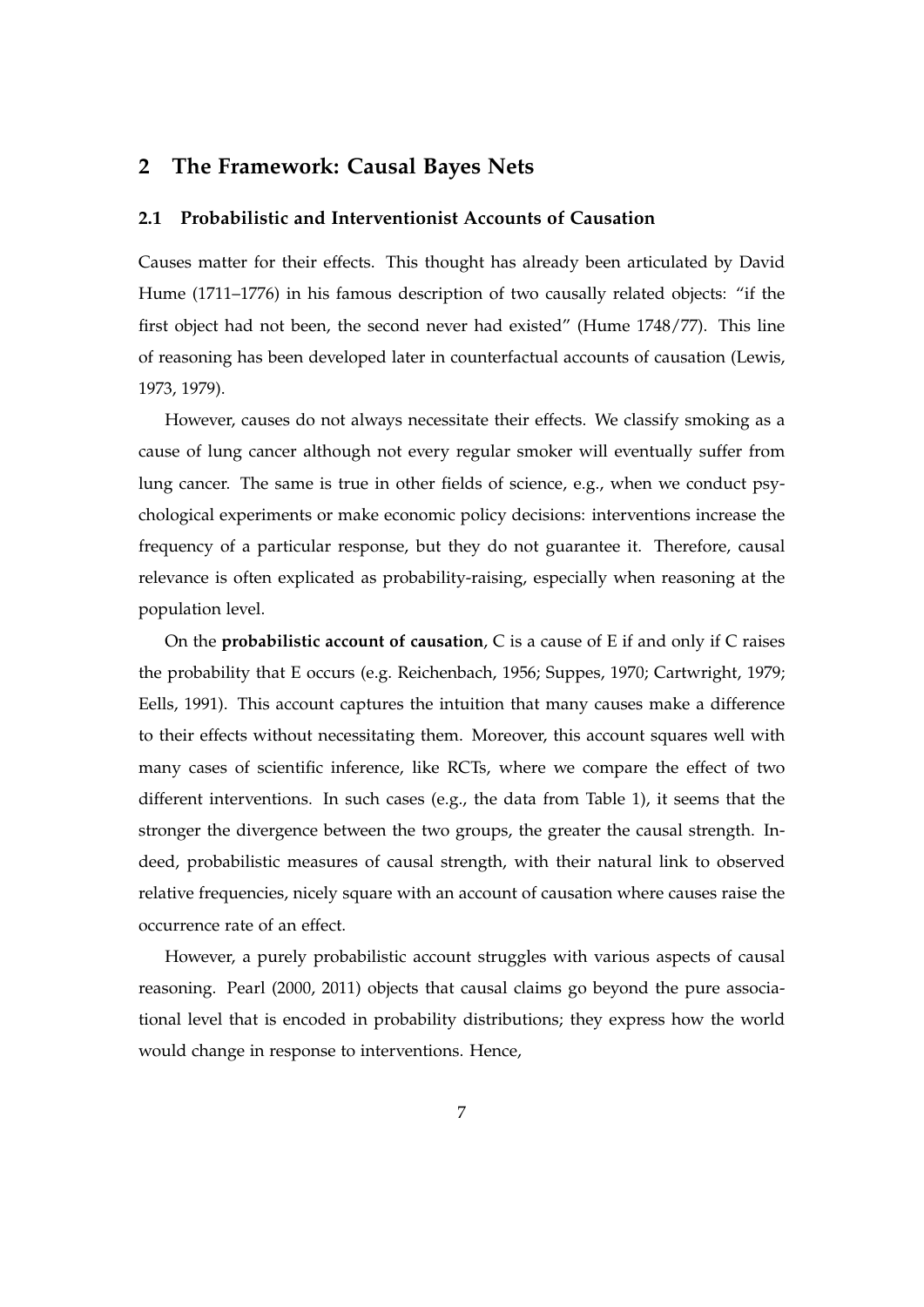## 2 The Framework: Causal Bayes Nets

### 2.1 Probabilistic and Interventionist Accounts of Causation

Causes matter for their effects. This thought has already been articulated by David Hume (1711–1776) in his famous description of two causally related objects: "if the first object had not been, the second never had existed" (Hume 1748/77). This line of reasoning has been developed later in counterfactual accounts of causation (Lewis, 1973, 1979).

However, causes do not always necessitate their effects. We classify smoking as a cause of lung cancer although not every regular smoker will eventually suffer from lung cancer. The same is true in other fields of science, e.g., when we conduct psychological experiments or make economic policy decisions: interventions increase the frequency of a particular response, but they do not guarantee it. Therefore, causal relevance is often explicated as probability-raising, especially when reasoning at the population level.

On the **probabilistic account of causation**, C is a cause of E if and only if C raises the probability that E occurs (e.g. Reichenbach, 1956; Suppes, 1970; Cartwright, 1979; Eells, 1991). This account captures the intuition that many causes make a difference to their effects without necessitating them. Moreover, this account squares well with many cases of scientific inference, like RCTs, where we compare the effect of two different interventions. In such cases (e.g., the data from Table 1), it seems that the stronger the divergence between the two groups, the greater the causal strength. Indeed, probabilistic measures of causal strength, with their natural link to observed relative frequencies, nicely square with an account of causation where causes raise the occurrence rate of an effect.

However, a purely probabilistic account struggles with various aspects of causal reasoning. Pearl (2000, 2011) objects that causal claims go beyond the pure associational level that is encoded in probability distributions; they express how the world would change in response to interventions. Hence,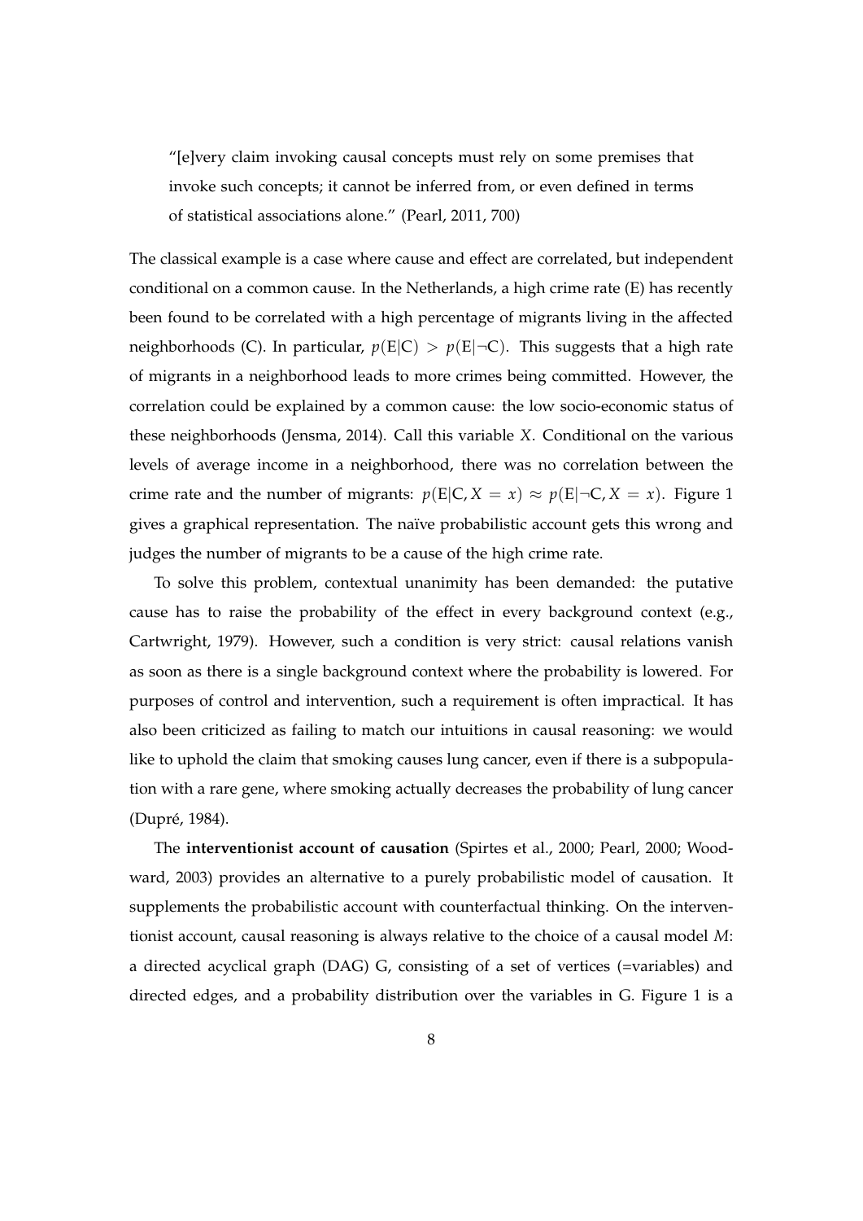> "[e]very claim invoking causal concepts must rely on some premises that invoke such concepts; it cannot be inferred from, or even defined in terms of statistical associations alone." (Pearl, 2011, 700)

The classical example is a case where cause and effect are correlated, but independent conditional on a common cause. In the Netherlands, a high crime rate (E) has recently been found to be correlated with a high percentage of migrants living in the affected neighborhoods (C). In particular, $p(\mathrm{E}|\mathrm{C}) > p(\mathrm{E}|\neg\mathrm{C})$. This suggests that a high rate of migrants in a neighborhood leads to more crimes being committed. However, the correlation could be explained by a common cause: the low socio-economic status of these neighborhoods (Jensma, 2014). Call this variable $X$. Conditional on the various levels of average income in a neighborhood, there was no correlation between the crime rate and the number of migrants: $p(\mathrm{E}|\mathrm{C}, X = x) \approx p(\mathrm{E}|\neg\mathrm{C}, X = x)$. Figure 1 gives a graphical representation. The naïve probabilistic account gets this wrong and judges the number of migrants to be a cause of the high crime rate.

To solve this problem, contextual unanimity has been demanded: the putative cause has to raise the probability of the effect in every background context (e.g., Cartwright, 1979). However, such a condition is very strict: causal relations vanish as soon as there is a single background context where the probability is lowered. For purposes of control and intervention, such a requirement is often impractical. It has also been criticized as failing to match our intuitions in causal reasoning: we would like to uphold the claim that smoking causes lung cancer, even if there is a subpopulation with a rare gene, where smoking actually decreases the probability of lung cancer (Dupré, 1984).

The **interventionist account of causation** (Spirtes et al., 2000; Pearl, 2000; Woodward, 2003) provides an alternative to a purely probabilistic model of causation. It supplements the probabilistic account with counterfactual thinking. On the interventionist account, causal reasoning is always relative to the choice of a causal model $M$: a directed acyclical graph (DAG) G, consisting of a set of vertices (=variables) and directed edges, and a probability distribution over the variables in G. Figure 1 is a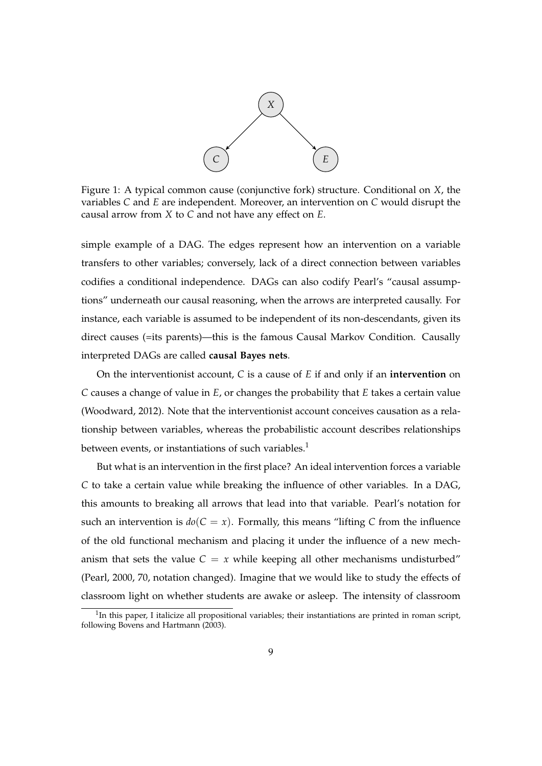Figure 1: A typical common cause (conjunctive fork) structure. Conditional on $X$, the variables $C$ and $E$ are independent. Moreover, an intervention on $C$ would disrupt the causal arrow from $X$ to $C$ and not have any effect on $E$.

simple example of a DAG. The edges represent how an intervention on a variable transfers to other variables; conversely, lack of a direct connection between variables codifies a conditional independence. DAGs can also codify Pearl's "causal assumptions" underneath our causal reasoning, when the arrows are interpreted causally. For instance, each variable is assumed to be independent of its non-descendants, given its direct causes (=its parents)—this is the famous Causal Markov Condition. Causally interpreted DAGs are called **causal Bayes nets**.

On the interventionist account, $C$ is a cause of $E$ if and only if an **intervention** on $C$ causes a change of value in $E$, or changes the probability that $E$ takes a certain value (Woodward, 2012). Note that the interventionist account conceives causation as a relationship between variables, whereas the probabilistic account describes relationships between events, or instantiations of such variables.[1]

But what is an intervention in the first place? An ideal intervention forces a variable $C$ to take a certain value while breaking the influence of other variables. In a DAG, this amounts to breaking all arrows that lead into that variable. Pearl's notation for such an intervention is $do(C = x)$. Formally, this means "lifting $C$ from the influence of the old functional mechanism and placing it under the influence of a new mechanism that sets the value $C = x$ while keeping all other mechanisms undisturbed" (Pearl, 2000, 70, notation changed). Imagine that we would like to study the effects of classroom light on whether students are awake or asleep. The intensity of classroom

[1] In this paper, I italicize all propositional variables; their instantiations are printed in roman script, following Bovens and Hartmann (2003).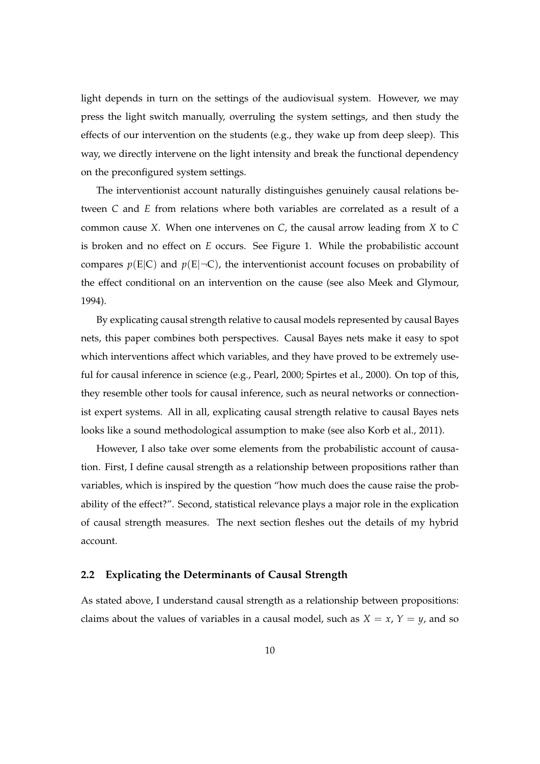light depends in turn on the settings of the audiovisual system. However, we may press the light switch manually, overruling the system settings, and then study the effects of our intervention on the students (e.g., they wake up from deep sleep). This way, we directly intervene on the light intensity and break the functional dependency on the preconfigured system settings.

The interventionist account naturally distinguishes genuinely causal relations between $C$ and $E$ from relations where both variables are correlated as a result of a common cause $X$. When one intervenes on $C$, the causal arrow leading from $X$ to $C$ is broken and no effect on $E$ occurs. See Figure 1. While the probabilistic account compares $p(\mathrm{E}|\mathrm{C})$ and $p(\mathrm{E}|\neg\mathrm{C})$, the interventionist account focuses on probability of the effect conditional on an intervention on the cause (see also Meek and Glymour, 1994).

By explicating causal strength relative to causal models represented by causal Bayes nets, this paper combines both perspectives. Causal Bayes nets make it easy to spot which interventions affect which variables, and they have proved to be extremely useful for causal inference in science (e.g., Pearl, 2000; Spirtes et al., 2000). On top of this, they resemble other tools for causal inference, such as neural networks or connectionist expert systems. All in all, explicating causal strength relative to causal Bayes nets looks like a sound methodological assumption to make (see also Korb et al., 2011).

However, I also take over some elements from the probabilistic account of causation. First, I define causal strength as a relationship between propositions rather than variables, which is inspired by the question "how much does the cause raise the probability of the effect?". Second, statistical relevance plays a major role in the explication of causal strength measures. The next section fleshes out the details of my hybrid account.

## 2.2 Explicating the Determinants of Causal Strength

As stated above, I understand causal strength as a relationship between propositions: claims about the values of variables in a causal model, such as $X = x$, $Y = y$, and so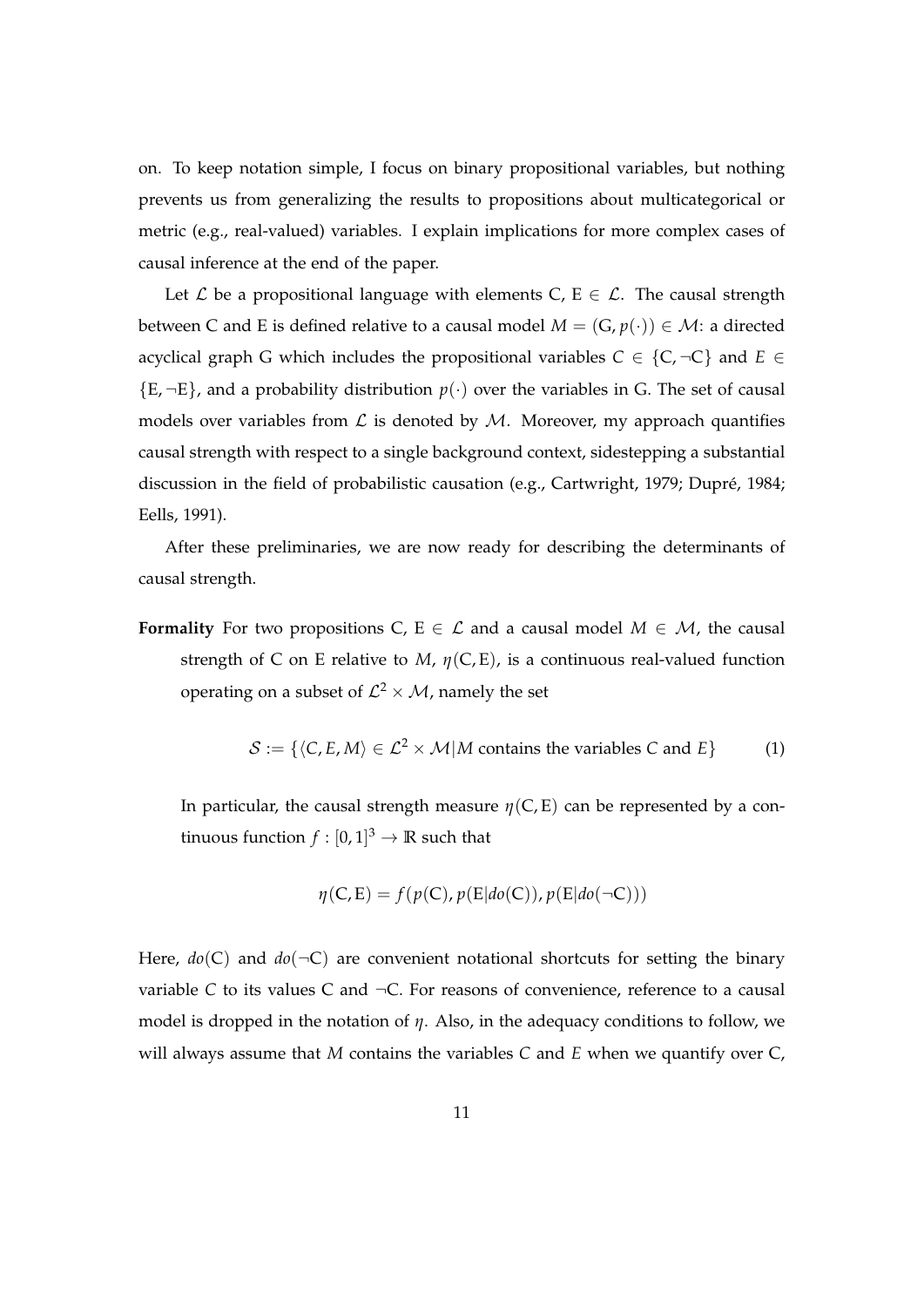on. To keep notation simple, I focus on binary propositional variables, but nothing prevents us from generalizing the results to propositions about multicategorical or metric (e.g., real-valued) variables. I explain implications for more complex cases of causal inference at the end of the paper.

Let $\mathcal{L}$ be a propositional language with elements $\mathrm{C}, \mathrm{E} \in \mathcal{L}$. The causal strength between C and E is defined relative to a causal model $M = (\mathrm{G}, p(\cdot)) \in \mathcal{M}$: a directed acyclical graph G which includes the propositional variables $C \in \{\mathrm{C}, \neg\mathrm{C}\}$ and $E \in \{\mathrm{E}, \neg\mathrm{E}\}$, and a probability distribution $p(\cdot)$ over the variables in G. The set of causal models over variables from $\mathcal{L}$ is denoted by $\mathcal{M}$. Moreover, my approach quantifies causal strength with respect to a single background context, sidestepping a substantial discussion in the field of probabilistic causation (e.g., Cartwright, 1979; Dupré, 1984; Eells, 1991).

After these preliminaries, we are now ready for describing the determinants of causal strength.

**Formality** For two propositions $\mathrm{C}, \mathrm{E} \in \mathcal{L}$ and a causal model $M \in \mathcal{M}$, the causal strength of C on E relative to $M$, $\eta(\mathrm{C}, \mathrm{E})$, is a continuous real-valued function operating on a subset of $\mathcal{L}^2 \times \mathcal{M}$, namely the set

$$\mathcal{S} := \{\langle C, E, M \rangle \in \mathcal{L}^2 \times \mathcal{M} | M \text{ contains the variables } C \text{ and } E\} \tag{1}$$

In particular, the causal strength measure $\eta(\mathrm{C}, \mathrm{E})$ can be represented by a continuous function $f : [0,1]^3 \to \mathbb{R}$ such that

$$\eta(\mathrm{C}, \mathrm{E}) = f(p(\mathrm{C}), p(\mathrm{E}|do(\mathrm{C})), p(\mathrm{E}|do(\neg\mathrm{C})))$$

Here, $do(\mathrm{C})$ and $do(\neg\mathrm{C})$ are convenient notational shortcuts for setting the binary variable $C$ to its values C and $\neg$C. For reasons of convenience, reference to a causal model is dropped in the notation of $\eta$. Also, in the adequacy conditions to follow, we will always assume that $M$ contains the variables $C$ and $E$ when we quantify over C,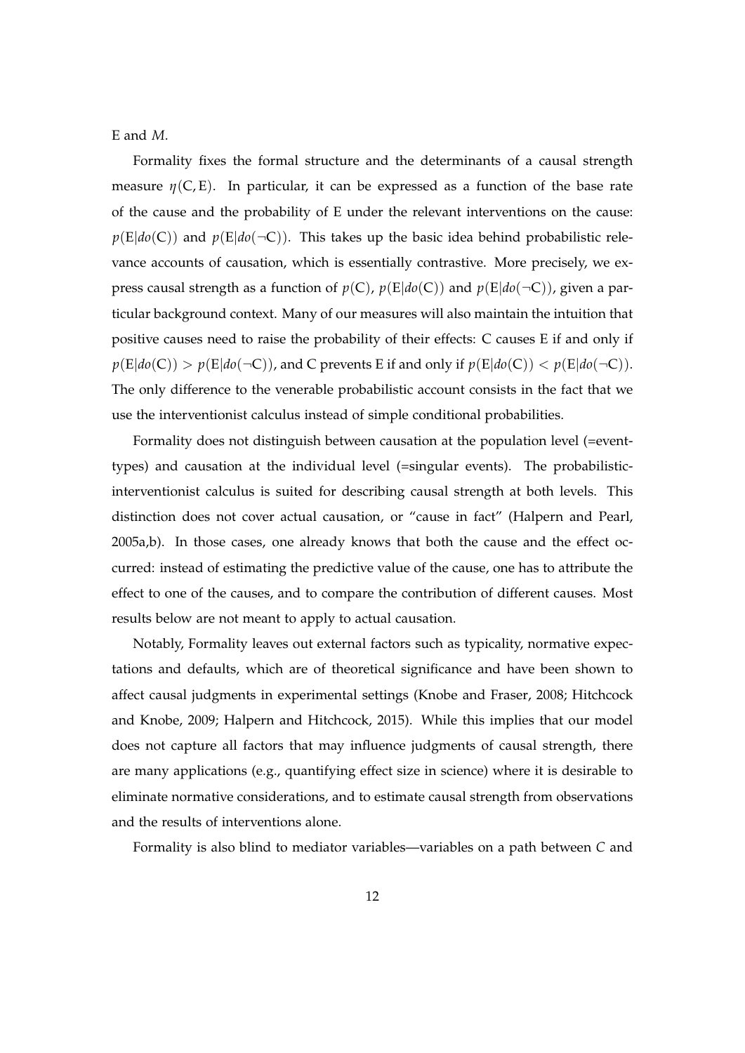E and $M$.

Formality fixes the formal structure and the determinants of a causal strength measure $\eta(\mathrm{C}, \mathrm{E})$. In particular, it can be expressed as a function of the base rate of the cause and the probability of E under the relevant interventions on the cause: $p(\mathrm{E}|do(\mathrm{C}))$ and $p(\mathrm{E}|do(\neg\mathrm{C}))$. This takes up the basic idea behind probabilistic relevance accounts of causation, which is essentially contrastive. More precisely, we express causal strength as a function of $p(\mathrm{C})$, $p(\mathrm{E}|do(\mathrm{C}))$ and $p(\mathrm{E}|do(\neg\mathrm{C}))$, given a particular background context. Many of our measures will also maintain the intuition that positive causes need to raise the probability of their effects: C causes E if and only if $p(\mathrm{E}|do(\mathrm{C})) > p(\mathrm{E}|do(\neg\mathrm{C}))$, and C prevents E if and only if $p(\mathrm{E}|do(\mathrm{C})) < p(\mathrm{E}|do(\neg\mathrm{C}))$. The only difference to the venerable probabilistic account consists in the fact that we use the interventionist calculus instead of simple conditional probabilities.

Formality does not distinguish between causation at the population level (=event-types) and causation at the individual level (=singular events). The probabilistic-interventionist calculus is suited for describing causal strength at both levels. This distinction does not cover actual causation, or "cause in fact" (Halpern and Pearl, 2005a,b). In those cases, one already knows that both the cause and the effect occurred: instead of estimating the predictive value of the cause, one has to attribute the effect to one of the causes, and to compare the contribution of different causes. Most results below are not meant to apply to actual causation.

Notably, Formality leaves out external factors such as typicality, normative expectations and defaults, which are of theoretical significance and have been shown to affect causal judgments in experimental settings (Knobe and Fraser, 2008; Hitchcock and Knobe, 2009; Halpern and Hitchcock, 2015). While this implies that our model does not capture all factors that may influence judgments of causal strength, there are many applications (e.g., quantifying effect size in science) where it is desirable to eliminate normative considerations, and to estimate causal strength from observations and the results of interventions alone.

Formality is also blind to mediator variables—variables on a path between $C$ and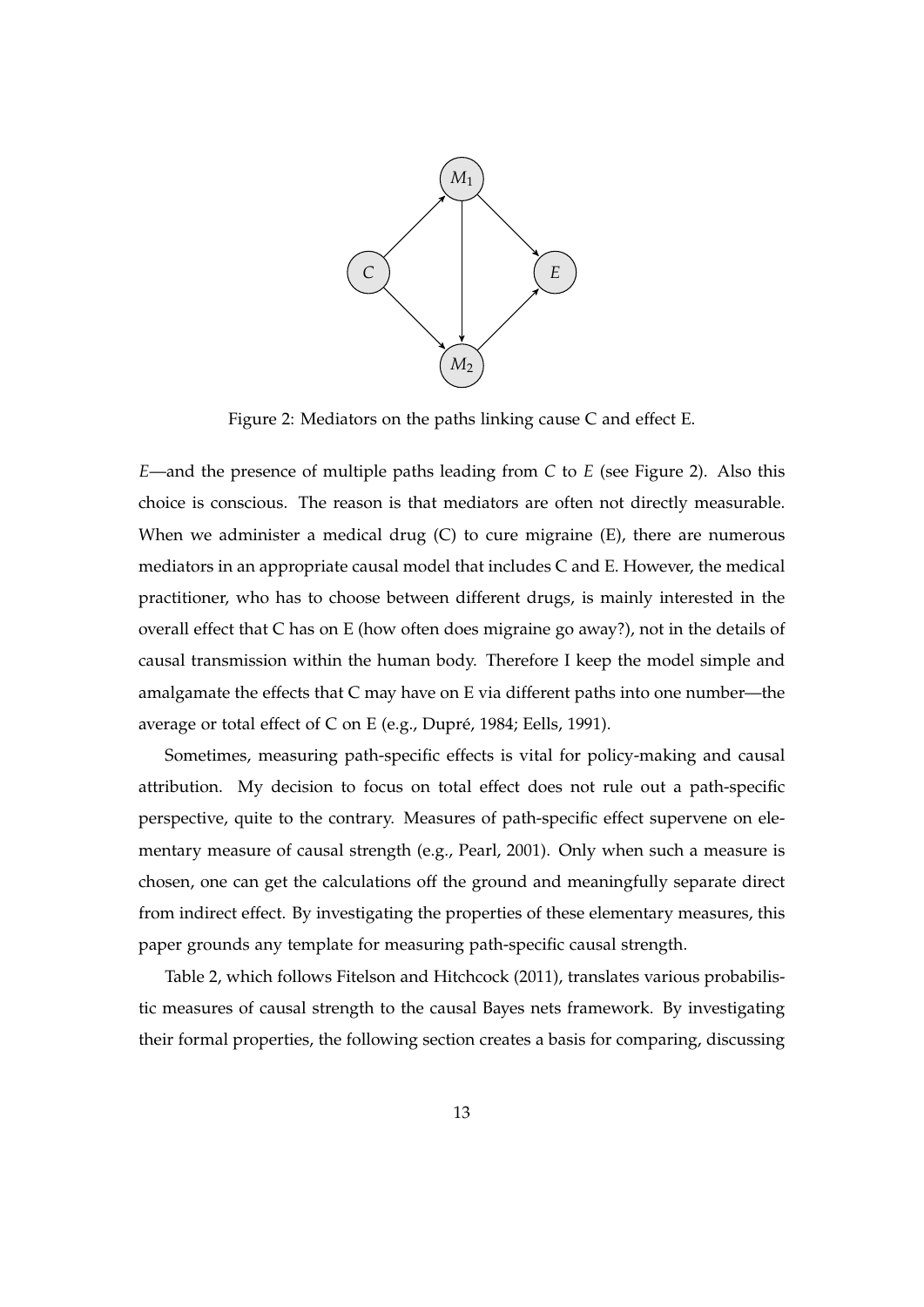Figure 2: Mediators on the paths linking cause C and effect E.

$E$—and the presence of multiple paths leading from $C$ to $E$ (see Figure 2). Also this choice is conscious. The reason is that mediators are often not directly measurable. When we administer a medical drug (C) to cure migraine (E), there are numerous mediators in an appropriate causal model that includes C and E. However, the medical practitioner, who has to choose between different drugs, is mainly interested in the overall effect that C has on E (how often does migraine go away?), not in the details of causal transmission within the human body. Therefore I keep the model simple and amalgamate the effects that C may have on E via different paths into one number—the average or total effect of C on E (e.g., Dupré, 1984; Eells, 1991).

Sometimes, measuring path-specific effects is vital for policy-making and causal attribution. My decision to focus on total effect does not rule out a path-specific perspective, quite to the contrary. Measures of path-specific effect supervene on elementary measure of causal strength (e.g., Pearl, 2001). Only when such a measure is chosen, one can get the calculations off the ground and meaningfully separate direct from indirect effect. By investigating the properties of these elementary measures, this paper grounds any template for measuring path-specific causal strength.

Table 2, which follows Fitelson and Hitchcock (2011), translates various probabilistic measures of causal strength to the causal Bayes nets framework. By investigating their formal properties, the following section creates a basis for comparing, discussing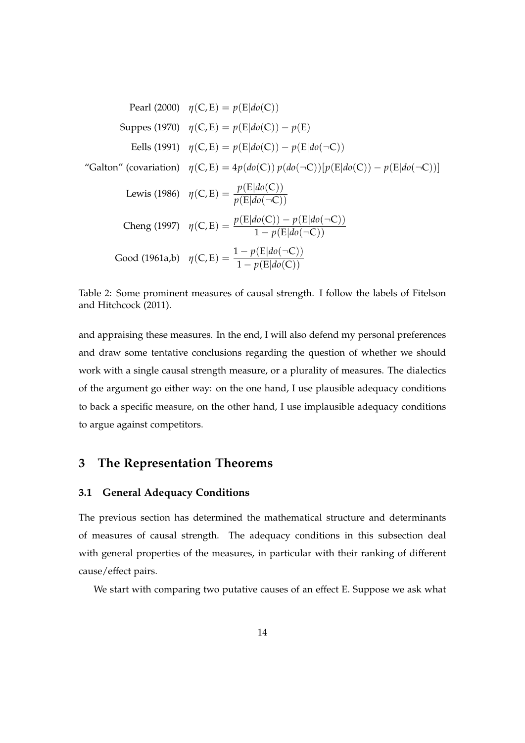| | |
|---|---|
| Pearl (2000) | $\eta(C, E) = p(E\|do(C))$ |
| Suppes (1970) | $\eta(C, E) = p(E\|do(C)) - p(E)$ |
| Eells (1991) | $\eta(C, E) = p(E\|do(C)) - p(E\|do(\neg C))$ |
| "Galton" (covariation) | $\eta(C, E) = 4p(do(C))\, p(do(\neg C))[p(E\|do(C)) - p(E\|do(\neg C))]$ |
| Lewis (1986) | $\eta(C, E) = \dfrac{p(E\|do(C))}{p(E\|do(\neg C))}$ |
| Cheng (1997) | $\eta(C, E) = \dfrac{p(E\|do(C)) - p(E\|do(\neg C))}{1 - p(E\|do(\neg C))}$ |
| Good (1961a,b) | $\eta(C, E) = \dfrac{1 - p(E\|do(\neg C))}{1 - p(E\|do(C))}$ |

Table 2: Some prominent measures of causal strength. I follow the labels of Fitelson and Hitchcock (2011).

and appraising these measures. In the end, I will also defend my personal preferences and draw some tentative conclusions regarding the question of whether we should work with a single causal strength measure, or a plurality of measures. The dialectics of the argument go either way: on the one hand, I use plausible adequacy conditions to back a specific measure, on the other hand, I use implausible adequacy conditions to argue against competitors.

## 3 The Representation Theorems

### 3.1 General Adequacy Conditions

The previous section has determined the mathematical structure and determinants of measures of causal strength. The adequacy conditions in this subsection deal with general properties of the measures, in particular with their ranking of different cause/effect pairs.

We start with comparing two putative causes of an effect E. Suppose we ask what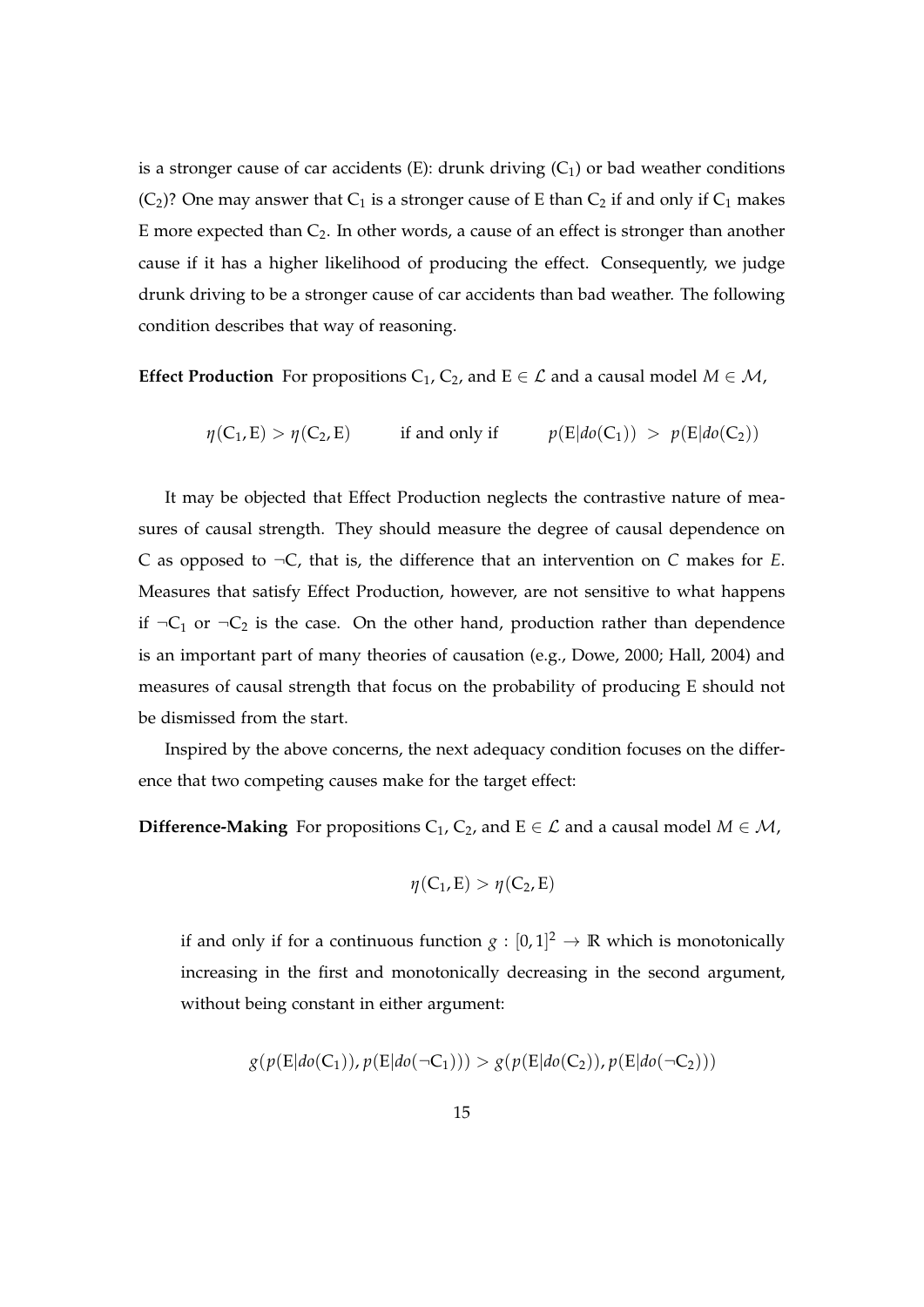is a stronger cause of car accidents (E): drunk driving ($C_1$) or bad weather conditions ($C_2$)? One may answer that $C_1$ is a stronger cause of E than $C_2$ if and only if $C_1$ makes E more expected than $C_2$. In other words, a cause of an effect is stronger than another cause if it has a higher likelihood of producing the effect. Consequently, we judge drunk driving to be a stronger cause of car accidents than bad weather. The following condition describes that way of reasoning.

**Effect Production** For propositions $C_1$, $C_2$, and $E \in \mathcal{L}$ and a causal model $M \in \mathcal{M}$,

$$\eta(C_1, E) > \eta(C_2, E) \qquad \text{if and only if} \qquad p(E|do(C_1)) \; > \; p(E|do(C_2))$$

It may be objected that Effect Production neglects the contrastive nature of measures of causal strength. They should measure the degree of causal dependence on C as opposed to $\neg$C, that is, the difference that an intervention on *C* makes for *E*. Measures that satisfy Effect Production, however, are not sensitive to what happens if $\neg C_1$ or $\neg C_2$ is the case. On the other hand, production rather than dependence is an important part of many theories of causation (e.g., Dowe, 2000; Hall, 2004) and measures of causal strength that focus on the probability of producing E should not be dismissed from the start.

Inspired by the above concerns, the next adequacy condition focuses on the difference that two competing causes make for the target effect:

**Difference-Making** For propositions $C_1$, $C_2$, and $E \in \mathcal{L}$ and a causal model $M \in \mathcal{M}$,

$$\eta(C_1, E) > \eta(C_2, E)$$

if and only if for a continuous function $g : [0,1]^2 \rightarrow \mathbb{R}$ which is monotonically increasing in the first and monotonically decreasing in the second argument, without being constant in either argument:

$$g(p(E|do(C_1)), p(E|do(\neg C_1))) > g(p(E|do(C_2)), p(E|do(\neg C_2)))$$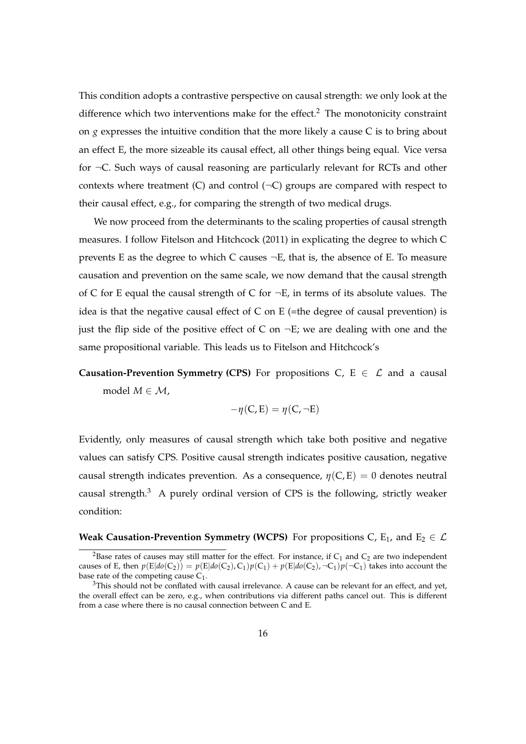This condition adopts a contrastive perspective on causal strength: we only look at the difference which two interventions make for the effect.[2] The monotonicity constraint on $g$ expresses the intuitive condition that the more likely a cause C is to bring about an effect E, the more sizeable its causal effect, all other things being equal. Vice versa for ¬C. Such ways of causal reasoning are particularly relevant for RCTs and other contexts where treatment (C) and control (¬C) groups are compared with respect to their causal effect, e.g., for comparing the strength of two medical drugs.

We now proceed from the determinants to the scaling properties of causal strength measures. I follow Fitelson and Hitchcock (2011) in explicating the degree to which C prevents E as the degree to which C causes ¬E, that is, the absence of E. To measure causation and prevention on the same scale, we now demand that the causal strength of C for E equal the causal strength of C for ¬E, in terms of its absolute values. The idea is that the negative causal effect of C on E (=the degree of causal prevention) is just the flip side of the positive effect of C on ¬E; we are dealing with one and the same propositional variable. This leads us to Fitelson and Hitchcock's

**Causation-Prevention Symmetry (CPS)** For propositions C, E $\in \mathcal{L}$ and a causal model $M \in \mathcal{M}$,

$$-\eta(\mathrm{C}, \mathrm{E}) = \eta(\mathrm{C}, \neg\mathrm{E})$$

Evidently, only measures of causal strength which take both positive and negative values can satisfy CPS. Positive causal strength indicates positive causation, negative causal strength indicates prevention. As a consequence, $\eta(\mathrm{C}, \mathrm{E}) = 0$ denotes neutral causal strength.[3] A purely ordinal version of CPS is the following, strictly weaker condition:

**Weak Causation-Prevention Symmetry (WCPS)** For propositions C, $\mathrm{E}_1$, and $\mathrm{E}_2 \in \mathcal{L}$

---

[2] Base rates of causes may still matter for the effect. For instance, if $\mathrm{C}_1$ and $\mathrm{C}_2$ are two independent causes of E, then $p(\mathrm{E}|do(\mathrm{C}_2)) = p(\mathrm{E}|do(\mathrm{C}_2), \mathrm{C}_1)p(\mathrm{C}_1) + p(\mathrm{E}|do(\mathrm{C}_2), \neg\mathrm{C}_1)p(\neg\mathrm{C}_1)$ takes into account the base rate of the competing cause $\mathrm{C}_1$.

[3] This should not be conflated with causal irrelevance. A cause can be relevant for an effect, and yet, the overall effect can be zero, e.g., when contributions via different paths cancel out. This is different from a case where there is no causal connection between C and E.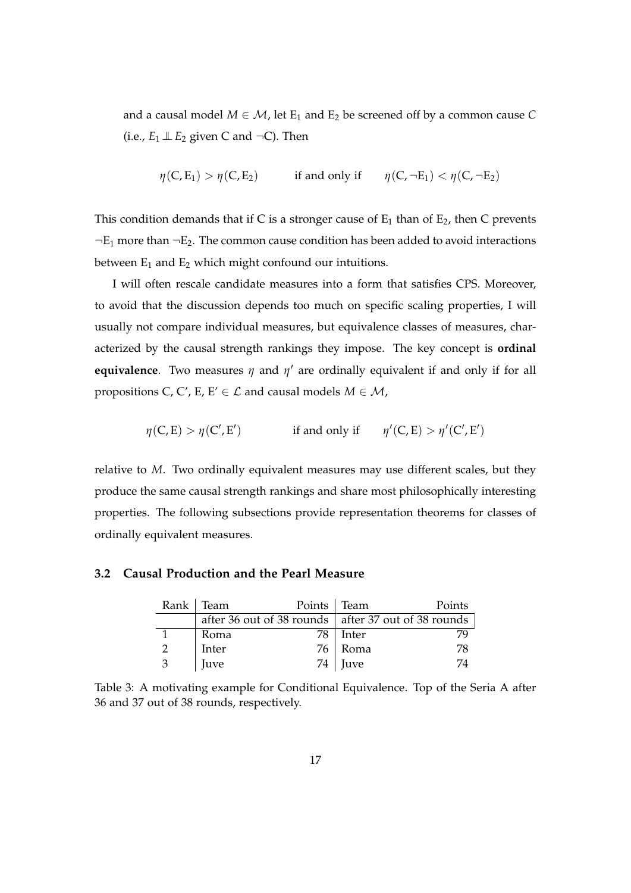and a causal model $M \in \mathcal{M}$, let $\mathrm{E}_1$ and $\mathrm{E}_2$ be screened off by a common cause $C$ (i.e., $E_1 \perp\!\!\!\perp E_2$ given C and $\neg$C). Then

$$\eta(\mathrm{C}, \mathrm{E}_1) > \eta(\mathrm{C}, \mathrm{E}_2) \qquad \text{if and only if} \qquad \eta(\mathrm{C}, \neg\mathrm{E}_1) < \eta(\mathrm{C}, \neg\mathrm{E}_2)$$

This condition demands that if C is a stronger cause of $\mathrm{E}_1$ than of $\mathrm{E}_2$, then C prevents $\neg\mathrm{E}_1$ more than $\neg\mathrm{E}_2$. The common cause condition has been added to avoid interactions between $\mathrm{E}_1$ and $\mathrm{E}_2$ which might confound our intuitions.

I will often rescale candidate measures into a form that satisfies CPS. Moreover, to avoid that the discussion depends too much on specific scaling properties, I will usually not compare individual measures, but equivalence classes of measures, characterized by the causal strength rankings they impose. The key concept is **ordinal equivalence**. Two measures $\eta$ and $\eta'$ are ordinally equivalent if and only if for all propositions C, C′, E, $\mathrm{E}' \in \mathcal{L}$ and causal models $M \in \mathcal{M}$,

$$\eta(\mathrm{C}, \mathrm{E}) > \eta(\mathrm{C}', \mathrm{E}') \qquad \text{if and only if} \qquad \eta'(\mathrm{C}, \mathrm{E}) > \eta'(\mathrm{C}', \mathrm{E}')$$

relative to $M$. Two ordinally equivalent measures may use different scales, but they produce the same causal strength rankings and share most philosophically interesting properties. The following subsections provide representation theorems for classes of ordinally equivalent measures.

### 3.2 Causal Production and the Pearl Measure

| Rank | Team | Points | Team | Points |
|---|---|---|---|---|
| | after 36 out of 38 rounds | | after 37 out of 38 rounds | |
| 1 | Roma | 78 | Inter | 79 |
| 2 | Inter | 76 | Roma | 78 |
| 3 | Juve | 74 | Juve | 74 |

Table 3: A motivating example for Conditional Equivalence. Top of the Seria A after 36 and 37 out of 38 rounds, respectively.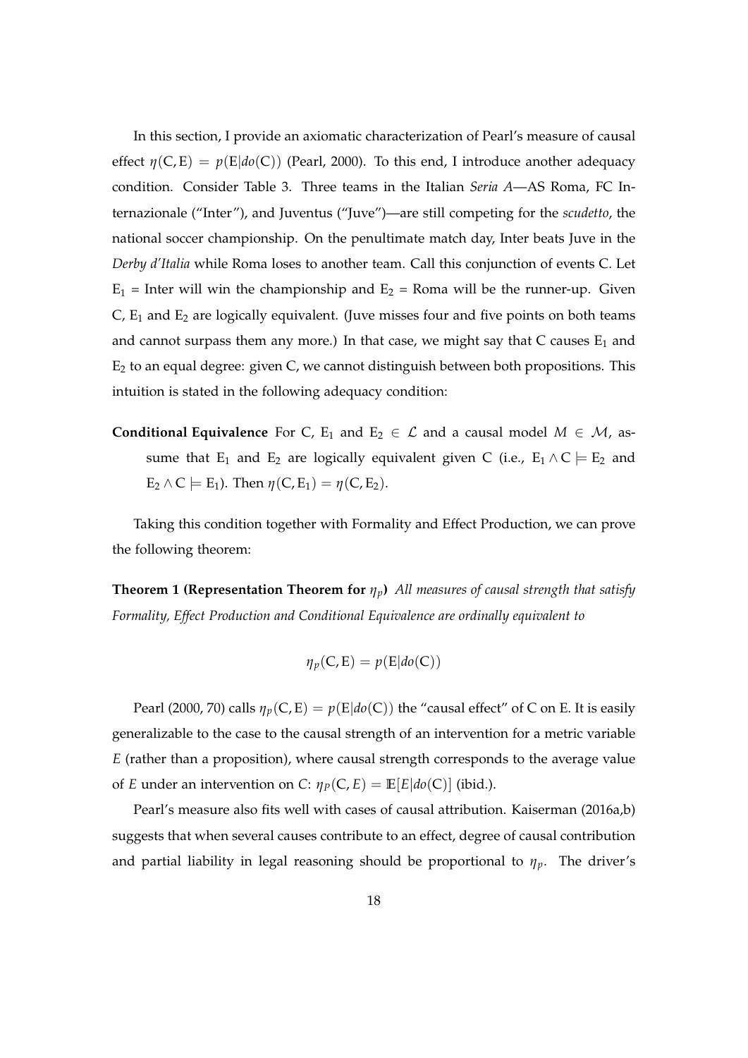In this section, I provide an axiomatic characterization of Pearl's measure of causal effect $\eta(\mathrm{C}, \mathrm{E}) = p(\mathrm{E}|do(\mathrm{C}))$ (Pearl, 2000). To this end, I introduce another adequacy condition. Consider Table 3. Three teams in the Italian *Seria A*—AS Roma, FC Internazionale ("Inter"), and Juventus ("Juve")—are still competing for the *scudetto*, the national soccer championship. On the penultimate match day, Inter beats Juve in the *Derby d'Italia* while Roma loses to another team. Call this conjunction of events C. Let $\mathrm{E}_1$ = Inter will win the championship and $\mathrm{E}_2$ = Roma will be the runner-up. Given C, $\mathrm{E}_1$ and $\mathrm{E}_2$ are logically equivalent. (Juve misses four and five points on both teams and cannot surpass them any more.) In that case, we might say that C causes $\mathrm{E}_1$ and $\mathrm{E}_2$ to an equal degree: given C, we cannot distinguish between both propositions. This intuition is stated in the following adequacy condition:

**Conditional Equivalence** For C, $\mathrm{E}_1$ and $\mathrm{E}_2 \in \mathcal{L}$ and a causal model $M \in \mathcal{M}$, assume that $\mathrm{E}_1$ and $\mathrm{E}_2$ are logically equivalent given C (i.e., $\mathrm{E}_1 \wedge \mathrm{C} \models \mathrm{E}_2$ and $\mathrm{E}_2 \wedge \mathrm{C} \models \mathrm{E}_1$). Then $\eta(\mathrm{C}, \mathrm{E}_1) = \eta(\mathrm{C}, \mathrm{E}_2)$.

Taking this condition together with Formality and Effect Production, we can prove the following theorem:

**Theorem 1 (Representation Theorem for $\eta_p$)** *All measures of causal strength that satisfy Formality, Effect Production and Conditional Equivalence are ordinally equivalent to*

$$\eta_p(\mathrm{C}, \mathrm{E}) = p(\mathrm{E}|do(\mathrm{C}))$$

Pearl (2000, 70) calls $\eta_p(\mathrm{C}, \mathrm{E}) = p(\mathrm{E}|do(\mathrm{C}))$ the "causal effect" of C on E. It is easily generalizable to the case to the causal strength of an intervention for a metric variable $E$ (rather than a proposition), where causal strength corresponds to the average value of $E$ under an intervention on $C$: $\eta_P(\mathrm{C}, E) = \mathbb{E}[E|do(\mathrm{C})]$ (ibid.).

Pearl's measure also fits well with cases of causal attribution. Kaiserman (2016a,b) suggests that when several causes contribute to an effect, degree of causal contribution and partial liability in legal reasoning should be proportional to $\eta_p$. The driver's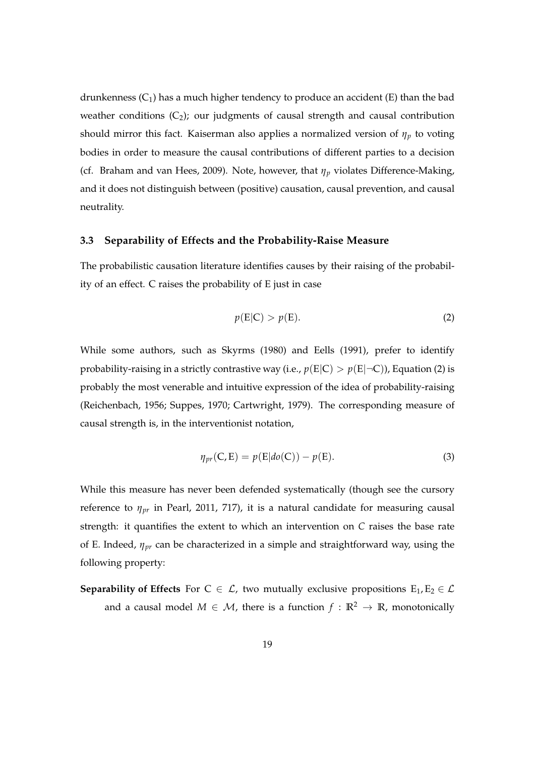drunkenness ($C_1$) has a much higher tendency to produce an accident (E) than the bad weather conditions ($C_2$); our judgments of causal strength and causal contribution should mirror this fact. Kaiserman also applies a normalized version of $\eta_p$ to voting bodies in order to measure the causal contributions of different parties to a decision (cf. Braham and van Hees, 2009). Note, however, that $\eta_p$ violates Difference-Making, and it does not distinguish between (positive) causation, causal prevention, and causal neutrality.

### 3.3 Separability of Effects and the Probability-Raise Measure

The probabilistic causation literature identifies causes by their raising of the probability of an effect. C raises the probability of E just in case

$$p(\mathrm{E}|\mathrm{C}) > p(\mathrm{E}). \tag{2}$$

While some authors, such as Skyrms (1980) and Eells (1991), prefer to identify probability-raising in a strictly contrastive way (i.e., $p(\mathrm{E}|\mathrm{C}) > p(\mathrm{E}|\neg\mathrm{C})$), Equation (2) is probably the most venerable and intuitive expression of the idea of probability-raising (Reichenbach, 1956; Suppes, 1970; Cartwright, 1979). The corresponding measure of causal strength is, in the interventionist notation,

$$\eta_{pr}(\mathrm{C},\mathrm{E}) = p(\mathrm{E}|do(\mathrm{C})) - p(\mathrm{E}). \tag{3}$$

While this measure has never been defended systematically (though see the cursory reference to $\eta_{pr}$ in Pearl, 2011, 717), it is a natural candidate for measuring causal strength: it quantifies the extent to which an intervention on $C$ raises the base rate of E. Indeed, $\eta_{pr}$ can be characterized in a simple and straightforward way, using the following property:

**Separability of Effects** For $\mathrm{C} \in \mathcal{L}$, two mutually exclusive propositions $\mathrm{E}_1, \mathrm{E}_2 \in \mathcal{L}$ and a causal model $M \in \mathcal{M}$, there is a function $f : \mathbb{R}^2 \to \mathbb{R}$, monotonically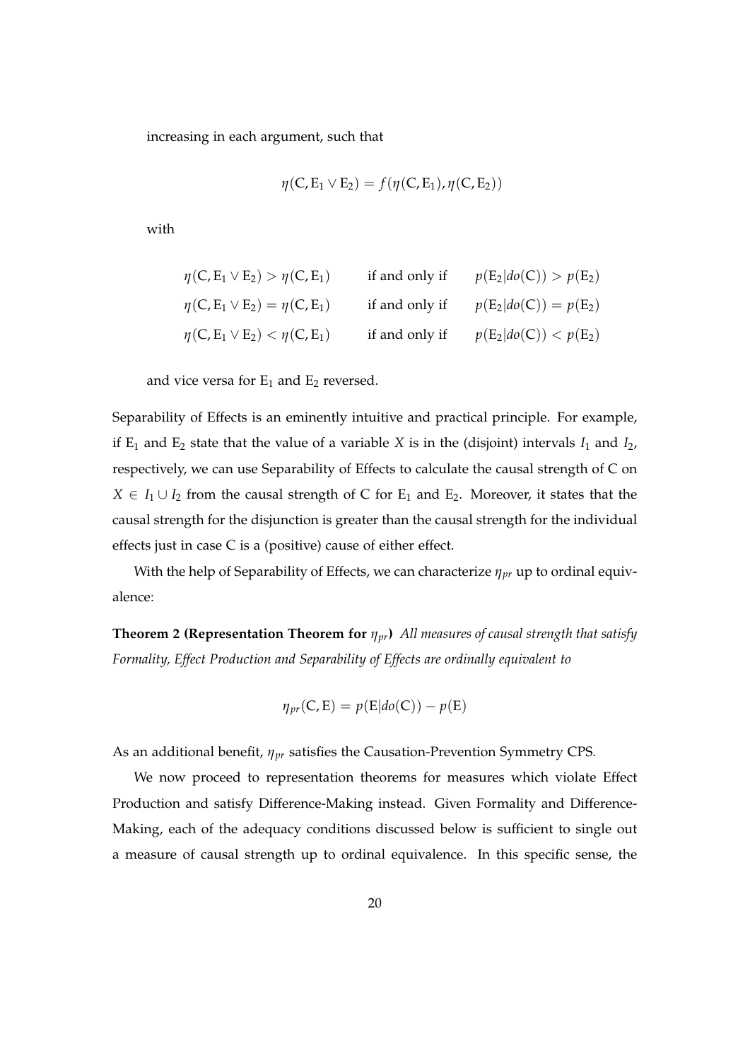increasing in each argument, such that

$$\eta(\mathrm{C}, \mathrm{E}_1 \vee \mathrm{E}_2) = f(\eta(\mathrm{C}, \mathrm{E}_1), \eta(\mathrm{C}, \mathrm{E}_2))$$

with

$$\begin{aligned}
\eta(\mathrm{C}, \mathrm{E}_1 \vee \mathrm{E}_2) &> \eta(\mathrm{C}, \mathrm{E}_1) \qquad \text{if and only if} \qquad p(\mathrm{E}_2|do(\mathrm{C})) > p(\mathrm{E}_2) \\
\eta(\mathrm{C}, \mathrm{E}_1 \vee \mathrm{E}_2) &= \eta(\mathrm{C}, \mathrm{E}_1) \qquad \text{if and only if} \qquad p(\mathrm{E}_2|do(\mathrm{C})) = p(\mathrm{E}_2) \\
\eta(\mathrm{C}, \mathrm{E}_1 \vee \mathrm{E}_2) &< \eta(\mathrm{C}, \mathrm{E}_1) \qquad \text{if and only if} \qquad p(\mathrm{E}_2|do(\mathrm{C})) < p(\mathrm{E}_2)
\end{aligned}$$

and vice versa for $\mathrm{E}_1$ and $\mathrm{E}_2$ reversed.

Separability of Effects is an eminently intuitive and practical principle. For example, if $\mathrm{E}_1$ and $\mathrm{E}_2$ state that the value of a variable $X$ is in the (disjoint) intervals $I_1$ and $I_2$, respectively, we can use Separability of Effects to calculate the causal strength of C on $X \in I_1 \cup I_2$ from the causal strength of C for $\mathrm{E}_1$ and $\mathrm{E}_2$. Moreover, it states that the causal strength for the disjunction is greater than the causal strength for the individual effects just in case C is a (positive) cause of either effect.

With the help of Separability of Effects, we can characterize $\eta_{pr}$ up to ordinal equivalence:

**Theorem 2 (Representation Theorem for $\eta_{pr}$)** *All measures of causal strength that satisfy Formality, Effect Production and Separability of Effects are ordinally equivalent to*

$$\eta_{pr}(\mathrm{C}, \mathrm{E}) = p(\mathrm{E}|do(\mathrm{C})) - p(\mathrm{E})$$

As an additional benefit, $\eta_{pr}$ satisfies the Causation-Prevention Symmetry CPS.

We now proceed to representation theorems for measures which violate Effect Production and satisfy Difference-Making instead. Given Formality and Difference-Making, each of the adequacy conditions discussed below is sufficient to single out a measure of causal strength up to ordinal equivalence. In this specific sense, the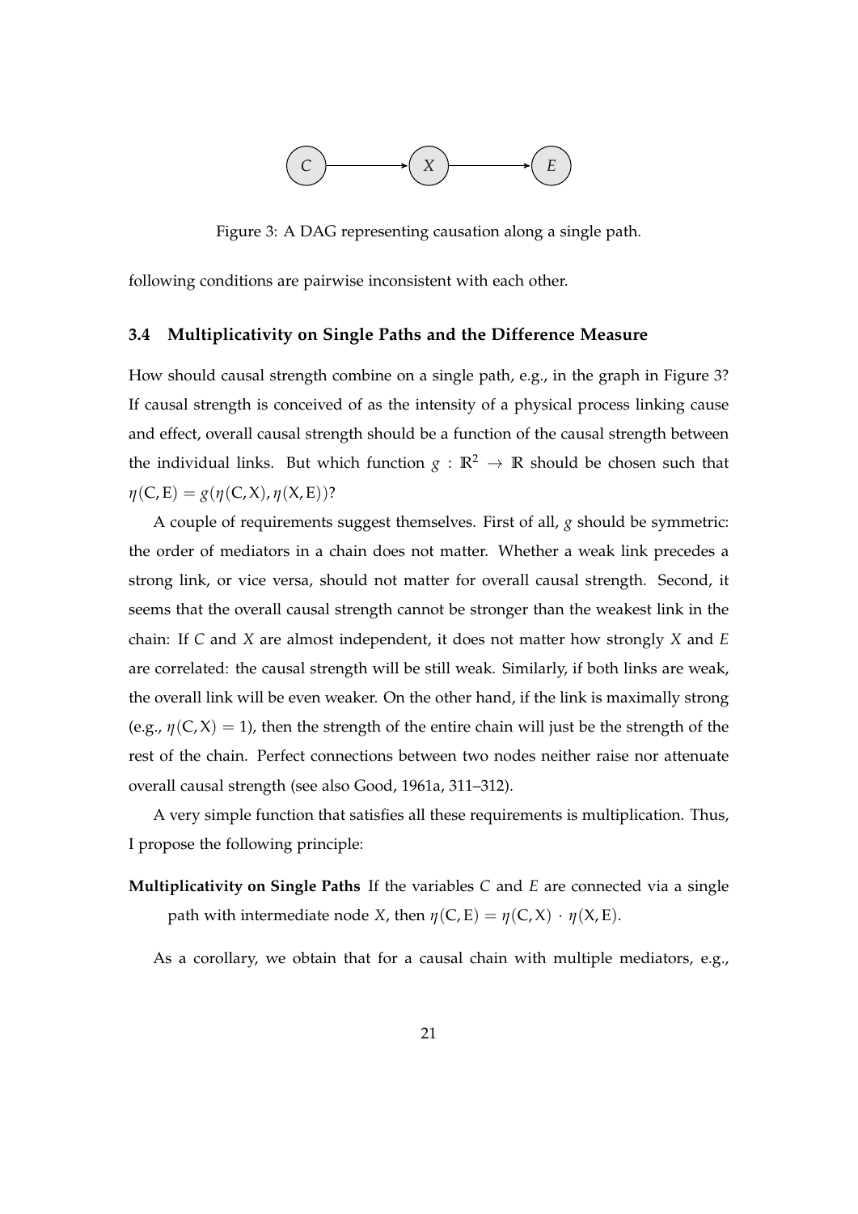Figure 3: A DAG representing causation along a single path.

following conditions are pairwise inconsistent with each other.

### 3.4 Multiplicativity on Single Paths and the Difference Measure

How should causal strength combine on a single path, e.g., in the graph in Figure 3? If causal strength is conceived of as the intensity of a physical process linking cause and effect, overall causal strength should be a function of the causal strength between the individual links. But which function $g : \mathbb{R}^2 \rightarrow \mathbb{R}$ should be chosen such that $\eta(C, E) = g(\eta(C, X), \eta(X, E))$?

A couple of requirements suggest themselves. First of all, $g$ should be symmetric: the order of mediators in a chain does not matter. Whether a weak link precedes a strong link, or vice versa, should not matter for overall causal strength. Second, it seems that the overall causal strength cannot be stronger than the weakest link in the chain: If $C$ and $X$ are almost independent, it does not matter how strongly $X$ and $E$ are correlated: the causal strength will be still weak. Similarly, if both links are weak, the overall link will be even weaker. On the other hand, if the link is maximally strong (e.g., $\eta(C, X) = 1$), then the strength of the entire chain will just be the strength of the rest of the chain. Perfect connections between two nodes neither raise nor attenuate overall causal strength (see also Good, 1961a, 311–312).

A very simple function that satisfies all these requirements is multiplication. Thus, I propose the following principle:

**Multiplicativity on Single Paths** If the variables $C$ and $E$ are connected via a single path with intermediate node $X$, then $\eta(C, E) = \eta(C, X) \cdot \eta(X, E)$.

As a corollary, we obtain that for a causal chain with multiple mediators, e.g.,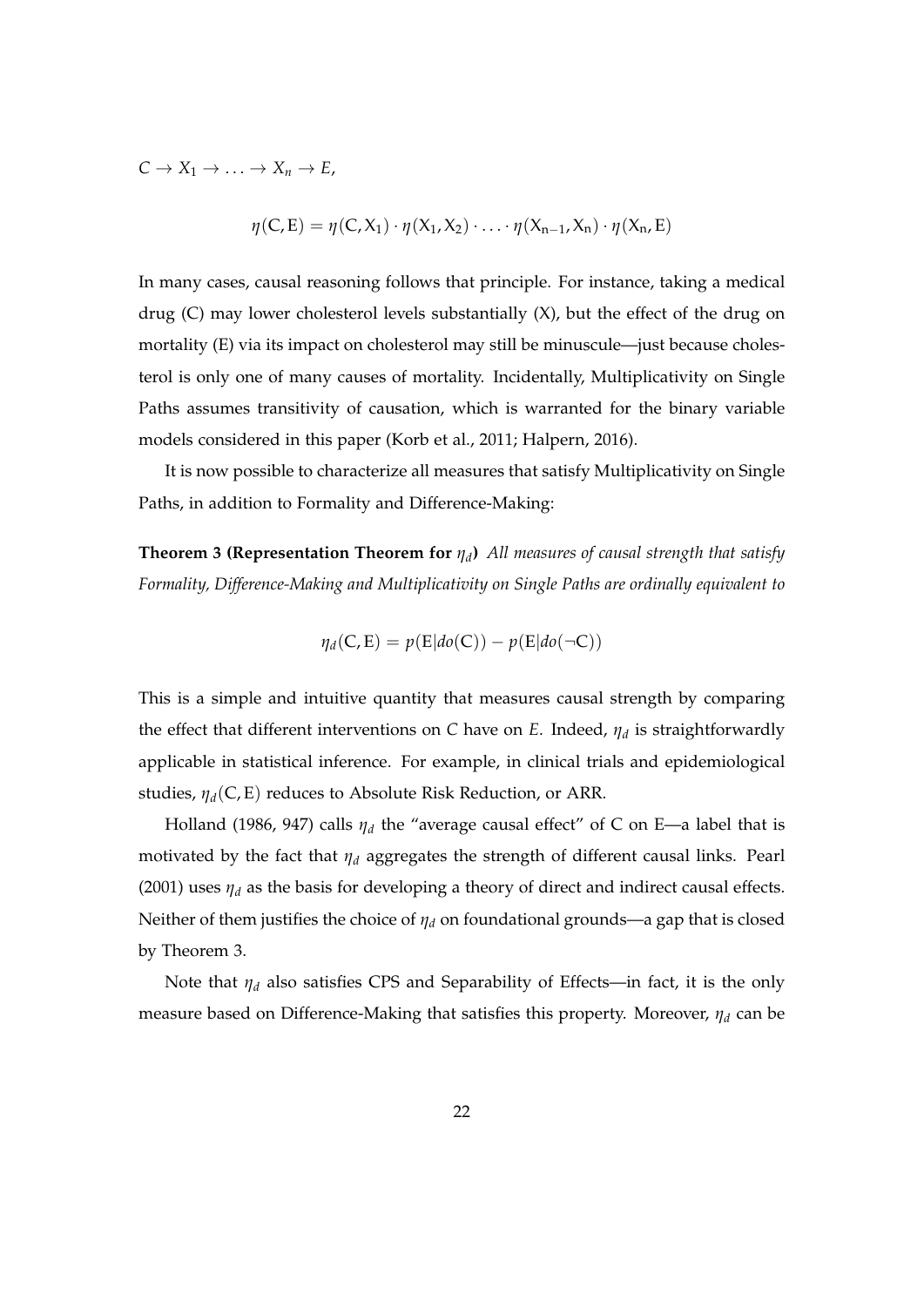$C \rightarrow X_1 \rightarrow \ldots \rightarrow X_n \rightarrow E$,

$$\eta(\mathrm{C}, \mathrm{E}) = \eta(\mathrm{C}, \mathrm{X_1}) \cdot \eta(\mathrm{X_1}, \mathrm{X_2}) \cdot \ldots \cdot \eta(\mathrm{X_{n-1}}, \mathrm{X_n}) \cdot \eta(\mathrm{X_n}, \mathrm{E})$$

In many cases, causal reasoning follows that principle. For instance, taking a medical drug (C) may lower cholesterol levels substantially (X), but the effect of the drug on mortality (E) via its impact on cholesterol may still be minuscule—just because cholesterol is only one of many causes of mortality. Incidentally, Multiplicativity on Single Paths assumes transitivity of causation, which is warranted for the binary variable models considered in this paper (Korb et al., 2011; Halpern, 2016).

It is now possible to characterize all measures that satisfy Multiplicativity on Single Paths, in addition to Formality and Difference-Making:

**Theorem 3 (Representation Theorem for $\eta_d$)** *All measures of causal strength that satisfy Formality, Difference-Making and Multiplicativity on Single Paths are ordinally equivalent to*

$$\eta_d(\mathrm{C}, \mathrm{E}) = p(\mathrm{E}|do(\mathrm{C})) - p(\mathrm{E}|do(\neg\mathrm{C}))$$

This is a simple and intuitive quantity that measures causal strength by comparing the effect that different interventions on $C$ have on $E$. Indeed, $\eta_d$ is straightforwardly applicable in statistical inference. For example, in clinical trials and epidemiological studies, $\eta_d(\mathrm{C}, \mathrm{E})$ reduces to Absolute Risk Reduction, or ARR.

Holland (1986, 947) calls $\eta_d$ the "average causal effect" of C on E—a label that is motivated by the fact that $\eta_d$ aggregates the strength of different causal links. Pearl (2001) uses $\eta_d$ as the basis for developing a theory of direct and indirect causal effects. Neither of them justifies the choice of $\eta_d$ on foundational grounds—a gap that is closed by Theorem 3.

Note that $\eta_d$ also satisfies CPS and Separability of Effects—in fact, it is the only measure based on Difference-Making that satisfies this property. Moreover, $\eta_d$ can be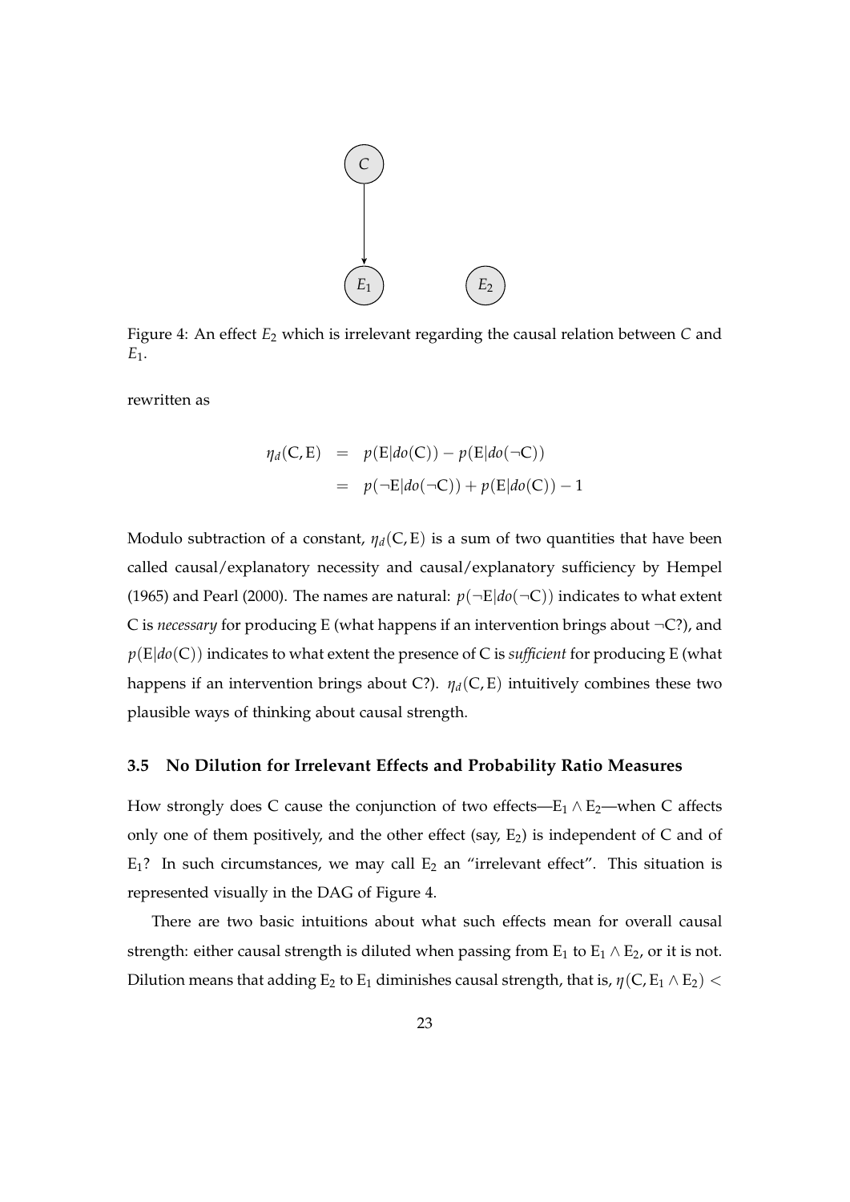Figure 4: An effect $E_2$ which is irrelevant regarding the causal relation between $C$ and $E_1$.

rewritten as

$$
\begin{aligned}
\eta_d(\mathrm{C}, \mathrm{E}) &= p(\mathrm{E}|do(\mathrm{C})) - p(\mathrm{E}|do(\neg\mathrm{C})) \\
&= p(\neg\mathrm{E}|do(\neg\mathrm{C})) + p(\mathrm{E}|do(\mathrm{C})) - 1
\end{aligned}
$$

Modulo subtraction of a constant, $\eta_d(\mathrm{C}, \mathrm{E})$ is a sum of two quantities that have been called causal/explanatory necessity and causal/explanatory sufficiency by Hempel (1965) and Pearl (2000). The names are natural: $p(\neg\mathrm{E}|do(\neg\mathrm{C}))$ indicates to what extent C is *necessary* for producing E (what happens if an intervention brings about $\neg$C?), and $p(\mathrm{E}|do(\mathrm{C}))$ indicates to what extent the presence of C is *sufficient* for producing E (what happens if an intervention brings about C?). $\eta_d(\mathrm{C}, \mathrm{E})$ intuitively combines these two plausible ways of thinking about causal strength.

### 3.5 No Dilution for Irrelevant Effects and Probability Ratio Measures

How strongly does C cause the conjunction of two effects—$\mathrm{E}_1 \wedge \mathrm{E}_2$—when C affects only one of them positively, and the other effect (say, $\mathrm{E}_2$) is independent of C and of $\mathrm{E}_1$? In such circumstances, we may call $\mathrm{E}_2$ an "irrelevant effect". This situation is represented visually in the DAG of Figure 4.

There are two basic intuitions about what such effects mean for overall causal strength: either causal strength is diluted when passing from $\mathrm{E}_1$ to $\mathrm{E}_1 \wedge \mathrm{E}_2$, or it is not. Dilution means that adding $\mathrm{E}_2$ to $\mathrm{E}_1$ diminishes causal strength, that is, $\eta(\mathrm{C}, \mathrm{E}_1 \wedge \mathrm{E}_2) <$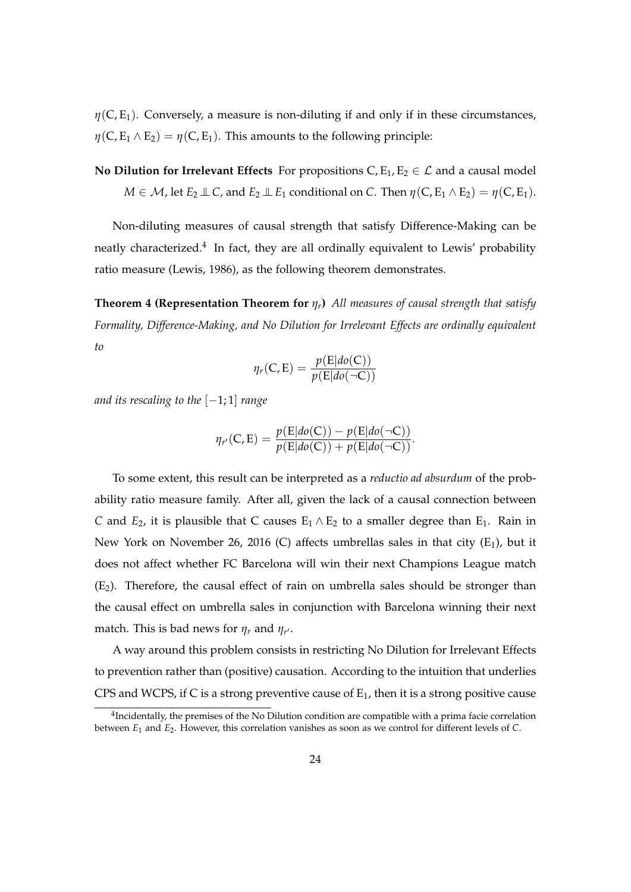$\eta(C, E_1)$. Conversely, a measure is non-diluting if and only if in these circumstances, $\eta(C, E_1 \wedge E_2) = \eta(C, E_1)$. This amounts to the following principle:

**No Dilution for Irrelevant Effects** For propositions $C, E_1, E_2 \in \mathcal{L}$ and a causal model $M \in \mathcal{M}$, let $E_2 \perp\!\!\!\perp C$, and $E_2 \perp\!\!\!\perp E_1$ conditional on $C$. Then $\eta(C, E_1 \wedge E_2) = \eta(C, E_1)$.

Non-diluting measures of causal strength that satisfy Difference-Making can be neatly characterized.[4] In fact, they are all ordinally equivalent to Lewis' probability ratio measure (Lewis, 1986), as the following theorem demonstrates.

**Theorem 4 (Representation Theorem for $\eta_r$)** *All measures of causal strength that satisfy Formality, Difference-Making, and No Dilution for Irrelevant Effects are ordinally equivalent to*

$$\eta_r(C, E) = \frac{p(E|do(C))}{p(E|do(\neg C))}$$

*and its rescaling to the $[-1; 1]$ range*

$$\eta_{r'}(C, E) = \frac{p(E|do(C)) - p(E|do(\neg C))}{p(E|do(C)) + p(E|do(\neg C))}.$$

To some extent, this result can be interpreted as a *reductio ad absurdum* of the probability ratio measure family. After all, given the lack of a causal connection between $C$ and $E_2$, it is plausible that C causes $E_1 \wedge E_2$ to a smaller degree than $E_1$. Rain in New York on November 26, 2016 (C) affects umbrellas sales in that city ($E_1$), but it does not affect whether FC Barcelona will win their next Champions League match ($E_2$). Therefore, the causal effect of rain on umbrella sales should be stronger than the causal effect on umbrella sales in conjunction with Barcelona winning their next match. This is bad news for $\eta_r$ and $\eta_{r'}$.

A way around this problem consists in restricting No Dilution for Irrelevant Effects to prevention rather than (positive) causation. According to the intuition that underlies CPS and WCPS, if C is a strong preventive cause of $E_1$, then it is a strong positive cause

[4] Incidentally, the premises of the No Dilution condition are compatible with a prima facie correlation between $E_1$ and $E_2$. However, this correlation vanishes as soon as we control for different levels of $C$.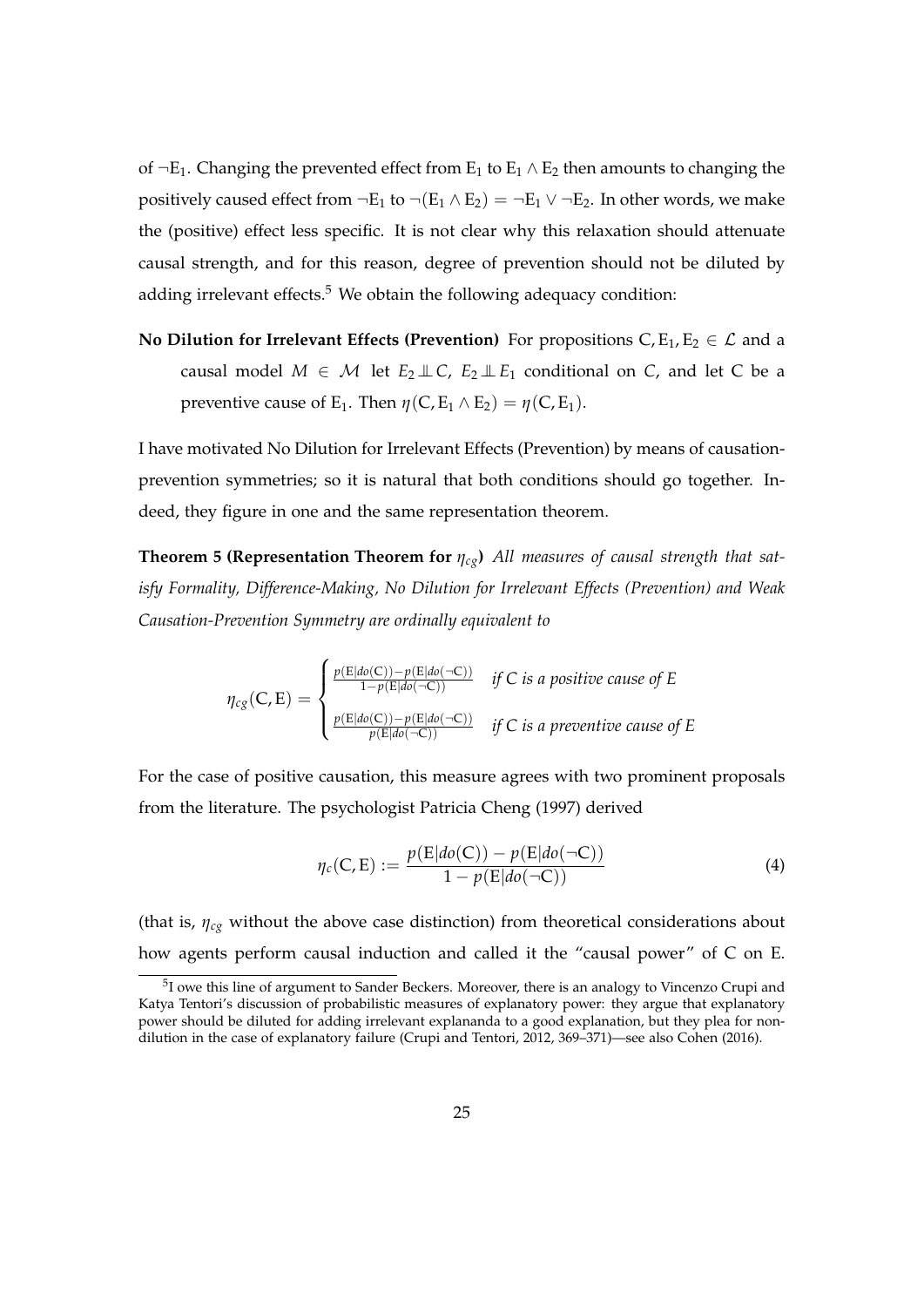of $\neg E_1$. Changing the prevented effect from $E_1$ to $E_1 \wedge E_2$ then amounts to changing the positively caused effect from $\neg E_1$ to $\neg(E_1 \wedge E_2) = \neg E_1 \vee \neg E_2$. In other words, we make the (positive) effect less specific. It is not clear why this relaxation should attenuate causal strength, and for this reason, degree of prevention should not be diluted by adding irrelevant effects.[5] We obtain the following adequacy condition:

**No Dilution for Irrelevant Effects (Prevention)** For propositions $C, E_1, E_2 \in \mathcal{L}$ and a causal model $M \in \mathcal{M}$ let $E_2 \perp\!\!\!\perp C$, $E_2 \perp\!\!\!\perp E_1$ conditional on $C$, and let C be a preventive cause of $E_1$. Then $\eta(C, E_1 \wedge E_2) = \eta(C, E_1)$.

I have motivated No Dilution for Irrelevant Effects (Prevention) by means of causation-prevention symmetries; so it is natural that both conditions should go together. Indeed, they figure in one and the same representation theorem.

**Theorem 5 (Representation Theorem for $\eta_{cg}$)** *All measures of causal strength that satisfy Formality, Difference-Making, No Dilution for Irrelevant Effects (Prevention) and Weak Causation-Prevention Symmetry are ordinally equivalent to*

$$\eta_{cg}(C, E) = \begin{cases} \frac{p(E|do(C)) - p(E|do(\neg C))}{1 - p(E|do(\neg C))} & \textit{if C is a positive cause of E} \\ \frac{p(E|do(C)) - p(E|do(\neg C))}{p(E|do(\neg C))} & \textit{if C is a preventive cause of E} \end{cases}$$

For the case of positive causation, this measure agrees with two prominent proposals from the literature. The psychologist Patricia Cheng (1997) derived

$$\eta_c(C, E) := \frac{p(E|do(C)) - p(E|do(\neg C))}{1 - p(E|do(\neg C))} \tag{4}$$

(that is, $\eta_{cg}$ without the above case distinction) from theoretical considerations about how agents perform causal induction and called it the "causal power" of C on E.

[5] I owe this line of argument to Sander Beckers. Moreover, there is an analogy to Vincenzo Crupi and Katya Tentori's discussion of probabilistic measures of explanatory power: they argue that explanatory power should be diluted for adding irrelevant explananda to a good explanation, but they plea for non-dilution in the case of explanatory failure (Crupi and Tentori, 2012, 369–371)—see also Cohen (2016).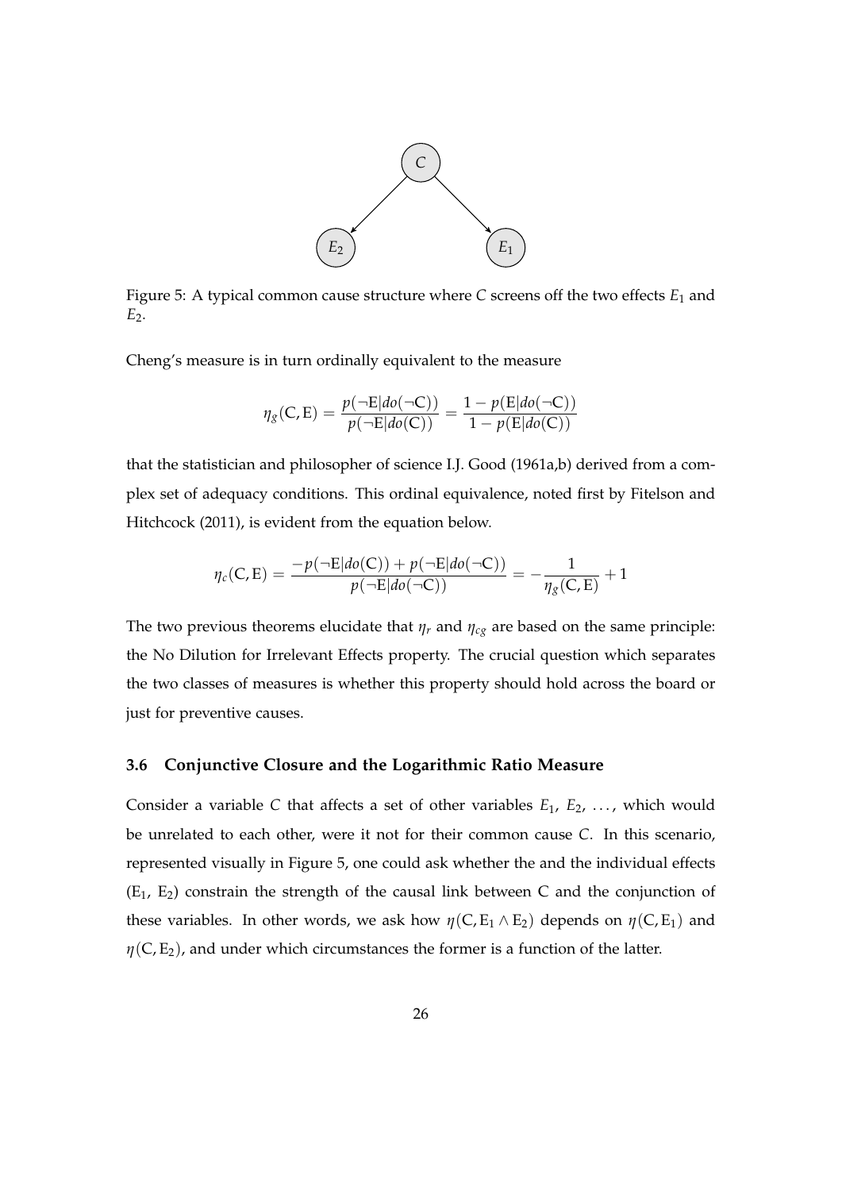Figure 5: A typical common cause structure where $C$ screens off the two effects $E_1$ and $E_2$.

Cheng's measure is in turn ordinally equivalent to the measure

$$\eta_g(\mathrm{C}, \mathrm{E}) = \frac{p(\neg\mathrm{E}|do(\neg\mathrm{C}))}{p(\neg\mathrm{E}|do(\mathrm{C}))} = \frac{1 - p(\mathrm{E}|do(\neg\mathrm{C}))}{1 - p(\mathrm{E}|do(\mathrm{C}))}$$

that the statistician and philosopher of science I.J. Good (1961a,b) derived from a complex set of adequacy conditions. This ordinal equivalence, noted first by Fitelson and Hitchcock (2011), is evident from the equation below.

$$\eta_c(\mathrm{C}, \mathrm{E}) = \frac{-p(\neg\mathrm{E}|do(\mathrm{C})) + p(\neg\mathrm{E}|do(\neg\mathrm{C}))}{p(\neg\mathrm{E}|do(\neg\mathrm{C}))} = -\frac{1}{\eta_g(\mathrm{C}, \mathrm{E})} + 1$$

The two previous theorems elucidate that $\eta_r$ and $\eta_{cg}$ are based on the same principle: the No Dilution for Irrelevant Effects property. The crucial question which separates the two classes of measures is whether this property should hold across the board or just for preventive causes.

### 3.6 Conjunctive Closure and the Logarithmic Ratio Measure

Consider a variable $C$ that affects a set of other variables $E_1$, $E_2$, ..., which would be unrelated to each other, were it not for their common cause $C$. In this scenario, represented visually in Figure 5, one could ask whether the and the individual effects ($\mathrm{E}_1$, $\mathrm{E}_2$) constrain the strength of the causal link between C and the conjunction of these variables. In other words, we ask how $\eta(\mathrm{C}, \mathrm{E}_1 \wedge \mathrm{E}_2)$ depends on $\eta(\mathrm{C}, \mathrm{E}_1)$ and $\eta(\mathrm{C}, \mathrm{E}_2)$, and under which circumstances the former is a function of the latter.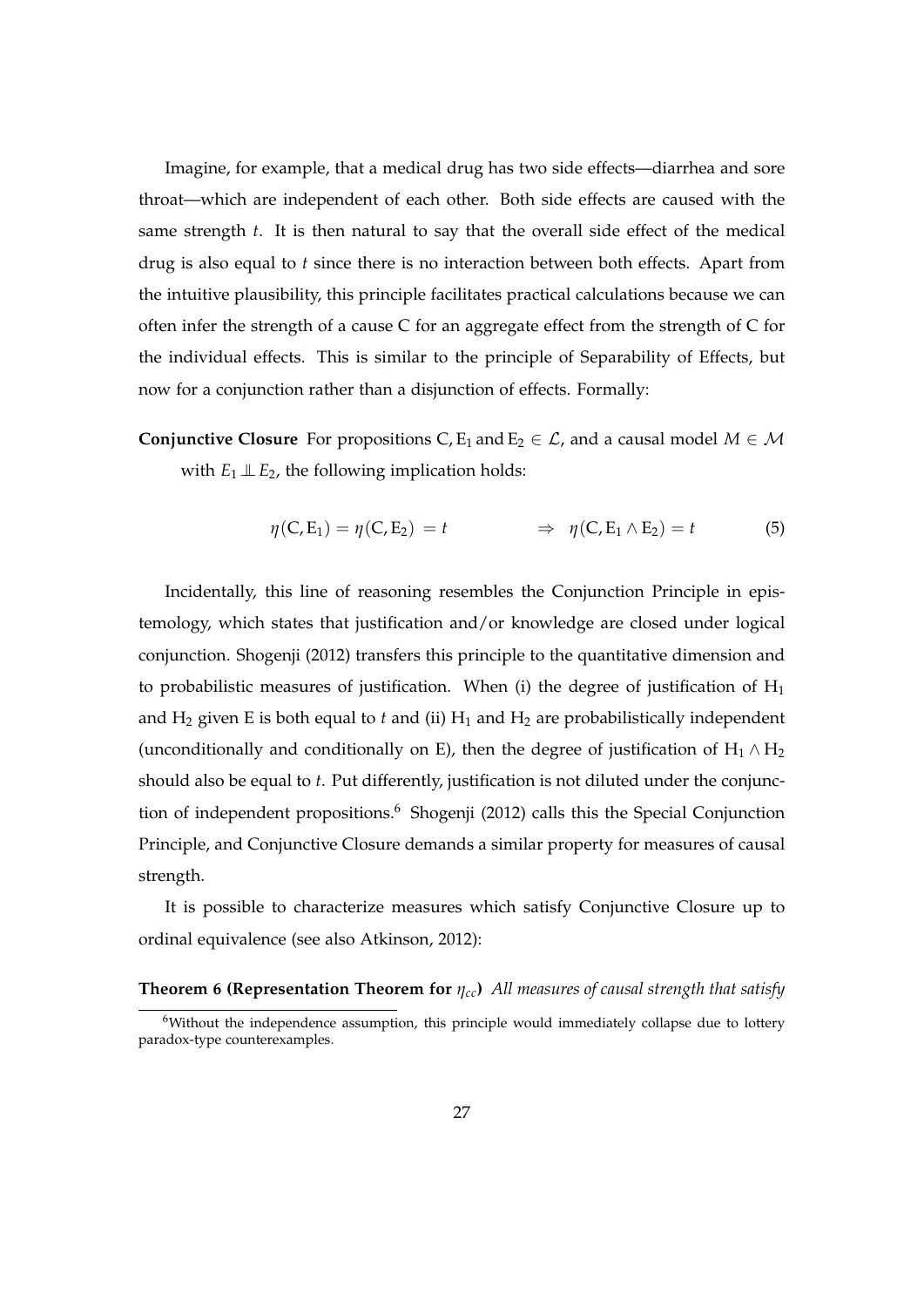Imagine, for example, that a medical drug has two side effects—diarrhea and sore throat—which are independent of each other. Both side effects are caused with the same strength $t$. It is then natural to say that the overall side effect of the medical drug is also equal to $t$ since there is no interaction between both effects. Apart from the intuitive plausibility, this principle facilitates practical calculations because we can often infer the strength of a cause C for an aggregate effect from the strength of C for the individual effects. This is similar to the principle of Separability of Effects, but now for a conjunction rather than a disjunction of effects. Formally:

**Conjunctive Closure** For propositions $\mathrm{C}, \mathrm{E}_1$ and $\mathrm{E}_2 \in \mathcal{L}$, and a causal model $M \in \mathcal{M}$ with $E_1 \perp\!\!\!\perp E_2$, the following implication holds:

$$\eta(\mathrm{C}, \mathrm{E}_1) = \eta(\mathrm{C}, \mathrm{E}_2) = t \qquad\qquad \Rightarrow \quad \eta(\mathrm{C}, \mathrm{E}_1 \wedge \mathrm{E}_2) = t \tag{5}$$

Incidentally, this line of reasoning resembles the Conjunction Principle in epistemology, which states that justification and/or knowledge are closed under logical conjunction. Shogenji (2012) transfers this principle to the quantitative dimension and to probabilistic measures of justification. When (i) the degree of justification of $\mathrm{H}_1$ and $\mathrm{H}_2$ given E is both equal to $t$ and (ii) $\mathrm{H}_1$ and $\mathrm{H}_2$ are probabilistically independent (unconditionally and conditionally on E), then the degree of justification of $\mathrm{H}_1 \wedge \mathrm{H}_2$ should also be equal to $t$. Put differently, justification is not diluted under the conjunction of independent propositions.[6] Shogenji (2012) calls this the Special Conjunction Principle, and Conjunctive Closure demands a similar property for measures of causal strength.

It is possible to characterize measures which satisfy Conjunctive Closure up to ordinal equivalence (see also Atkinson, 2012):

**Theorem 6 (Representation Theorem for $\eta_{cc}$)** *All measures of causal strength that satisfy*

[6] Without the independence assumption, this principle would immediately collapse due to lottery paradox-type counterexamples.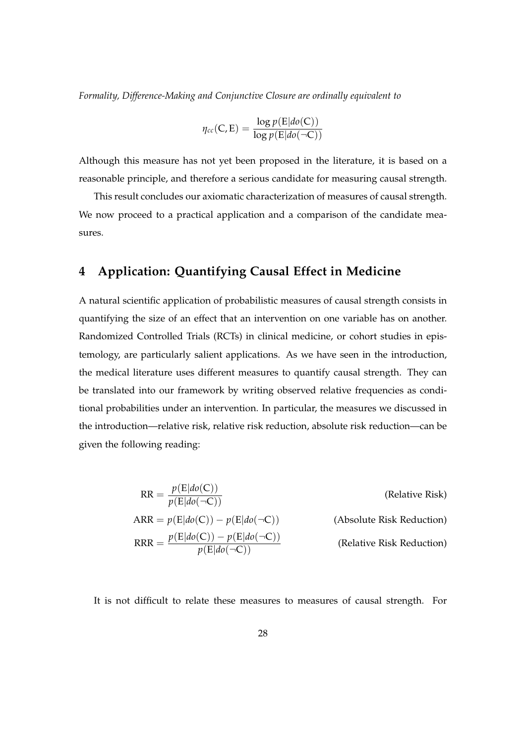*Formality, Difference-Making and Conjunctive Closure are ordinally equivalent to*

$$\eta_{cc}(\mathrm{C}, \mathrm{E}) = \frac{\log p(\mathrm{E}|do(\mathrm{C}))}{\log p(\mathrm{E}|do(\neg \mathrm{C}))}$$

Although this measure has not yet been proposed in the literature, it is based on a reasonable principle, and therefore a serious candidate for measuring causal strength.

This result concludes our axiomatic characterization of measures of causal strength. We now proceed to a practical application and a comparison of the candidate measures.

## 4 Application: Quantifying Causal Effect in Medicine

A natural scientific application of probabilistic measures of causal strength consists in quantifying the size of an effect that an intervention on one variable has on another. Randomized Controlled Trials (RCTs) in clinical medicine, or cohort studies in epistemology, are particularly salient applications. As we have seen in the introduction, the medical literature uses different measures to quantify causal strength. They can be translated into our framework by writing observed relative frequencies as conditional probabilities under an intervention. In particular, the measures we discussed in the introduction—relative risk, relative risk reduction, absolute risk reduction—can be given the following reading:

$$\mathrm{RR} = \frac{p(\mathrm{E}|do(\mathrm{C}))}{p(\mathrm{E}|do(\neg \mathrm{C}))} \qquad \text{(Relative Risk)}$$

$$\mathrm{ARR} = p(\mathrm{E}|do(\mathrm{C})) - p(\mathrm{E}|do(\neg \mathrm{C})) \qquad \text{(Absolute Risk Reduction)}$$

$$\mathrm{RRR} = \frac{p(\mathrm{E}|do(\mathrm{C})) - p(\mathrm{E}|do(\neg \mathrm{C}))}{p(\mathrm{E}|do(\neg \mathrm{C}))} \qquad \text{(Relative Risk Reduction)}$$

It is not difficult to relate these measures to measures of causal strength. For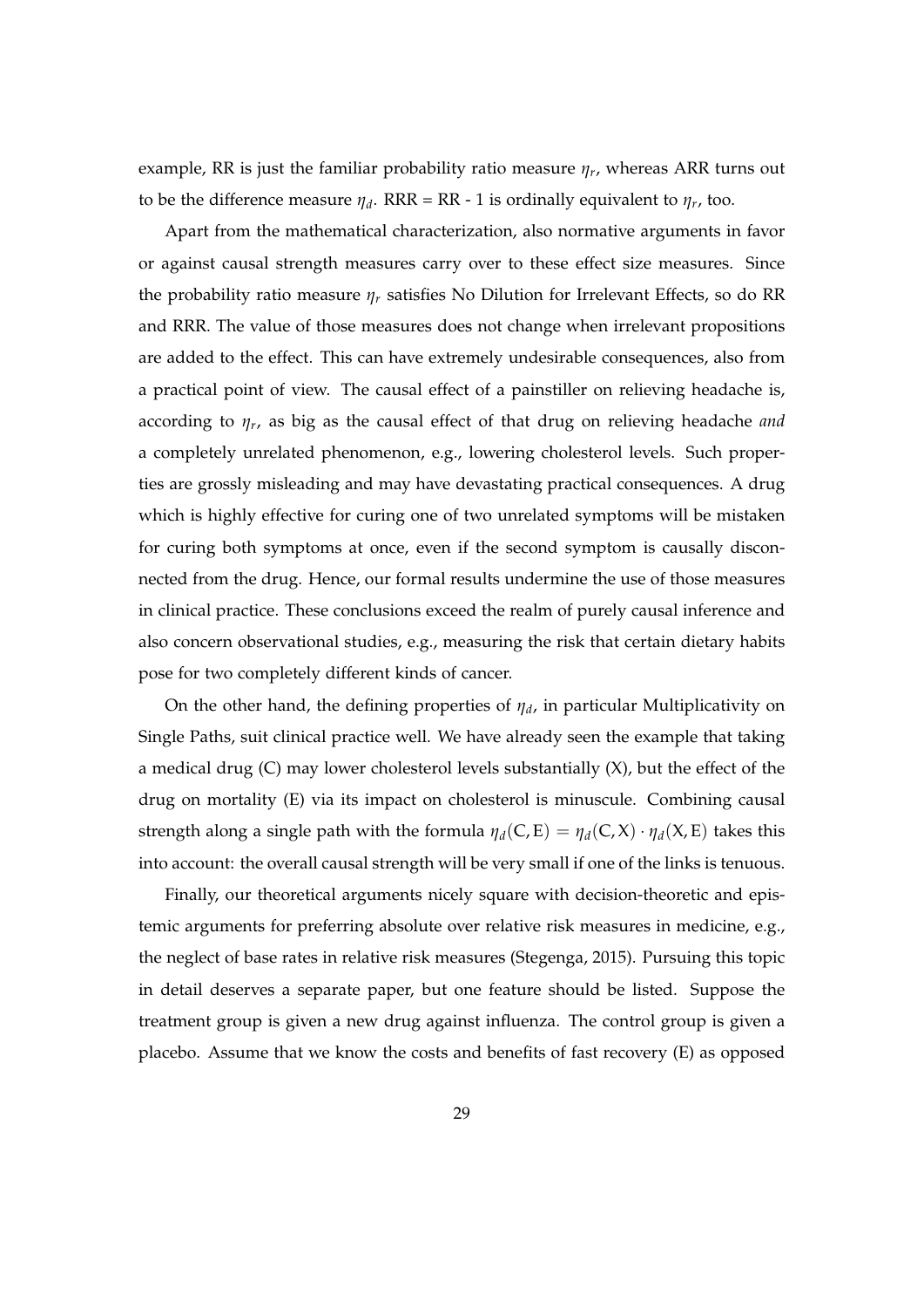example, RR is just the familiar probability ratio measure $\eta_r$, whereas ARR turns out to be the difference measure $\eta_d$. RRR = RR - 1 is ordinally equivalent to $\eta_r$, too.

Apart from the mathematical characterization, also normative arguments in favor or against causal strength measures carry over to these effect size measures. Since the probability ratio measure $\eta_r$ satisfies No Dilution for Irrelevant Effects, so do RR and RRR. The value of those measures does not change when irrelevant propositions are added to the effect. This can have extremely undesirable consequences, also from a practical point of view. The causal effect of a painstiller on relieving headache is, according to $\eta_r$, as big as the causal effect of that drug on relieving headache *and* a completely unrelated phenomenon, e.g., lowering cholesterol levels. Such properties are grossly misleading and may have devastating practical consequences. A drug which is highly effective for curing one of two unrelated symptoms will be mistaken for curing both symptoms at once, even if the second symptom is causally disconnected from the drug. Hence, our formal results undermine the use of those measures in clinical practice. These conclusions exceed the realm of purely causal inference and also concern observational studies, e.g., measuring the risk that certain dietary habits pose for two completely different kinds of cancer.

On the other hand, the defining properties of $\eta_d$, in particular Multiplicativity on Single Paths, suit clinical practice well. We have already seen the example that taking a medical drug (C) may lower cholesterol levels substantially (X), but the effect of the drug on mortality (E) via its impact on cholesterol is minuscule. Combining causal strength along a single path with the formula $\eta_d(C, E) = \eta_d(C, X) \cdot \eta_d(X, E)$ takes this into account: the overall causal strength will be very small if one of the links is tenuous.

Finally, our theoretical arguments nicely square with decision-theoretic and epistemic arguments for preferring absolute over relative risk measures in medicine, e.g., the neglect of base rates in relative risk measures (Stegenga, 2015). Pursuing this topic in detail deserves a separate paper, but one feature should be listed. Suppose the treatment group is given a new drug against influenza. The control group is given a placebo. Assume that we know the costs and benefits of fast recovery (E) as opposed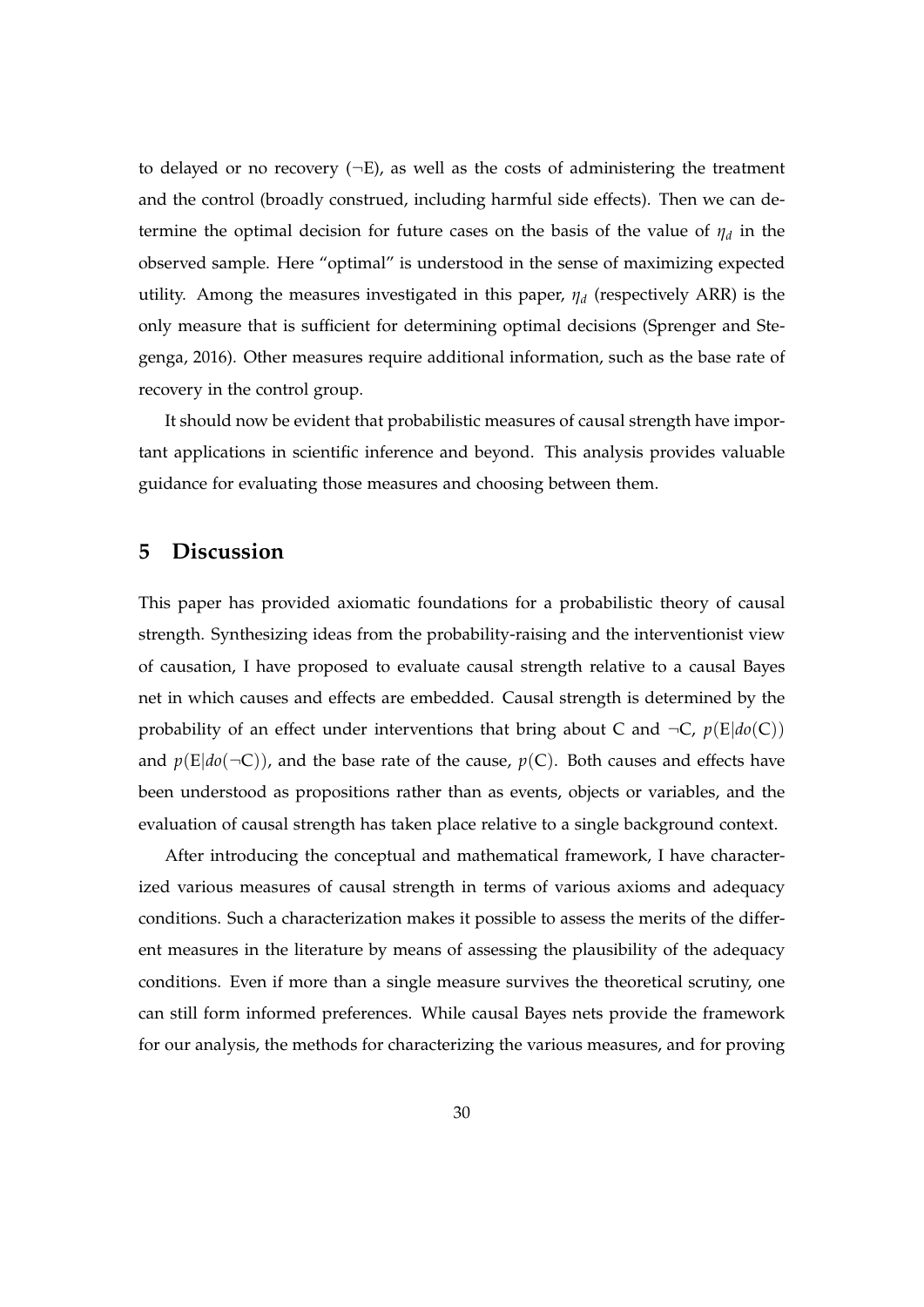to delayed or no recovery ($\neg$E), as well as the costs of administering the treatment and the control (broadly construed, including harmful side effects). Then we can determine the optimal decision for future cases on the basis of the value of $\eta_d$ in the observed sample. Here "optimal" is understood in the sense of maximizing expected utility. Among the measures investigated in this paper, $\eta_d$ (respectively ARR) is the only measure that is sufficient for determining optimal decisions (Sprenger and Stegenga, 2016). Other measures require additional information, such as the base rate of recovery in the control group.

It should now be evident that probabilistic measures of causal strength have important applications in scientific inference and beyond. This analysis provides valuable guidance for evaluating those measures and choosing between them.

## 5 Discussion

This paper has provided axiomatic foundations for a probabilistic theory of causal strength. Synthesizing ideas from the probability-raising and the interventionist view of causation, I have proposed to evaluate causal strength relative to a causal Bayes net in which causes and effects are embedded. Causal strength is determined by the probability of an effect under interventions that bring about C and $\neg$C, $p(\mathrm{E}|do(\mathrm{C}))$ and $p(\mathrm{E}|do(\neg\mathrm{C}))$, and the base rate of the cause, $p(\mathrm{C})$. Both causes and effects have been understood as propositions rather than as events, objects or variables, and the evaluation of causal strength has taken place relative to a single background context.

After introducing the conceptual and mathematical framework, I have characterized various measures of causal strength in terms of various axioms and adequacy conditions. Such a characterization makes it possible to assess the merits of the different measures in the literature by means of assessing the plausibility of the adequacy conditions. Even if more than a single measure survives the theoretical scrutiny, one can still form informed preferences. While causal Bayes nets provide the framework for our analysis, the methods for characterizing the various measures, and for proving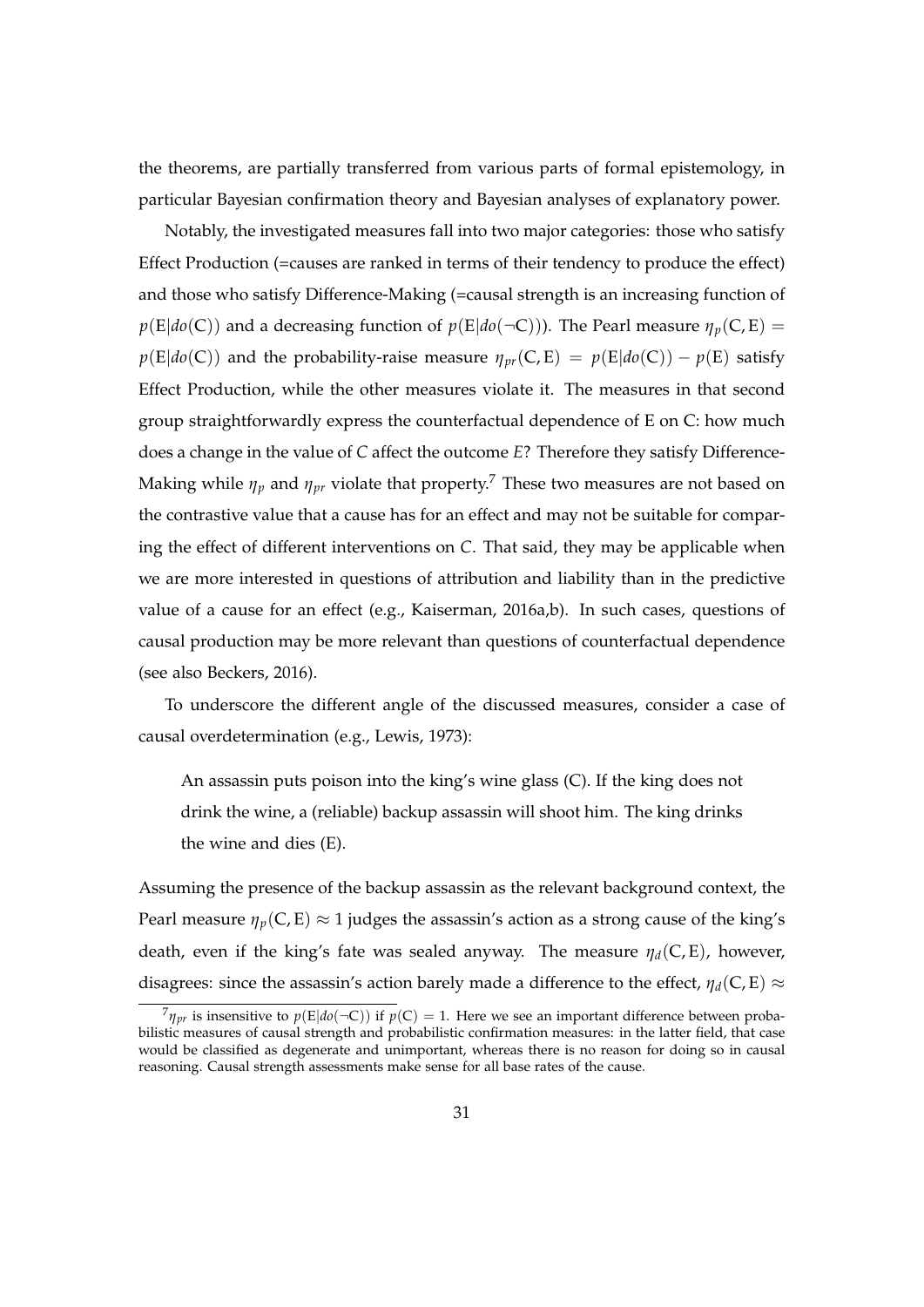the theorems, are partially transferred from various parts of formal epistemology, in particular Bayesian confirmation theory and Bayesian analyses of explanatory power.

Notably, the investigated measures fall into two major categories: those who satisfy Effect Production (=causes are ranked in terms of their tendency to produce the effect) and those who satisfy Difference-Making (=causal strength is an increasing function of $p(\mathrm{E}|do(\mathrm{C}))$ and a decreasing function of $p(\mathrm{E}|do(\neg\mathrm{C}))$). The Pearl measure $\eta_p(\mathrm{C},\mathrm{E}) = p(\mathrm{E}|do(\mathrm{C}))$ and the probability-raise measure $\eta_{pr}(\mathrm{C},\mathrm{E}) = p(\mathrm{E}|do(\mathrm{C})) - p(\mathrm{E})$ satisfy Effect Production, while the other measures violate it. The measures in that second group straightforwardly express the counterfactual dependence of E on C: how much does a change in the value of *C* affect the outcome *E*? Therefore they satisfy Difference-Making while $\eta_p$ and $\eta_{pr}$ violate that property.[7] These two measures are not based on the contrastive value that a cause has for an effect and may not be suitable for comparing the effect of different interventions on *C*. That said, they may be applicable when we are more interested in questions of attribution and liability than in the predictive value of a cause for an effect (e.g., Kaiserman, 2016a,b). In such cases, questions of causal production may be more relevant than questions of counterfactual dependence (see also Beckers, 2016).

To underscore the different angle of the discussed measures, consider a case of causal overdetermination (e.g., Lewis, 1973):

> An assassin puts poison into the king's wine glass (C). If the king does not drink the wine, a (reliable) backup assassin will shoot him. The king drinks the wine and dies (E).

Assuming the presence of the backup assassin as the relevant background context, the Pearl measure $\eta_p(\mathrm{C},\mathrm{E}) \approx 1$ judges the assassin's action as a strong cause of the king's death, even if the king's fate was sealed anyway. The measure $\eta_d(\mathrm{C},\mathrm{E})$, however, disagrees: since the assassin's action barely made a difference to the effect, $\eta_d(\mathrm{C},\mathrm{E}) \approx$

[7] $\eta_{pr}$ is insensitive to $p(\mathrm{E}|do(\neg\mathrm{C}))$ if $p(\mathrm{C}) = 1$. Here we see an important difference between probabilistic measures of causal strength and probabilistic confirmation measures: in the latter field, that case would be classified as degenerate and unimportant, whereas there is no reason for doing so in causal reasoning. Causal strength assessments make sense for all base rates of the cause.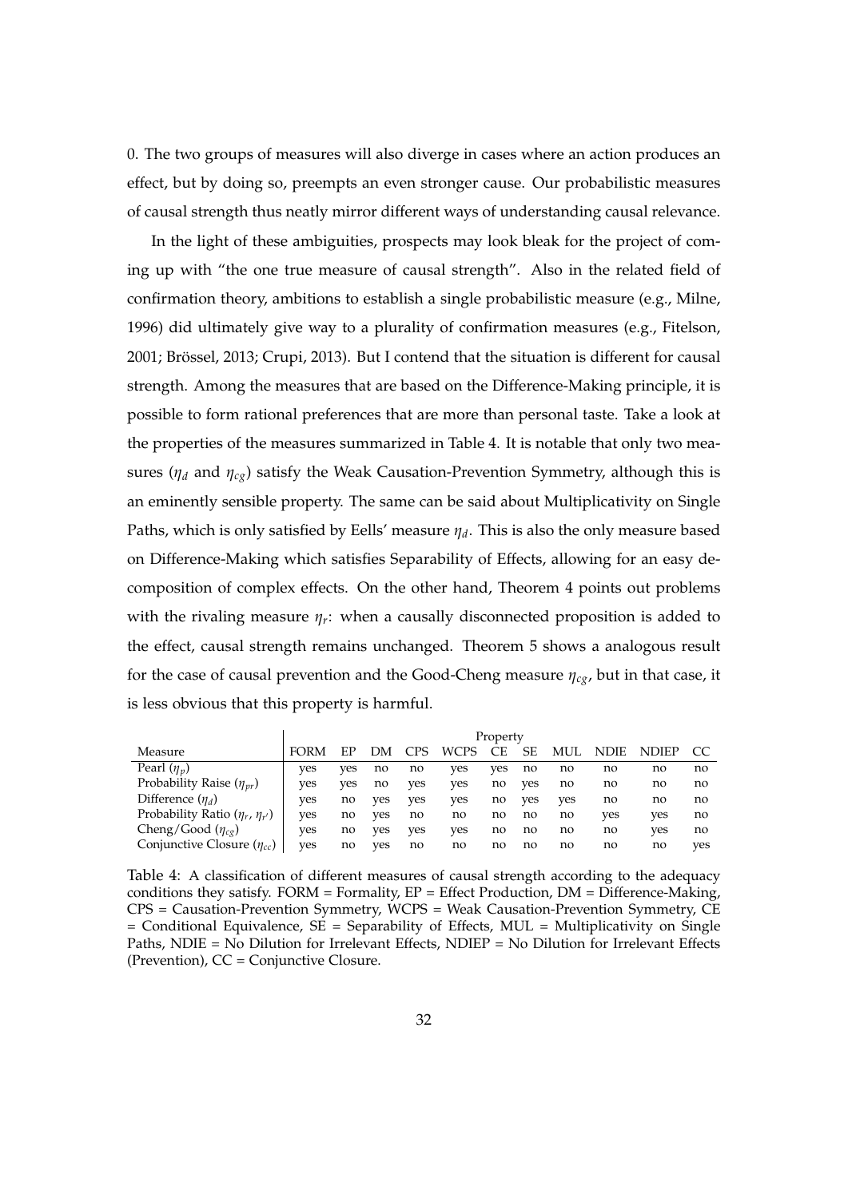0. The two groups of measures will also diverge in cases where an action produces an effect, but by doing so, preempts an even stronger cause. Our probabilistic measures of causal strength thus neatly mirror different ways of understanding causal relevance.

In the light of these ambiguities, prospects may look bleak for the project of coming up with "the one true measure of causal strength". Also in the related field of confirmation theory, ambitions to establish a single probabilistic measure (e.g., Milne, 1996) did ultimately give way to a plurality of confirmation measures (e.g., Fitelson, 2001; Brössel, 2013; Crupi, 2013). But I contend that the situation is different for causal strength. Among the measures that are based on the Difference-Making principle, it is possible to form rational preferences that are more than personal taste. Take a look at the properties of the measures summarized in Table 4. It is notable that only two measures ($\eta_d$ and $\eta_{cg}$) satisfy the Weak Causation-Prevention Symmetry, although this is an eminently sensible property. The same can be said about Multiplicativity on Single Paths, which is only satisfied by Eells' measure $\eta_d$. This is also the only measure based on Difference-Making which satisfies Separability of Effects, allowing for an easy decomposition of complex effects. On the other hand, Theorem 4 points out problems with the rivaling measure $\eta_r$: when a causally disconnected proposition is added to the effect, causal strength remains unchanged. Theorem 5 shows a analogous result for the case of causal prevention and the Good-Cheng measure $\eta_{cg}$, but in that case, it is less obvious that this property is harmful.

| | Property | | | | | | | | | | |
|---|---|---|---|---|---|---|---|---|---|---|---|
| Measure | FORM | EP | DM | CPS | WCPS | CE | SE | MUL | NDIE | NDIEP | CC |
| Pearl ($\eta_p$) | yes | yes | no | no | yes | yes | no | no | no | no | no |
| Probability Raise ($\eta_{pr}$) | yes | yes | no | yes | yes | no | yes | no | no | no | no |
| Difference ($\eta_d$) | yes | no | yes | yes | yes | no | yes | yes | no | no | no |
| Probability Ratio ($\eta_r$, $\eta_{r'}$) | yes | no | yes | no | no | no | no | no | yes | yes | no |
| Cheng/Good ($\eta_{cg}$) | yes | no | yes | yes | yes | no | no | no | no | yes | no |
| Conjunctive Closure ($\eta_{cc}$) | yes | no | yes | no | no | no | no | no | no | no | yes |

Table 4: A classification of different measures of causal strength according to the adequacy conditions they satisfy. FORM = Formality, EP = Effect Production, DM = Difference-Making, CPS = Causation-Prevention Symmetry, WCPS = Weak Causation-Prevention Symmetry, CE = Conditional Equivalence, SE = Separability of Effects, MUL = Multiplicativity on Single Paths, NDIE = No Dilution for Irrelevant Effects, NDIEP = No Dilution for Irrelevant Effects (Prevention), CC = Conjunctive Closure.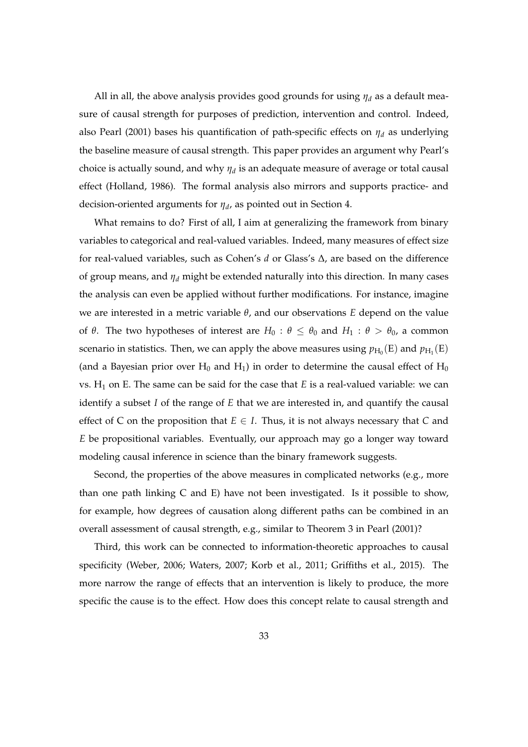All in all, the above analysis provides good grounds for using $\eta_d$ as a default measure of causal strength for purposes of prediction, intervention and control. Indeed, also Pearl (2001) bases his quantification of path-specific effects on $\eta_d$ as underlying the baseline measure of causal strength. This paper provides an argument why Pearl's choice is actually sound, and why $\eta_d$ is an adequate measure of average or total causal effect (Holland, 1986). The formal analysis also mirrors and supports practice- and decision-oriented arguments for $\eta_d$, as pointed out in Section 4.

What remains to do? First of all, I aim at generalizing the framework from binary variables to categorical and real-valued variables. Indeed, many measures of effect size for real-valued variables, such as Cohen's $d$ or Glass's $\Delta$, are based on the difference of group means, and $\eta_d$ might be extended naturally into this direction. In many cases the analysis can even be applied without further modifications. For instance, imagine we are interested in a metric variable $\theta$, and our observations $E$ depend on the value of $\theta$. The two hypotheses of interest are $H_0 : \theta \leq \theta_0$ and $H_1 : \theta > \theta_0$, a common scenario in statistics. Then, we can apply the above measures using $p_{\mathrm{H}_0}(\mathrm{E})$ and $p_{\mathrm{H}_1}(\mathrm{E})$ (and a Bayesian prior over $\mathrm{H}_0$ and $\mathrm{H}_1$) in order to determine the causal effect of $\mathrm{H}_0$ vs. $\mathrm{H}_1$ on E. The same can be said for the case that $E$ is a real-valued variable: we can identify a subset $I$ of the range of $E$ that we are interested in, and quantify the causal effect of C on the proposition that $E \in I$. Thus, it is not always necessary that $C$ and $E$ be propositional variables. Eventually, our approach may go a longer way toward modeling causal inference in science than the binary framework suggests.

Second, the properties of the above measures in complicated networks (e.g., more than one path linking C and E) have not been investigated. Is it possible to show, for example, how degrees of causation along different paths can be combined in an overall assessment of causal strength, e.g., similar to Theorem 3 in Pearl (2001)?

Third, this work can be connected to information-theoretic approaches to causal specificity (Weber, 2006; Waters, 2007; Korb et al., 2011; Griffiths et al., 2015). The more narrow the range of effects that an intervention is likely to produce, the more specific the cause is to the effect. How does this concept relate to causal strength and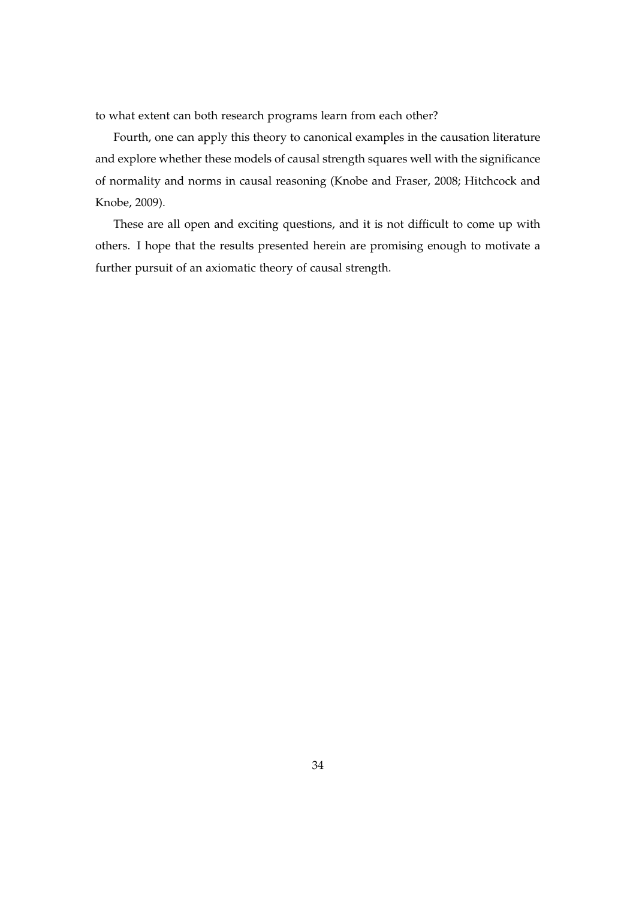to what extent can both research programs learn from each other?

Fourth, one can apply this theory to canonical examples in the causation literature and explore whether these models of causal strength squares well with the significance of normality and norms in causal reasoning (Knobe and Fraser, 2008; Hitchcock and Knobe, 2009).

These are all open and exciting questions, and it is not difficult to come up with others. I hope that the results presented herein are promising enough to motivate a further pursuit of an axiomatic theory of causal strength.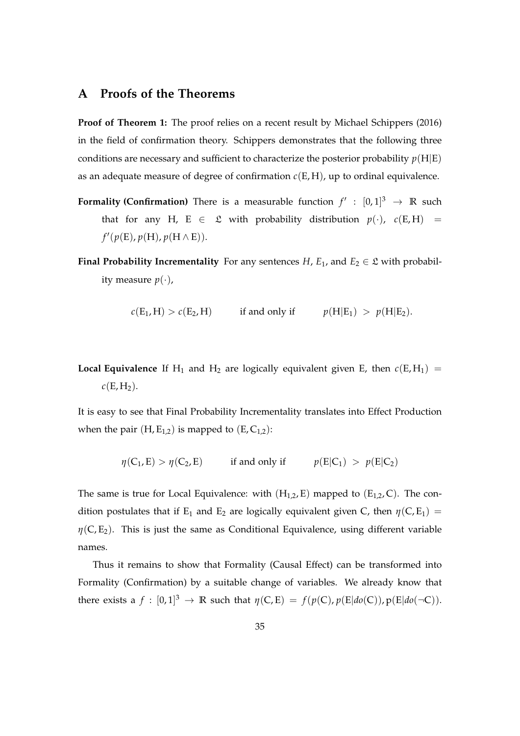# A Proofs of the Theorems

**Proof of Theorem 1:** The proof relies on a recent result by Michael Schippers (2016) in the field of confirmation theory. Schippers demonstrates that the following three conditions are necessary and sufficient to characterize the posterior probability $p(\mathrm{H}|\mathrm{E})$ as an adequate measure of degree of confirmation $c(\mathrm{E}, \mathrm{H})$, up to ordinal equivalence.

**Formality (Confirmation)** There is a measurable function $f' : [0,1]^3 \rightarrow \mathbb{R}$ such that for any H, E $\in \mathfrak{L}$ with probability distribution $p(\cdot)$, $c(\mathrm{E}, \mathrm{H}) = f'(p(\mathrm{E}), p(\mathrm{H}), p(\mathrm{H} \wedge \mathrm{E}))$.

**Final Probability Incrementality** For any sentences $H$, $E_1$, and $E_2 \in \mathfrak{L}$ with probability measure $p(\cdot)$,

$$c(\mathrm{E}_1, \mathrm{H}) > c(\mathrm{E}_2, \mathrm{H}) \qquad \text{if and only if} \qquad p(\mathrm{H}|\mathrm{E}_1) \; > \; p(\mathrm{H}|\mathrm{E}_2).$$

**Local Equivalence** If $\mathrm{H}_1$ and $\mathrm{H}_2$ are logically equivalent given E, then $c(\mathrm{E}, \mathrm{H}_1) = c(\mathrm{E}, \mathrm{H}_2)$.

It is easy to see that Final Probability Incrementality translates into Effect Production when the pair $(\mathrm{H}, \mathrm{E}_{1,2})$ is mapped to $(\mathrm{E}, \mathrm{C}_{1,2})$:

$$\eta(\mathrm{C}_1, \mathrm{E}) > \eta(\mathrm{C}_2, \mathrm{E}) \qquad \text{if and only if} \qquad p(\mathrm{E}|\mathrm{C}_1) \; > \; p(\mathrm{E}|\mathrm{C}_2)$$

The same is true for Local Equivalence: with $(\mathrm{H}_{1,2}, \mathrm{E})$ mapped to $(\mathrm{E}_{1,2}, \mathrm{C})$. The condition postulates that if $\mathrm{E}_1$ and $\mathrm{E}_2$ are logically equivalent given C, then $\eta(\mathrm{C}, \mathrm{E}_1) = \eta(\mathrm{C}, \mathrm{E}_2)$. This is just the same as Conditional Equivalence, using different variable names.

Thus it remains to show that Formality (Causal Effect) can be transformed into Formality (Confirmation) by a suitable change of variables. We already know that there exists a $f : [0,1]^3 \rightarrow \mathbb{R}$ such that $\eta(\mathrm{C}, \mathrm{E}) = f(p(\mathrm{C}), p(\mathrm{E}|do(\mathrm{C})), \mathrm{p}(\mathrm{E}|do(\neg\mathrm{C}))$.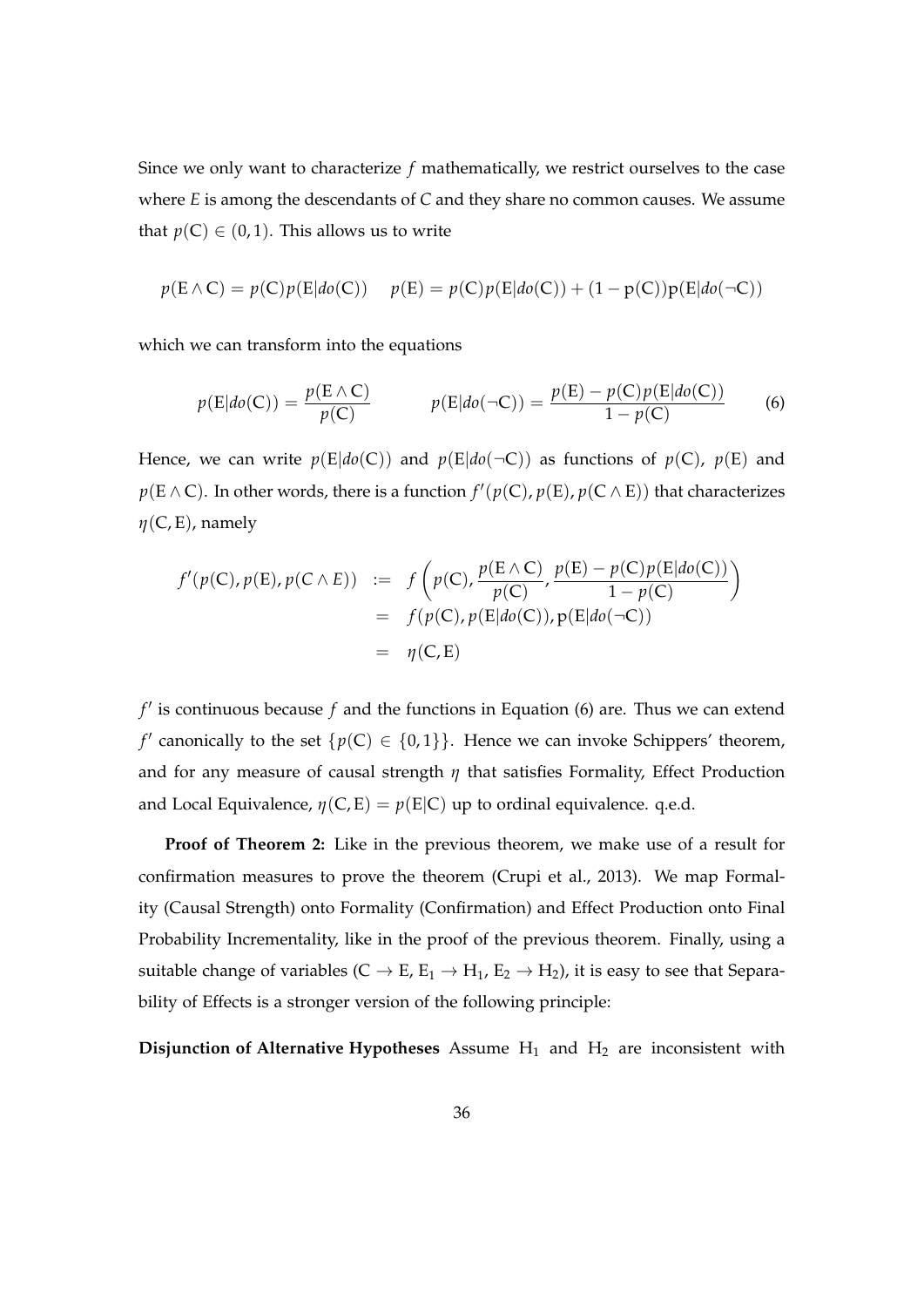Since we only want to characterize $f$ mathematically, we restrict ourselves to the case where $E$ is among the descendants of $C$ and they share no common causes. We assume that $p(\mathrm{C}) \in (0, 1)$. This allows us to write

$$p(\mathrm{E} \wedge \mathrm{C}) = p(\mathrm{C})p(\mathrm{E}|do(\mathrm{C})) \quad\quad p(\mathrm{E}) = p(\mathrm{C})p(\mathrm{E}|do(\mathrm{C})) + (1 - \mathrm{p}(\mathrm{C}))\mathrm{p}(\mathrm{E}|do(\neg\mathrm{C}))$$

which we can transform into the equations

$$p(\mathrm{E}|do(\mathrm{C})) = \frac{p(\mathrm{E} \wedge \mathrm{C})}{p(\mathrm{C})} \quad\quad\quad p(\mathrm{E}|do(\neg\mathrm{C})) = \frac{p(\mathrm{E}) - p(\mathrm{C})p(\mathrm{E}|do(\mathrm{C}))}{1 - p(\mathrm{C})} \tag{6}$$

Hence, we can write $p(\mathrm{E}|do(\mathrm{C}))$ and $p(\mathrm{E}|do(\neg\mathrm{C}))$ as functions of $p(\mathrm{C})$, $p(\mathrm{E})$ and $p(\mathrm{E} \wedge \mathrm{C})$. In other words, there is a function $f'(p(\mathrm{C}), p(\mathrm{E}), p(\mathrm{C} \wedge \mathrm{E}))$ that characterizes $\eta(\mathrm{C}, \mathrm{E})$, namely

$$\begin{aligned}
f'(p(\mathrm{C}), p(\mathrm{E}), p(C \wedge E)) &:= f\left(p(\mathrm{C}), \frac{p(\mathrm{E} \wedge \mathrm{C})}{p(\mathrm{C})}, \frac{p(\mathrm{E}) - p(\mathrm{C})p(\mathrm{E}|do(\mathrm{C}))}{1 - p(\mathrm{C})}\right) \\
&= f(p(\mathrm{C}), p(\mathrm{E}|do(\mathrm{C})), \mathrm{p}(\mathrm{E}|do(\neg\mathrm{C})) \\
&= \eta(\mathrm{C}, \mathrm{E})
\end{aligned}$$

$f'$ is continuous because $f$ and the functions in Equation (6) are. Thus we can extend $f'$ canonically to the set $\{p(\mathrm{C}) \in \{0, 1\}\}$. Hence we can invoke Schippers' theorem, and for any measure of causal strength $\eta$ that satisfies Formality, Effect Production and Local Equivalence, $\eta(\mathrm{C}, \mathrm{E}) = p(\mathrm{E}|\mathrm{C})$ up to ordinal equivalence. q.e.d.

**Proof of Theorem 2:** Like in the previous theorem, we make use of a result for confirmation measures to prove the theorem (Crupi et al., 2013). We map Formality (Causal Strength) onto Formality (Confirmation) and Effect Production onto Final Probability Incrementality, like in the proof of the previous theorem. Finally, using a suitable change of variables ($\mathrm{C} \rightarrow \mathrm{E}$, $\mathrm{E}_1 \rightarrow \mathrm{H}_1$, $\mathrm{E}_2 \rightarrow \mathrm{H}_2$), it is easy to see that Separability of Effects is a stronger version of the following principle:

**Disjunction of Alternative Hypotheses** Assume $\mathrm{H}_1$ and $\mathrm{H}_2$ are inconsistent with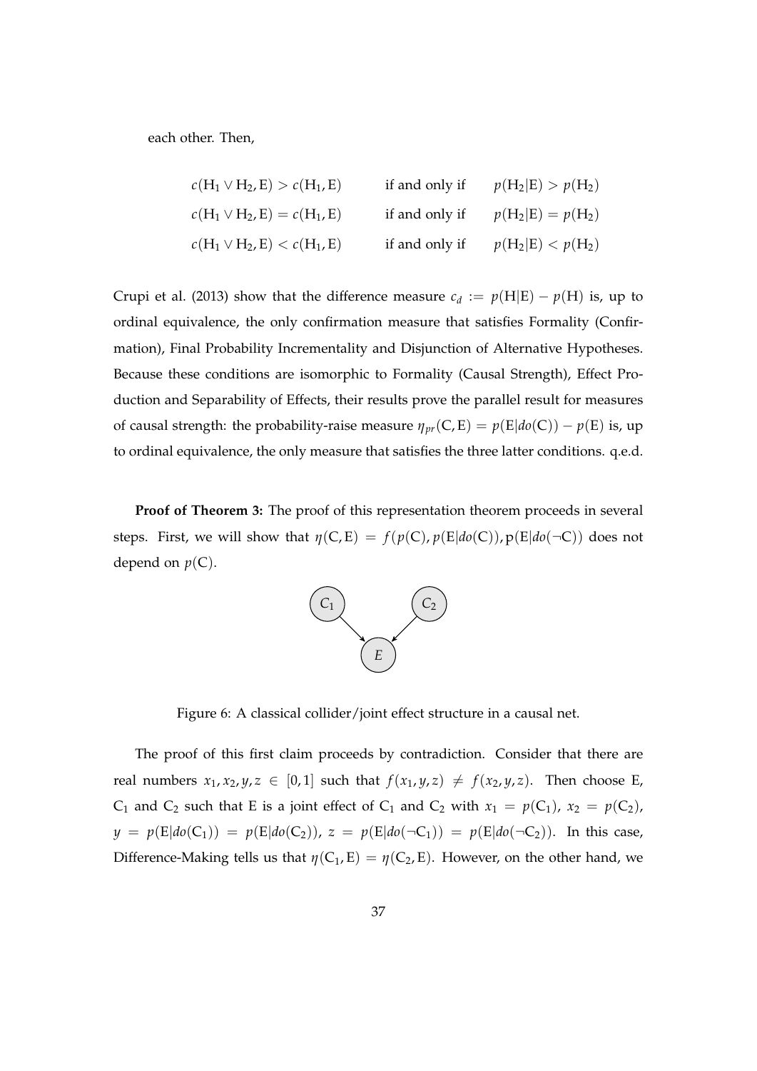each other. Then,

$$
\begin{aligned}
c(\mathrm{H}_1 \vee \mathrm{H}_2, \mathrm{E}) > c(\mathrm{H}_1, \mathrm{E}) \quad &\text{if and only if} \quad p(\mathrm{H}_2|\mathrm{E}) > p(\mathrm{H}_2) \\
c(\mathrm{H}_1 \vee \mathrm{H}_2, \mathrm{E}) = c(\mathrm{H}_1, \mathrm{E}) \quad &\text{if and only if} \quad p(\mathrm{H}_2|\mathrm{E}) = p(\mathrm{H}_2) \\
c(\mathrm{H}_1 \vee \mathrm{H}_2, \mathrm{E}) < c(\mathrm{H}_1, \mathrm{E}) \quad &\text{if and only if} \quad p(\mathrm{H}_2|\mathrm{E}) < p(\mathrm{H}_2)
\end{aligned}
$$

Crupi et al. (2013) show that the difference measure $c_d := p(\mathrm{H}|\mathrm{E}) - p(\mathrm{H})$ is, up to ordinal equivalence, the only confirmation measure that satisfies Formality (Confirmation), Final Probability Incrementality and Disjunction of Alternative Hypotheses. Because these conditions are isomorphic to Formality (Causal Strength), Effect Production and Separability of Effects, their results prove the parallel result for measures of causal strength: the probability-raise measure $\eta_{pr}(\mathrm{C}, \mathrm{E}) = p(\mathrm{E}|do(\mathrm{C})) - p(\mathrm{E})$ is, up to ordinal equivalence, the only measure that satisfies the three latter conditions. q.e.d.

**Proof of Theorem 3:** The proof of this representation theorem proceeds in several steps. First, we will show that $\eta(\mathrm{C}, \mathrm{E}) = f(p(\mathrm{C}), p(\mathrm{E}|do(\mathrm{C})), \mathrm{p}(\mathrm{E}|do(\neg\mathrm{C}))$ does not depend on $p(\mathrm{C})$.

Figure 6: A classical collider/joint effect structure in a causal net.

The proof of this first claim proceeds by contradiction. Consider that there are real numbers $x_1, x_2, y, z \in [0, 1]$ such that $f(x_1, y, z) \neq f(x_2, y, z)$. Then choose E, $\mathrm{C}_1$ and $\mathrm{C}_2$ such that E is a joint effect of $\mathrm{C}_1$ and $\mathrm{C}_2$ with $x_1 = p(\mathrm{C}_1)$, $x_2 = p(\mathrm{C}_2)$, $y = p(\mathrm{E}|do(\mathrm{C}_1)) = p(\mathrm{E}|do(\mathrm{C}_2))$, $z = p(\mathrm{E}|do(\neg\mathrm{C}_1)) = p(\mathrm{E}|do(\neg\mathrm{C}_2))$. In this case, Difference-Making tells us that $\eta(\mathrm{C}_1, \mathrm{E}) = \eta(\mathrm{C}_2, \mathrm{E})$. However, on the other hand, we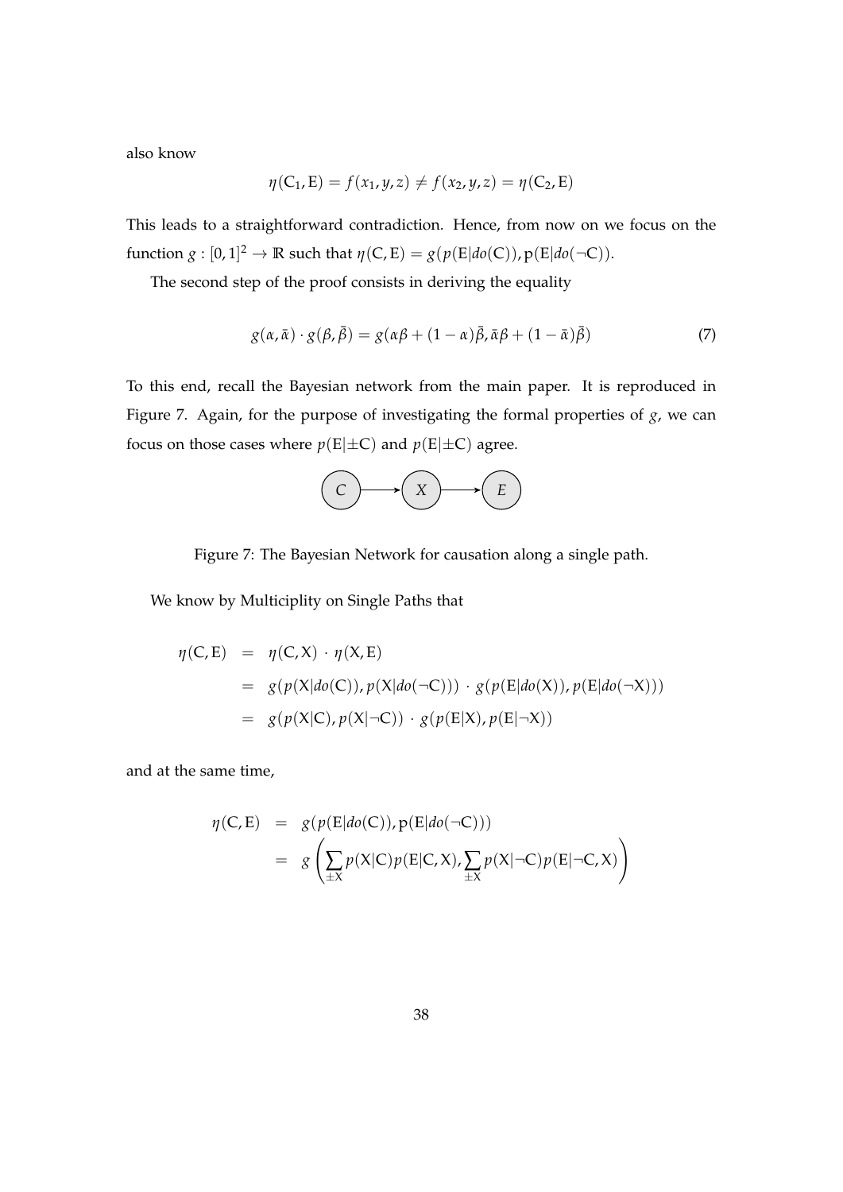also know

$$\eta(\mathrm{C}_1, \mathrm{E}) = f(x_1, y, z) \neq f(x_2, y, z) = \eta(\mathrm{C}_2, \mathrm{E})$$

This leads to a straightforward contradiction. Hence, from now on we focus on the function $g : [0, 1]^2 \to \mathbb{R}$ such that $\eta(\mathrm{C}, \mathrm{E}) = g(p(\mathrm{E}|do(\mathrm{C})), \mathrm{p}(\mathrm{E}|do(\neg\mathrm{C}))$.

The second step of the proof consists in deriving the equality

$$g(\alpha, \bar{\alpha}) \cdot g(\beta, \bar{\beta}) = g(\alpha\beta + (1 - \alpha)\bar{\beta}, \bar{\alpha}\beta + (1 - \bar{\alpha})\bar{\beta}) \tag{7}$$

To this end, recall the Bayesian network from the main paper. It is reproduced in Figure 7. Again, for the purpose of investigating the formal properties of $g$, we can focus on those cases where $p(\mathrm{E}|\pm\mathrm{C})$ and $p(\mathrm{E}|\pm\mathrm{C})$ agree.

Figure 7: The Bayesian Network for causation along a single path.

We know by Multiciplity on Single Paths that

$$\begin{aligned}
\eta(\mathrm{C}, \mathrm{E}) &= \eta(\mathrm{C}, \mathrm{X}) \cdot \eta(\mathrm{X}, \mathrm{E}) \\
&= g(p(\mathrm{X}|do(\mathrm{C})), p(\mathrm{X}|do(\neg\mathrm{C}))) \cdot g(p(\mathrm{E}|do(\mathrm{X})), p(\mathrm{E}|do(\neg\mathrm{X}))) \\
&= g(p(\mathrm{X}|\mathrm{C}), p(\mathrm{X}|\neg\mathrm{C})) \cdot g(p(\mathrm{E}|\mathrm{X}), p(\mathrm{E}|\neg\mathrm{X}))
\end{aligned}$$

and at the same time,

$$\begin{aligned}
\eta(\mathrm{C}, \mathrm{E}) &= g(p(\mathrm{E}|do(\mathrm{C})), \mathrm{p}(\mathrm{E}|do(\neg\mathrm{C}))) \\
&= g\left(\sum_{\pm\mathrm{X}} p(\mathrm{X}|\mathrm{C})p(\mathrm{E}|\mathrm{C}, \mathrm{X}), \sum_{\pm\mathrm{X}} p(\mathrm{X}|\neg\mathrm{C})p(\mathrm{E}|\neg\mathrm{C}, \mathrm{X})\right)
\end{aligned}$$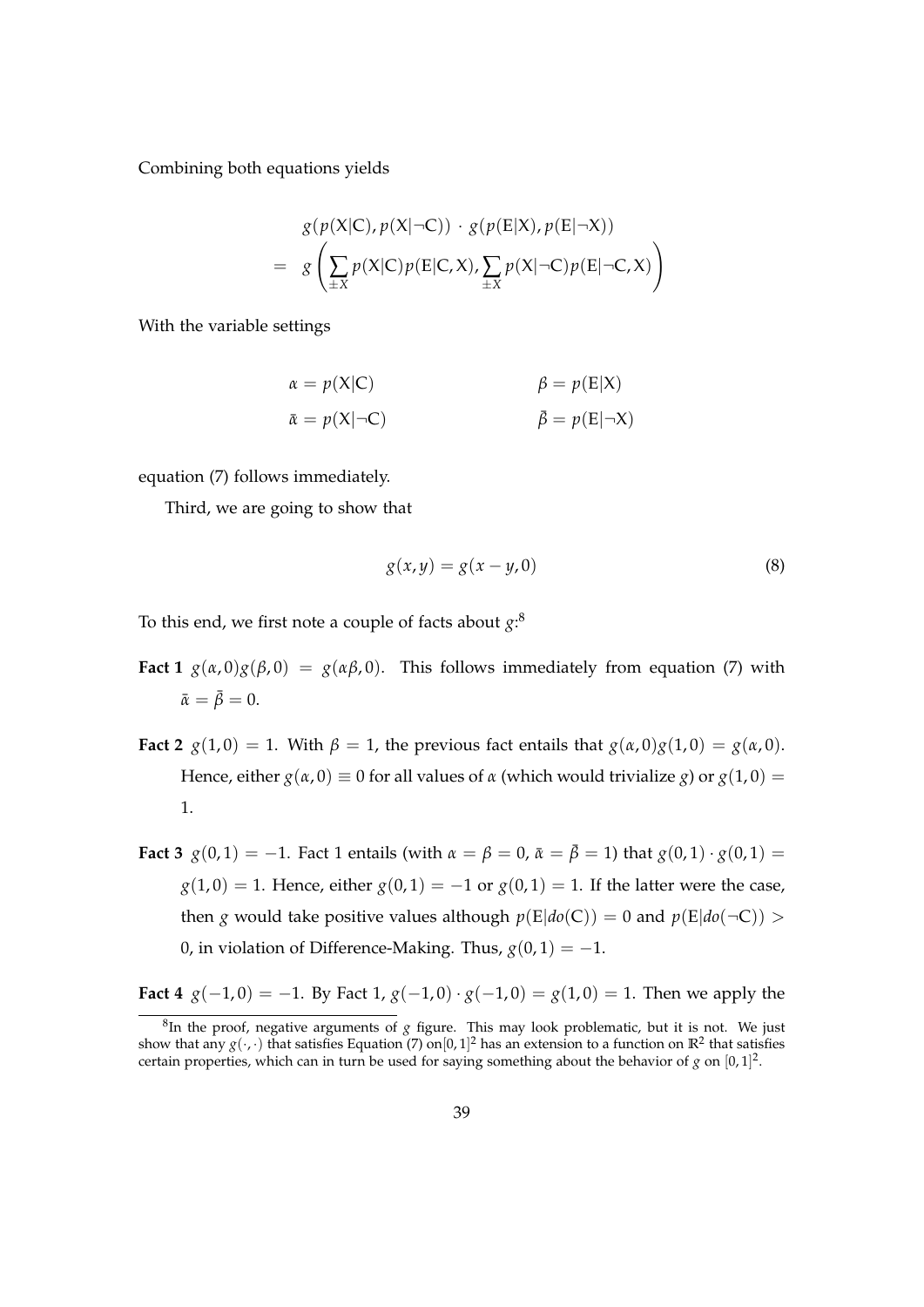Combining both equations yields

$$
\begin{aligned}
& g(p(\mathrm{X}|\mathrm{C}), p(\mathrm{X}|\neg\mathrm{C})) \cdot g(p(\mathrm{E}|\mathrm{X}), p(\mathrm{E}|\neg\mathrm{X})) \\
= \; & g\left(\sum_{\pm X} p(\mathrm{X}|\mathrm{C}) p(\mathrm{E}|\mathrm{C}, \mathrm{X}), \sum_{\pm X} p(\mathrm{X}|\neg\mathrm{C}) p(\mathrm{E}|\neg\mathrm{C}, \mathrm{X})\right)
\end{aligned}
$$

With the variable settings

$$
\begin{aligned}
\alpha &= p(\mathrm{X}|\mathrm{C}) & \beta &= p(\mathrm{E}|\mathrm{X}) \\
\bar{\alpha} &= p(\mathrm{X}|\neg\mathrm{C}) & \bar{\beta} &= p(\mathrm{E}|\neg\mathrm{X})
\end{aligned}
$$

equation (7) follows immediately.

Third, we are going to show that

$$
g(x, y) = g(x - y, 0) \tag{8}
$$

To this end, we first note a couple of facts about $g$:[8]

**Fact 1** $g(\alpha, 0) g(\beta, 0) = g(\alpha\beta, 0)$. This follows immediately from equation (7) with $\bar{\alpha} = \bar{\beta} = 0$.

**Fact 2** $g(1, 0) = 1$. With $\beta = 1$, the previous fact entails that $g(\alpha, 0) g(1, 0) = g(\alpha, 0)$. Hence, either $g(\alpha, 0) \equiv 0$ for all values of $\alpha$ (which would trivialize $g$) or $g(1, 0) = 1$.

**Fact 3** $g(0, 1) = -1$. Fact 1 entails (with $\alpha = \beta = 0$, $\bar{\alpha} = \bar{\beta} = 1$) that $g(0, 1) \cdot g(0, 1) = g(1, 0) = 1$. Hence, either $g(0, 1) = -1$ or $g(0, 1) = 1$. If the latter were the case, then $g$ would take positive values although $p(\mathrm{E}|do(\mathrm{C})) = 0$ and $p(\mathrm{E}|do(\neg\mathrm{C})) > 0$, in violation of Difference-Making. Thus, $g(0, 1) = -1$.

**Fact 4** $g(-1, 0) = -1$. By Fact 1, $g(-1, 0) \cdot g(-1, 0) = g(1, 0) = 1$. Then we apply the

---

[8] In the proof, negative arguments of $g$ figure. This may look problematic, but it is not. We just show that any $g(\cdot, \cdot)$ that satisfies Equation (7) on $[0, 1]^2$ has an extension to a function on $\mathbb{R}^2$ that satisfies certain properties, which can in turn be used for saying something about the behavior of $g$ on $[0, 1]^2$.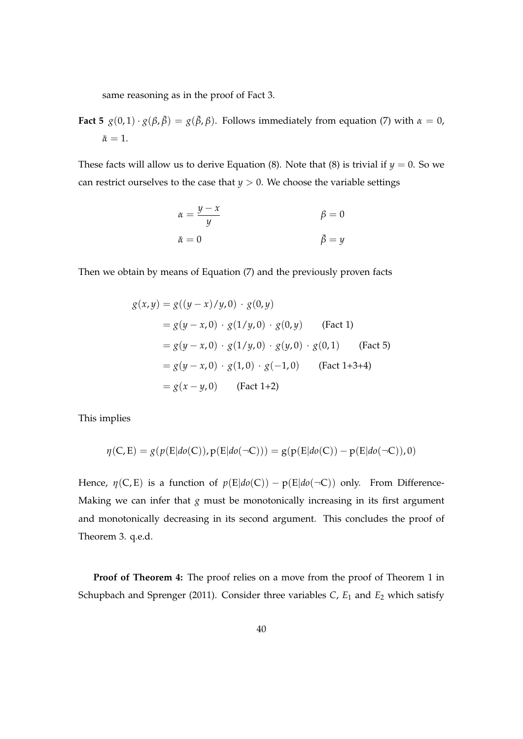same reasoning as in the proof of Fact 3.

**Fact 5** $g(0,1) \cdot g(\beta, \bar{\beta}) = g(\bar{\beta}, \beta)$. Follows immediately from equation (7) with $\alpha = 0$, $\bar{\alpha} = 1$.

These facts will allow us to derive Equation (8). Note that (8) is trivial if $y = 0$. So we can restrict ourselves to the case that $y > 0$. We choose the variable settings

$$\alpha = \frac{y - x}{y} \qquad \beta = 0$$
$$\bar{\alpha} = 0 \qquad \bar{\beta} = y$$

Then we obtain by means of Equation (7) and the previously proven facts

$$\begin{aligned}
g(x, y) &= g((y - x)/y, 0) \cdot g(0, y) \\
&= g(y - x, 0) \cdot g(1/y, 0) \cdot g(0, y) \qquad \text{(Fact 1)} \\
&= g(y - x, 0) \cdot g(1/y, 0) \cdot g(y, 0) \cdot g(0, 1) \qquad \text{(Fact 5)} \\
&= g(y - x, 0) \cdot g(1, 0) \cdot g(-1, 0) \qquad \text{(Fact 1+3+4)} \\
&= g(x - y, 0) \qquad \text{(Fact 1+2)}
\end{aligned}$$

This implies

$$\eta(\mathrm{C}, \mathrm{E}) = g(p(\mathrm{E}|do(\mathrm{C})), \mathrm{p}(\mathrm{E}|do(\neg\mathrm{C}))) = \mathrm{g}(\mathrm{p}(\mathrm{E}|do(\mathrm{C})) - \mathrm{p}(\mathrm{E}|do(\neg\mathrm{C})), 0)$$

Hence, $\eta(\mathrm{C}, \mathrm{E})$ is a function of $p(\mathrm{E}|do(\mathrm{C})) - \mathrm{p}(\mathrm{E}|do(\neg\mathrm{C}))$ only. From Difference-Making we can infer that $g$ must be monotonically increasing in its first argument and monotonically decreasing in its second argument. This concludes the proof of Theorem 3. q.e.d.

**Proof of Theorem 4:** The proof relies on a move from the proof of Theorem 1 in Schupbach and Sprenger (2011). Consider three variables $C$, $E_1$ and $E_2$ which satisfy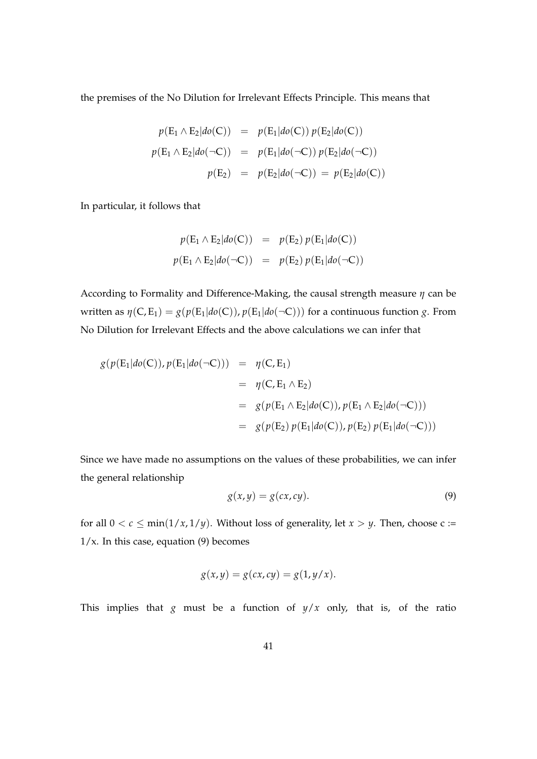the premises of the No Dilution for Irrelevant Effects Principle. This means that

$$
\begin{aligned}
p(\mathrm{E}_1 \wedge \mathrm{E}_2 | do(\mathrm{C})) &= p(\mathrm{E}_1 | do(\mathrm{C}))\, p(\mathrm{E}_2 | do(\mathrm{C})) \\
p(\mathrm{E}_1 \wedge \mathrm{E}_2 | do(\neg\mathrm{C})) &= p(\mathrm{E}_1 | do(\neg\mathrm{C}))\, p(\mathrm{E}_2 | do(\neg\mathrm{C})) \\
p(\mathrm{E}_2) &= p(\mathrm{E}_2 | do(\neg\mathrm{C})) = p(\mathrm{E}_2 | do(\mathrm{C}))
\end{aligned}
$$

In particular, it follows that

$$
\begin{aligned}
p(\mathrm{E}_1 \wedge \mathrm{E}_2 | do(\mathrm{C})) &= p(\mathrm{E}_2)\, p(\mathrm{E}_1 | do(\mathrm{C})) \\
p(\mathrm{E}_1 \wedge \mathrm{E}_2 | do(\neg\mathrm{C})) &= p(\mathrm{E}_2)\, p(\mathrm{E}_1 | do(\neg\mathrm{C}))
\end{aligned}
$$

According to Formality and Difference-Making, the causal strength measure $\eta$ can be written as $\eta(\mathrm{C}, \mathrm{E}_1) = g(p(\mathrm{E}_1|do(\mathrm{C})), p(\mathrm{E}_1|do(\neg\mathrm{C})))$ for a continuous function $g$. From No Dilution for Irrelevant Effects and the above calculations we can infer that

$$
\begin{aligned}
g(p(\mathrm{E}_1|do(\mathrm{C})), p(\mathrm{E}_1|do(\neg\mathrm{C}))) &= \eta(\mathrm{C}, \mathrm{E}_1) \\
&= \eta(\mathrm{C}, \mathrm{E}_1 \wedge \mathrm{E}_2) \\
&= g(p(\mathrm{E}_1 \wedge \mathrm{E}_2|do(\mathrm{C})), p(\mathrm{E}_1 \wedge \mathrm{E}_2|do(\neg\mathrm{C}))) \\
&= g(p(\mathrm{E}_2)\, p(\mathrm{E}_1|do(\mathrm{C})), p(\mathrm{E}_2)\, p(\mathrm{E}_1|do(\neg\mathrm{C})))
\end{aligned}
$$

Since we have made no assumptions on the values of these probabilities, we can infer the general relationship

$$
g(x, y) = g(cx, cy). \tag{9}
$$

for all $0 < c \leq \min(1/x, 1/y)$. Without loss of generality, let $x > y$. Then, choose c := 1/x. In this case, equation (9) becomes

$$
g(x, y) = g(cx, cy) = g(1, y/x).
$$

This implies that $g$ must be a function of $y/x$ only, that is, of the ratio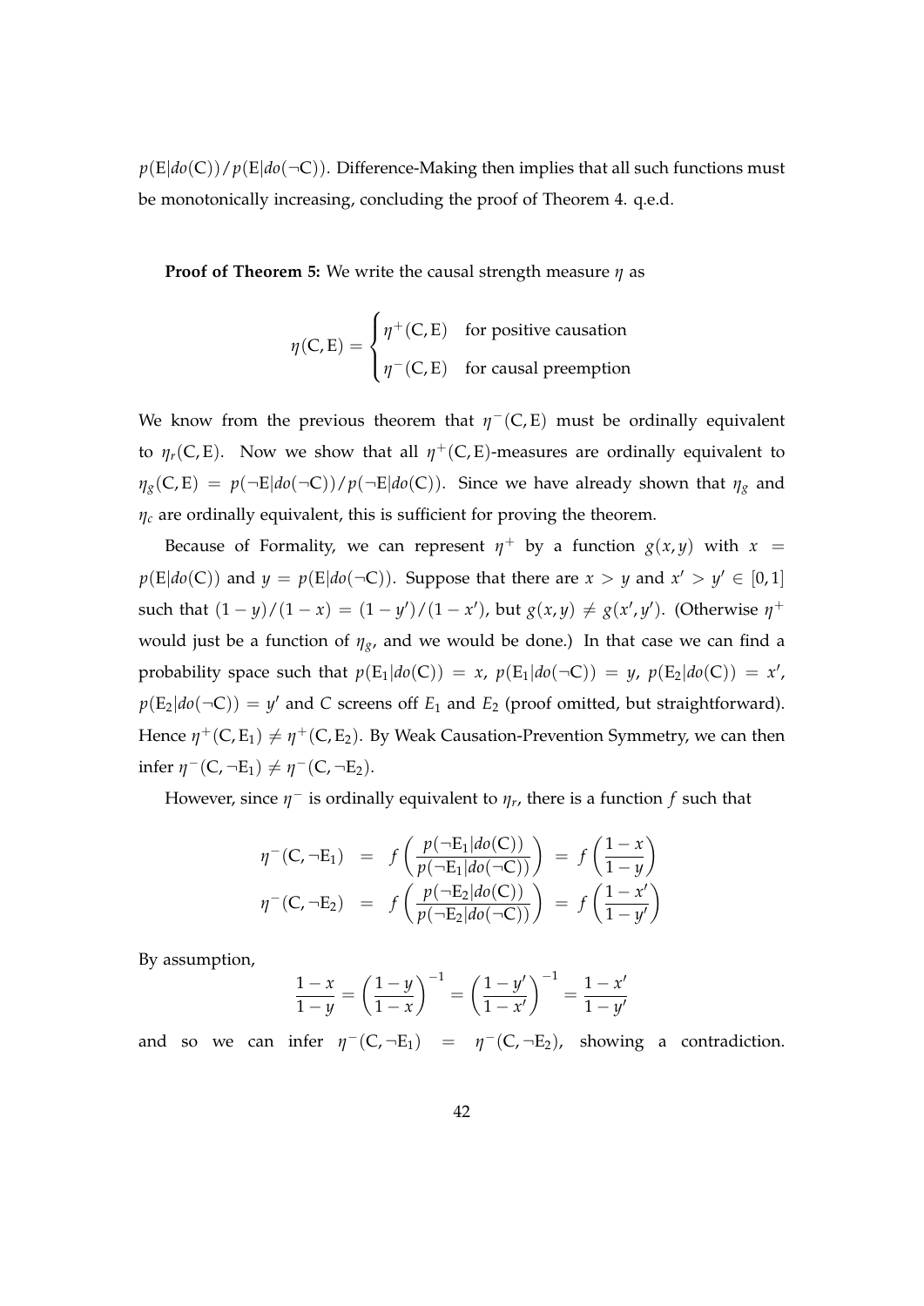$p(\mathrm{E}|do(\mathrm{C}))/p(\mathrm{E}|do(\neg\mathrm{C}))$. Difference-Making then implies that all such functions must be monotonically increasing, concluding the proof of Theorem 4. q.e.d.

**Proof of Theorem 5:** We write the causal strength measure $\eta$ as

$$\eta(\mathrm{C},\mathrm{E}) = \begin{cases} \eta^{+}(\mathrm{C},\mathrm{E}) & \text{for positive causation} \\ \eta^{-}(\mathrm{C},\mathrm{E}) & \text{for causal preemption} \end{cases}$$

We know from the previous theorem that $\eta^{-}(\mathrm{C},\mathrm{E})$ must be ordinally equivalent to $\eta_r(\mathrm{C},\mathrm{E})$. Now we show that all $\eta^{+}(\mathrm{C},\mathrm{E})$-measures are ordinally equivalent to $\eta_g(\mathrm{C},\mathrm{E}) = p(\neg\mathrm{E}|do(\neg\mathrm{C}))/p(\neg\mathrm{E}|do(\mathrm{C}))$. Since we have already shown that $\eta_g$ and $\eta_c$ are ordinally equivalent, this is sufficient for proving the theorem.

Because of Formality, we can represent $\eta^{+}$ by a function $g(x,y)$ with $x = p(\mathrm{E}|do(\mathrm{C}))$ and $y = p(\mathrm{E}|do(\neg\mathrm{C}))$. Suppose that there are $x > y$ and $x' > y' \in [0,1]$ such that $(1-y)/(1-x) = (1-y')/(1-x')$, but $g(x,y) \neq g(x',y')$. (Otherwise $\eta^{+}$ would just be a function of $\eta_g$, and we would be done.) In that case we can find a probability space such that $p(\mathrm{E}_1|do(\mathrm{C})) = x$, $p(\mathrm{E}_1|do(\neg\mathrm{C})) = y$, $p(\mathrm{E}_2|do(\mathrm{C})) = x'$, $p(\mathrm{E}_2|do(\neg\mathrm{C})) = y'$ and $C$ screens off $E_1$ and $E_2$ (proof omitted, but straightforward). Hence $\eta^{+}(\mathrm{C},\mathrm{E}_1) \neq \eta^{+}(\mathrm{C},\mathrm{E}_2)$. By Weak Causation-Prevention Symmetry, we can then infer $\eta^{-}(\mathrm{C},\neg\mathrm{E}_1) \neq \eta^{-}(\mathrm{C},\neg\mathrm{E}_2)$.

However, since $\eta^{-}$ is ordinally equivalent to $\eta_r$, there is a function $f$ such that

$$\begin{aligned} \eta^{-}(\mathrm{C},\neg\mathrm{E}_1) &= f\left(\frac{p(\neg\mathrm{E}_1|do(\mathrm{C}))}{p(\neg\mathrm{E}_1|do(\neg\mathrm{C}))}\right) = f\left(\frac{1-x}{1-y}\right) \\ \eta^{-}(\mathrm{C},\neg\mathrm{E}_2) &= f\left(\frac{p(\neg\mathrm{E}_2|do(\mathrm{C}))}{p(\neg\mathrm{E}_2|do(\neg\mathrm{C}))}\right) = f\left(\frac{1-x'}{1-y'}\right) \end{aligned}$$

By assumption,

$$\frac{1-x}{1-y} = \left(\frac{1-y}{1-x}\right)^{-1} = \left(\frac{1-y'}{1-x'}\right)^{-1} = \frac{1-x'}{1-y'}$$

and so we can infer $\eta^{-}(\mathrm{C},\neg\mathrm{E}_1) = \eta^{-}(\mathrm{C},\neg\mathrm{E}_2)$, showing a contradiction.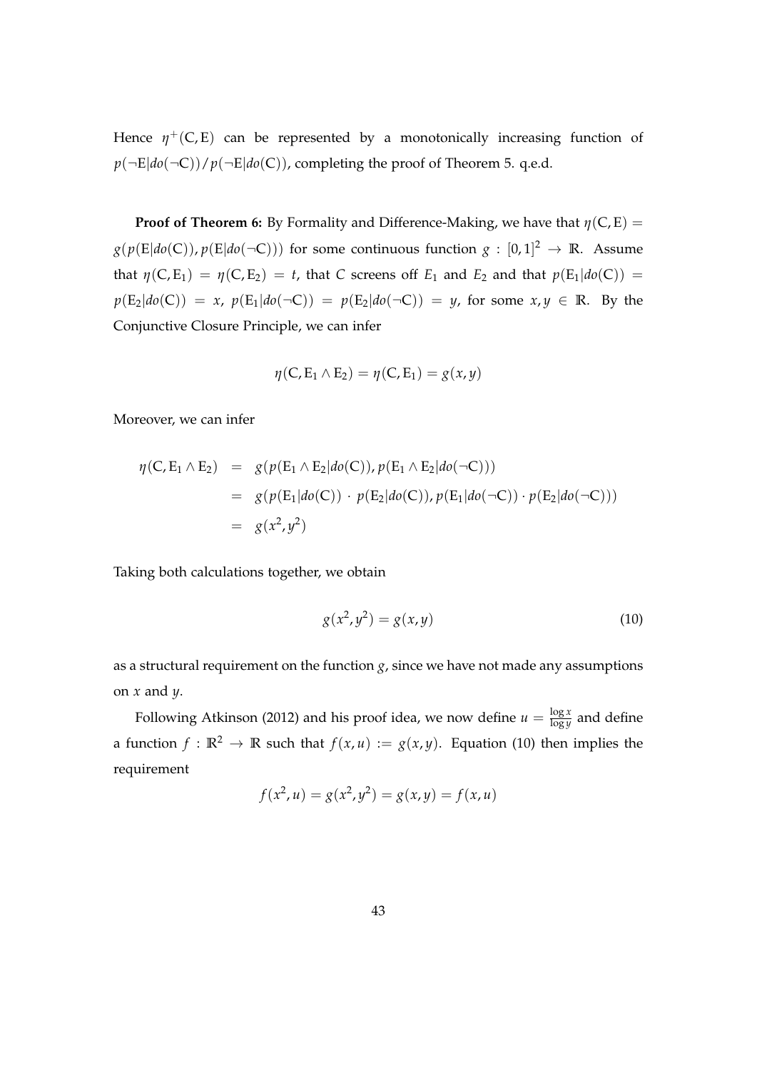Hence $\eta^+(C, E)$ can be represented by a monotonically increasing function of $p(\neg E|do(\neg C))/p(\neg E|do(C))$, completing the proof of Theorem 5. q.e.d.

**Proof of Theorem 6:** By Formality and Difference-Making, we have that $\eta(C, E) = g(p(E|do(C)), p(E|do(\neg C)))$ for some continuous function $g : [0, 1]^2 \rightarrow \mathbb{R}$. Assume that $\eta(C, E_1) = \eta(C, E_2) = t$, that $C$ screens off $E_1$ and $E_2$ and that $p(E_1|do(C)) = p(E_2|do(C)) = x$, $p(E_1|do(\neg C)) = p(E_2|do(\neg C)) = y$, for some $x, y \in \mathbb{R}$. By the Conjunctive Closure Principle, we can infer

$$\eta(C, E_1 \wedge E_2) = \eta(C, E_1) = g(x, y)$$

Moreover, we can infer

$$\begin{aligned}
\eta(C, E_1 \wedge E_2) &= g(p(E_1 \wedge E_2|do(C)), p(E_1 \wedge E_2|do(\neg C))) \\
&= g(p(E_1|do(C)) \cdot p(E_2|do(C)), p(E_1|do(\neg C)) \cdot p(E_2|do(\neg C))) \\
&= g(x^2, y^2)
\end{aligned}$$

Taking both calculations together, we obtain

$$g(x^2, y^2) = g(x, y) \tag{10}$$

as a structural requirement on the function $g$, since we have not made any assumptions on $x$ and $y$.

Following Atkinson (2012) and his proof idea, we now define $u = \frac{\log x}{\log y}$ and define a function $f : \mathbb{R}^2 \rightarrow \mathbb{R}$ such that $f(x, u) := g(x, y)$. Equation (10) then implies the requirement

$$f(x^2, u) = g(x^2, y^2) = g(x, y) = f(x, u)$$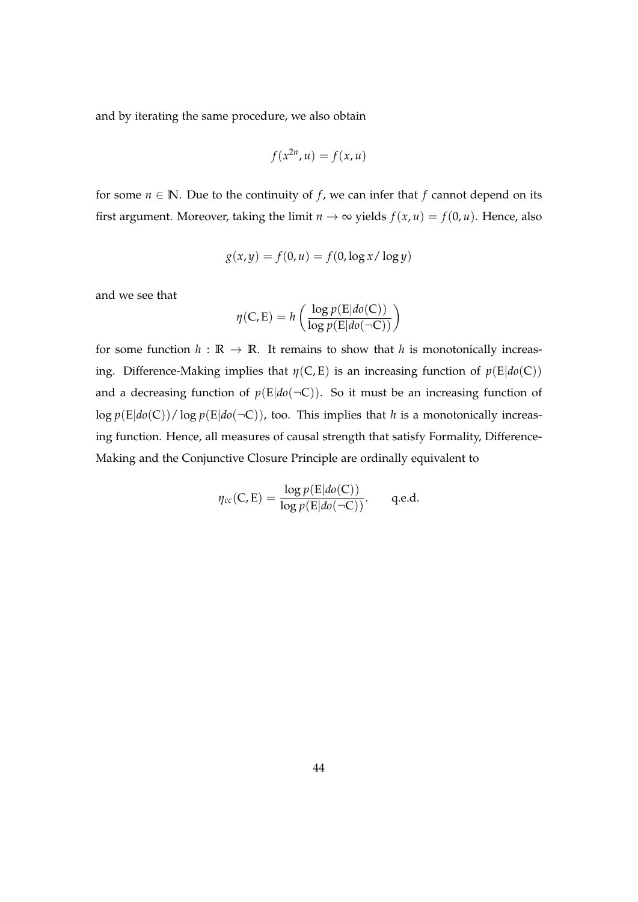and by iterating the same procedure, we also obtain

$$f(x^{2n}, u) = f(x, u)$$

for some $n \in \mathbb{N}$. Due to the continuity of $f$, we can infer that $f$ cannot depend on its first argument. Moreover, taking the limit $n \to \infty$ yields $f(x, u) = f(0, u)$. Hence, also

$$g(x, y) = f(0, u) = f(0, \log x / \log y)$$

and we see that

$$\eta(\mathrm{C}, \mathrm{E}) = h\left(\frac{\log p(\mathrm{E}|do(\mathrm{C}))}{\log p(\mathrm{E}|do(\neg\mathrm{C}))}\right)$$

for some function $h : \mathbb{R} \to \mathbb{R}$. It remains to show that $h$ is monotonically increasing. Difference-Making implies that $\eta(\mathrm{C}, \mathrm{E})$ is an increasing function of $p(\mathrm{E}|do(\mathrm{C}))$ and a decreasing function of $p(\mathrm{E}|do(\neg\mathrm{C}))$. So it must be an increasing function of $\log p(\mathrm{E}|do(\mathrm{C})) / \log p(\mathrm{E}|do(\neg\mathrm{C}))$, too. This implies that $h$ is a monotonically increasing function. Hence, all measures of causal strength that satisfy Formality, Difference-Making and the Conjunctive Closure Principle are ordinally equivalent to

$$\eta_{cc}(\mathrm{C}, \mathrm{E}) = \frac{\log p(\mathrm{E}|do(\mathrm{C}))}{\log p(\mathrm{E}|do(\neg\mathrm{C}))}. \qquad \text{q.e.d.}$$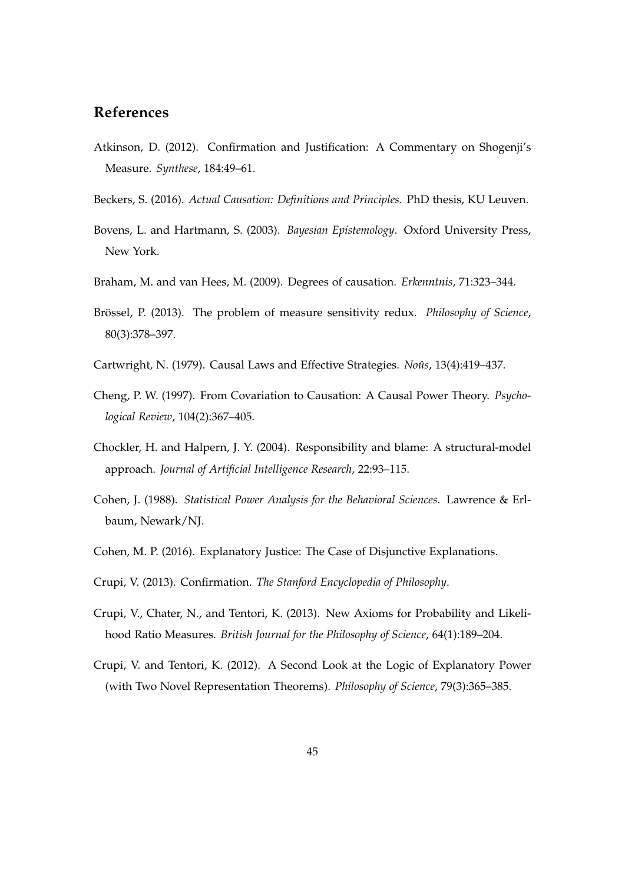## References

Atkinson, D. (2012). Confirmation and Justification: A Commentary on Shogenji's Measure. *Synthese*, 184:49–61.

Beckers, S. (2016). *Actual Causation: Definitions and Principles*. PhD thesis, KU Leuven.

Bovens, L. and Hartmann, S. (2003). *Bayesian Epistemology*. Oxford University Press, New York.

Braham, M. and van Hees, M. (2009). Degrees of causation. *Erkenntnis*, 71:323–344.

Brössel, P. (2013). The problem of measure sensitivity redux. *Philosophy of Science*, 80(3):378–397.

Cartwright, N. (1979). Causal Laws and Effective Strategies. *Noûs*, 13(4):419–437.

Cheng, P. W. (1997). From Covariation to Causation: A Causal Power Theory. *Psychological Review*, 104(2):367–405.

Chockler, H. and Halpern, J. Y. (2004). Responsibility and blame: A structural-model approach. *Journal of Artificial Intelligence Research*, 22:93–115.

Cohen, J. (1988). *Statistical Power Analysis for the Behavioral Sciences*. Lawrence & Erlbaum, Newark/NJ.

Cohen, M. P. (2016). Explanatory Justice: The Case of Disjunctive Explanations.

Crupi, V. (2013). Confirmation. *The Stanford Encyclopedia of Philosophy*.

Crupi, V., Chater, N., and Tentori, K. (2013). New Axioms for Probability and Likelihood Ratio Measures. *British Journal for the Philosophy of Science*, 64(1):189–204.

Crupi, V. and Tentori, K. (2012). A Second Look at the Logic of Explanatory Power (with Two Novel Representation Theorems). *Philosophy of Science*, 79(3):365–385.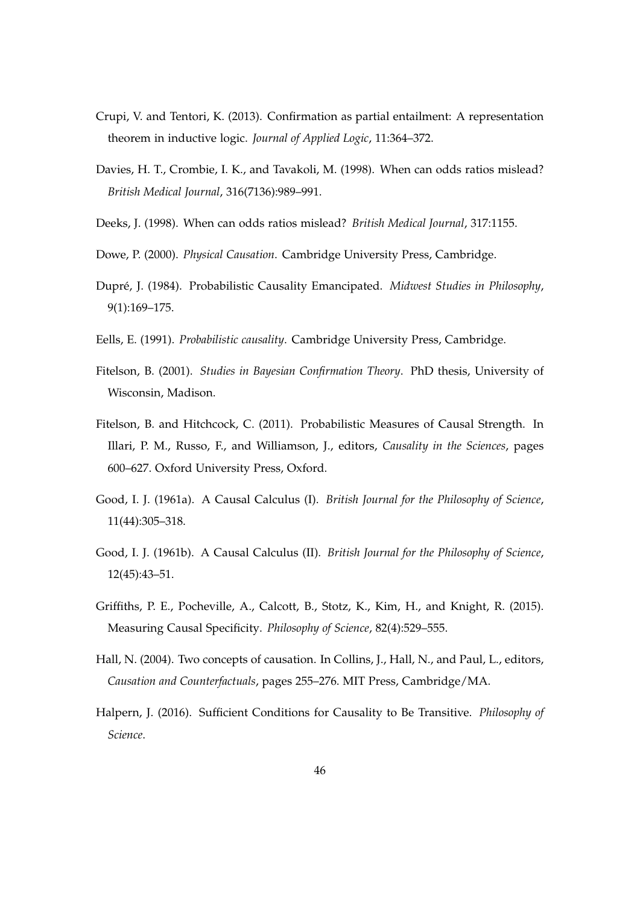Crupi, V. and Tentori, K. (2013). Confirmation as partial entailment: A representation theorem in inductive logic. *Journal of Applied Logic*, 11:364–372.

Davies, H. T., Crombie, I. K., and Tavakoli, M. (1998). When can odds ratios mislead? *British Medical Journal*, 316(7136):989–991.

Deeks, J. (1998). When can odds ratios mislead? *British Medical Journal*, 317:1155.

Dowe, P. (2000). *Physical Causation*. Cambridge University Press, Cambridge.

Dupré, J. (1984). Probabilistic Causality Emancipated. *Midwest Studies in Philosophy*, 9(1):169–175.

Eells, E. (1991). *Probabilistic causality*. Cambridge University Press, Cambridge.

Fitelson, B. (2001). *Studies in Bayesian Confirmation Theory*. PhD thesis, University of Wisconsin, Madison.

Fitelson, B. and Hitchcock, C. (2011). Probabilistic Measures of Causal Strength. In Illari, P. M., Russo, F., and Williamson, J., editors, *Causality in the Sciences*, pages 600–627. Oxford University Press, Oxford.

Good, I. J. (1961a). A Causal Calculus (I). *British Journal for the Philosophy of Science*, 11(44):305–318.

Good, I. J. (1961b). A Causal Calculus (II). *British Journal for the Philosophy of Science*, 12(45):43–51.

Griffiths, P. E., Pocheville, A., Calcott, B., Stotz, K., Kim, H., and Knight, R. (2015). Measuring Causal Specificity. *Philosophy of Science*, 82(4):529–555.

Hall, N. (2004). Two concepts of causation. In Collins, J., Hall, N., and Paul, L., editors, *Causation and Counterfactuals*, pages 255–276. MIT Press, Cambridge/MA.

Halpern, J. (2016). Sufficient Conditions for Causality to Be Transitive. *Philosophy of Science*.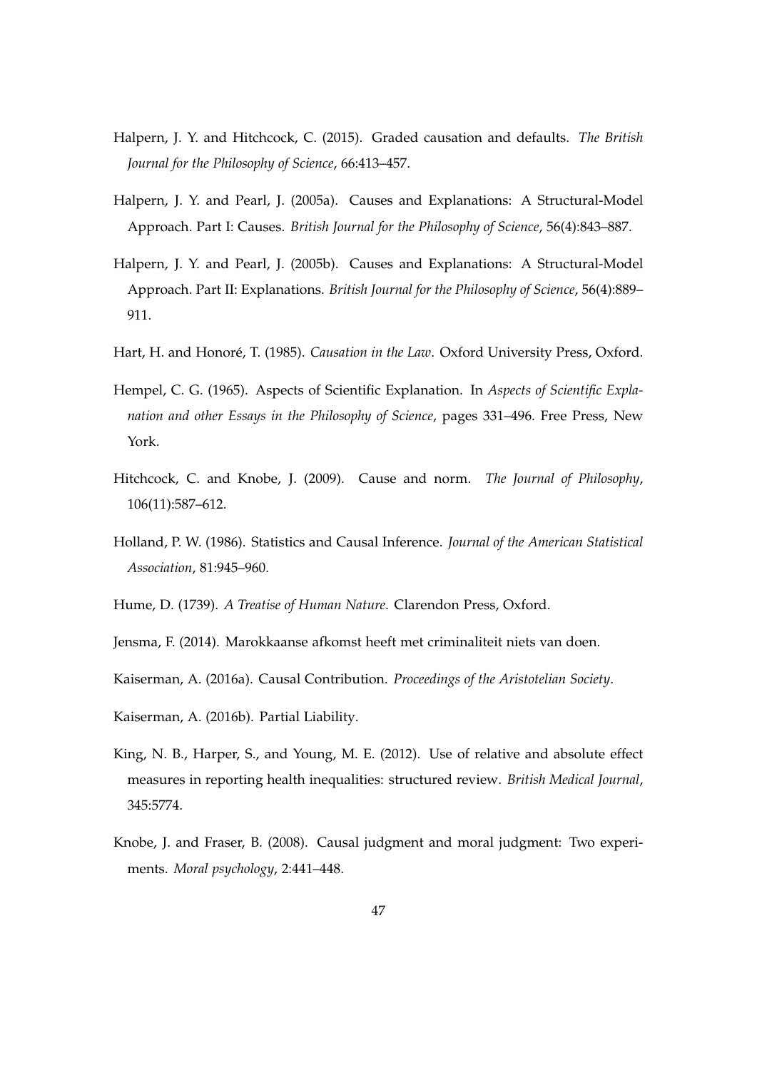Halpern, J. Y. and Hitchcock, C. (2015). Graded causation and defaults. *The British Journal for the Philosophy of Science*, 66:413–457.

Halpern, J. Y. and Pearl, J. (2005a). Causes and Explanations: A Structural-Model Approach. Part I: Causes. *British Journal for the Philosophy of Science*, 56(4):843–887.

Halpern, J. Y. and Pearl, J. (2005b). Causes and Explanations: A Structural-Model Approach. Part II: Explanations. *British Journal for the Philosophy of Science*, 56(4):889–911.

Hart, H. and Honoré, T. (1985). *Causation in the Law*. Oxford University Press, Oxford.

Hempel, C. G. (1965). Aspects of Scientific Explanation. In *Aspects of Scientific Explanation and other Essays in the Philosophy of Science*, pages 331–496. Free Press, New York.

Hitchcock, C. and Knobe, J. (2009). Cause and norm. *The Journal of Philosophy*, 106(11):587–612.

Holland, P. W. (1986). Statistics and Causal Inference. *Journal of the American Statistical Association*, 81:945–960.

Hume, D. (1739). *A Treatise of Human Nature*. Clarendon Press, Oxford.

Jensma, F. (2014). Marokkaanse afkomst heeft met criminaliteit niets van doen.

Kaiserman, A. (2016a). Causal Contribution. *Proceedings of the Aristotelian Society*.

Kaiserman, A. (2016b). Partial Liability.

King, N. B., Harper, S., and Young, M. E. (2012). Use of relative and absolute effect measures in reporting health inequalities: structured review. *British Medical Journal*, 345:5774.

Knobe, J. and Fraser, B. (2008). Causal judgment and moral judgment: Two experiments. *Moral psychology*, 2:441–448.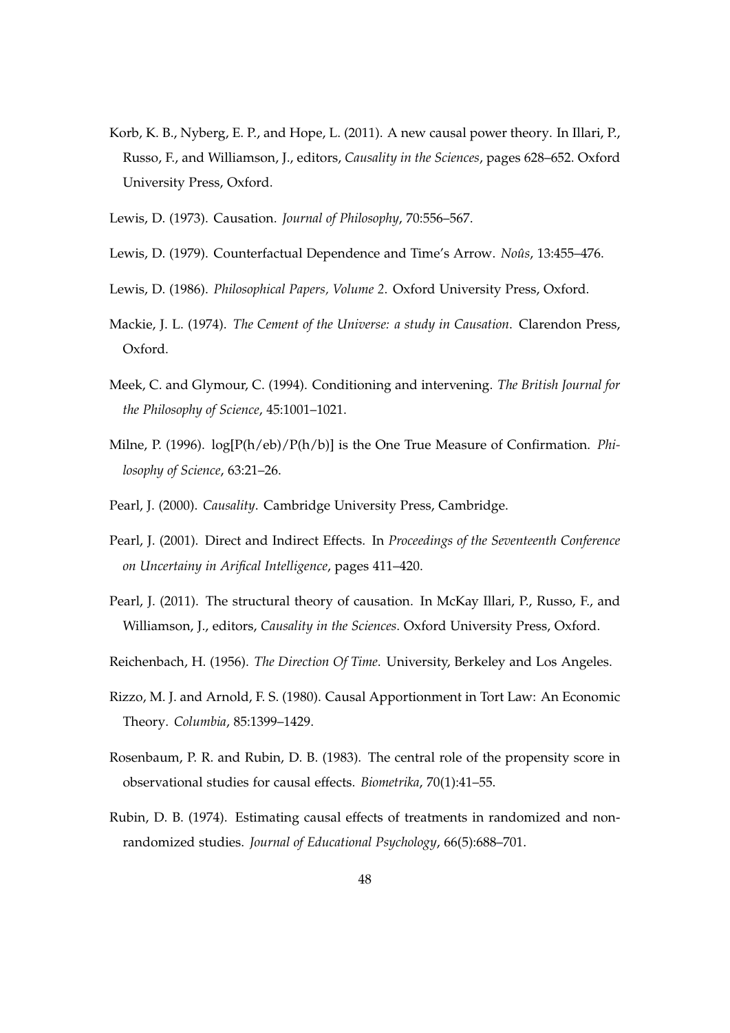Korb, K. B., Nyberg, E. P., and Hope, L. (2011). A new causal power theory. In Illari, P., Russo, F., and Williamson, J., editors, *Causality in the Sciences*, pages 628–652. Oxford University Press, Oxford.

Lewis, D. (1973). Causation. *Journal of Philosophy*, 70:556–567.

Lewis, D. (1979). Counterfactual Dependence and Time's Arrow. *Noûs*, 13:455–476.

Lewis, D. (1986). *Philosophical Papers, Volume 2*. Oxford University Press, Oxford.

Mackie, J. L. (1974). *The Cement of the Universe: a study in Causation*. Clarendon Press, Oxford.

Meek, C. and Glymour, C. (1994). Conditioning and intervening. *The British Journal for the Philosophy of Science*, 45:1001–1021.

Milne, P. (1996). log[P(h/eb)/P(h/b)] is the One True Measure of Confirmation. *Philosophy of Science*, 63:21–26.

Pearl, J. (2000). *Causality*. Cambridge University Press, Cambridge.

Pearl, J. (2001). Direct and Indirect Effects. In *Proceedings of the Seventeenth Conference on Uncertainy in Arifical Intelligence*, pages 411–420.

Pearl, J. (2011). The structural theory of causation. In McKay Illari, P., Russo, F., and Williamson, J., editors, *Causality in the Sciences*. Oxford University Press, Oxford.

Reichenbach, H. (1956). *The Direction Of Time*. University, Berkeley and Los Angeles.

Rizzo, M. J. and Arnold, F. S. (1980). Causal Apportionment in Tort Law: An Economic Theory. *Columbia*, 85:1399–1429.

Rosenbaum, P. R. and Rubin, D. B. (1983). The central role of the propensity score in observational studies for causal effects. *Biometrika*, 70(1):41–55.

Rubin, D. B. (1974). Estimating causal effects of treatments in randomized and nonrandomized studies. *Journal of Educational Psychology*, 66(5):688–701.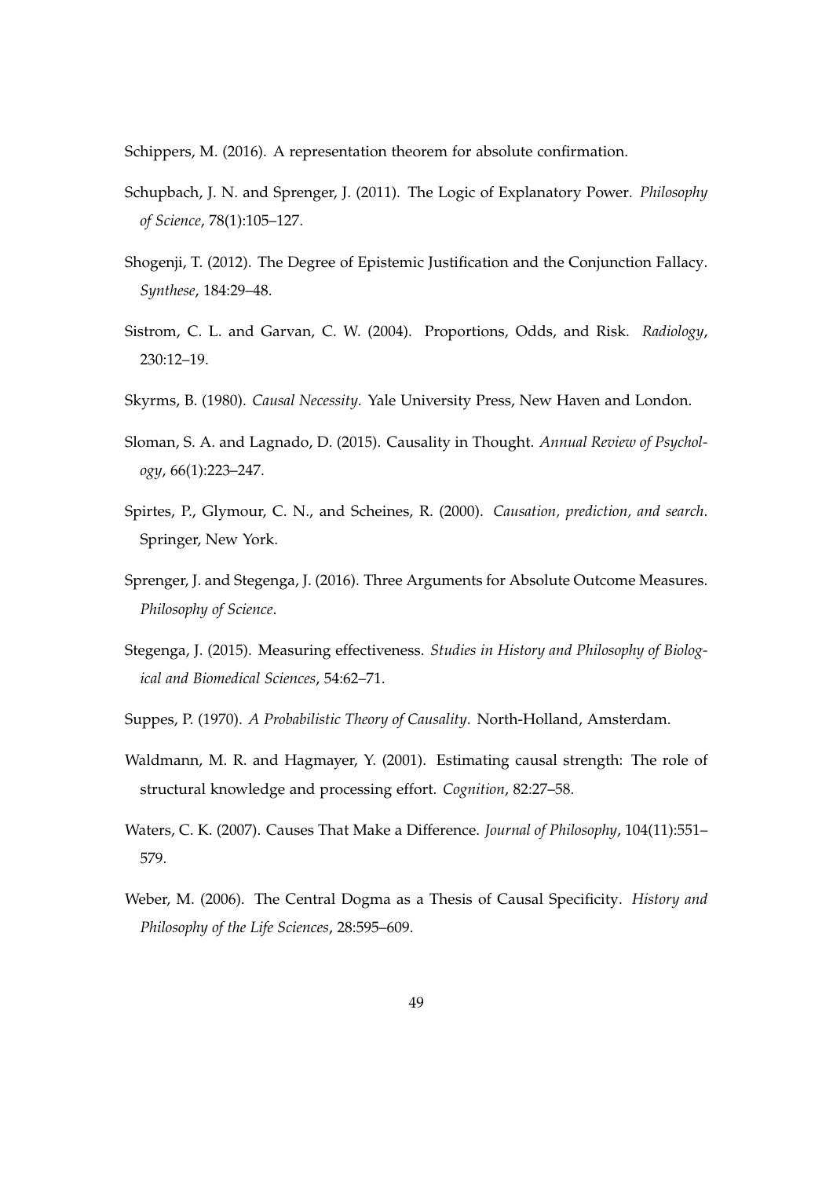Schippers, M. (2016). A representation theorem for absolute confirmation.

Schupbach, J. N. and Sprenger, J. (2011). The Logic of Explanatory Power. *Philosophy of Science*, 78(1):105–127.

Shogenji, T. (2012). The Degree of Epistemic Justification and the Conjunction Fallacy. *Synthese*, 184:29–48.

Sistrom, C. L. and Garvan, C. W. (2004). Proportions, Odds, and Risk. *Radiology*, 230:12–19.

Skyrms, B. (1980). *Causal Necessity*. Yale University Press, New Haven and London.

Sloman, S. A. and Lagnado, D. (2015). Causality in Thought. *Annual Review of Psychology*, 66(1):223–247.

Spirtes, P., Glymour, C. N., and Scheines, R. (2000). *Causation, prediction, and search*. Springer, New York.

Sprenger, J. and Stegenga, J. (2016). Three Arguments for Absolute Outcome Measures. *Philosophy of Science*.

Stegenga, J. (2015). Measuring effectiveness. *Studies in History and Philosophy of Biological and Biomedical Sciences*, 54:62–71.

Suppes, P. (1970). *A Probabilistic Theory of Causality*. North-Holland, Amsterdam.

Waldmann, M. R. and Hagmayer, Y. (2001). Estimating causal strength: The role of structural knowledge and processing effort. *Cognition*, 82:27–58.

Waters, C. K. (2007). Causes That Make a Difference. *Journal of Philosophy*, 104(11):551–579.

Weber, M. (2006). The Central Dogma as a Thesis of Causal Specificity. *History and Philosophy of the Life Sciences*, 28:595–609.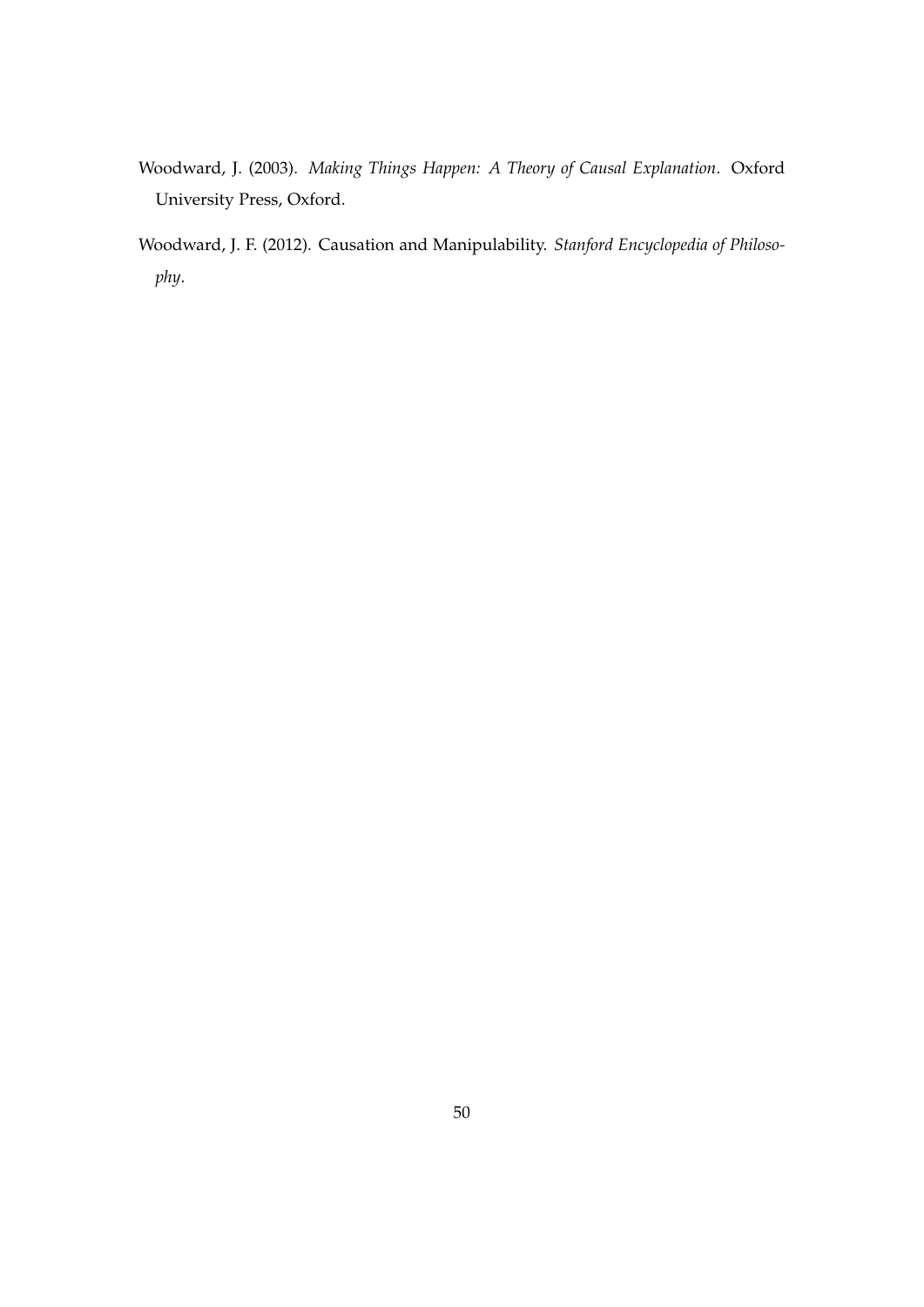Woodward, J. (2003). *Making Things Happen: A Theory of Causal Explanation*. Oxford University Press, Oxford.

Woodward, J. F. (2012). Causation and Manipulability. *Stanford Encyclopedia of Philosophy*.